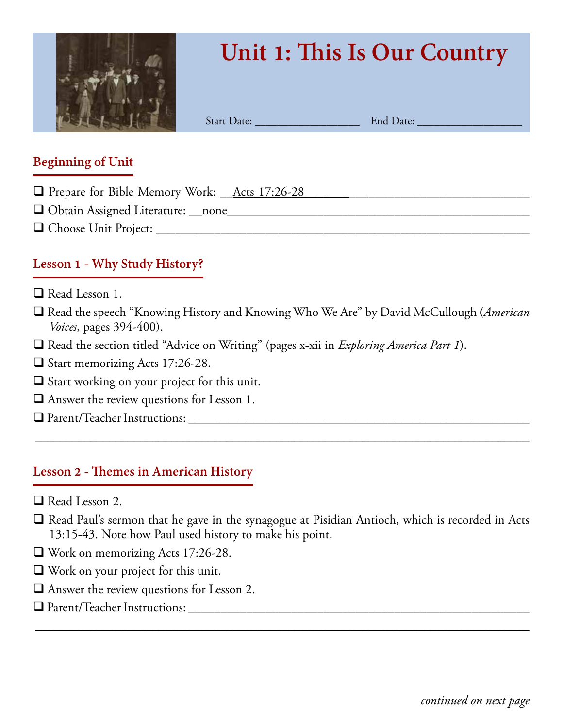# Unit 1: This Is Our Country

Start Date: ________________ End Date: ________________

## Beginning of Unit

- ❑ Prepare for Bible Memory Work: __Acts 17:26-28__________________________
- ❑ Obtain Assigned Literature: __none__________________________________
- ❑ Choose Unit Project: ______________________________________________

## Lesson 1 - Why Study History?

- ❑ Read Lesson 1.
- ❑ Read the speech "Knowing History and Knowing Who We Are" by David McCullough (*American Voices*, pages 394-400).
- ❑ Read the section titled "Advice on Writing" (pages x-xii in *Exploring America Part 1*).
- ❑ Start memorizing Acts 17:26-28.
- ❑ Start working on your project for this unit.
- ❑ Answer the review questions for Lesson 1.
- ❑ Parent/Teacher Instructions: ______________________________________________

______________________________________________________________________

## Lesson 2 - Themes in American History

- ❑ Read Lesson 2.
- ❑ Read Paul's sermon that he gave in the synagogue at Pisidian Antioch, which is recorded in Acts 13:15-43. Note how Paul used history to make his point.
- ❑ Work on memorizing Acts 17:26-28.
- ❑ Work on your project for this unit.
- ❑ Answer the review questions for Lesson 2.
- ❑ Parent/Teacher Instructions: ______________________________________________

______________________________________________________________________

*continued on next page*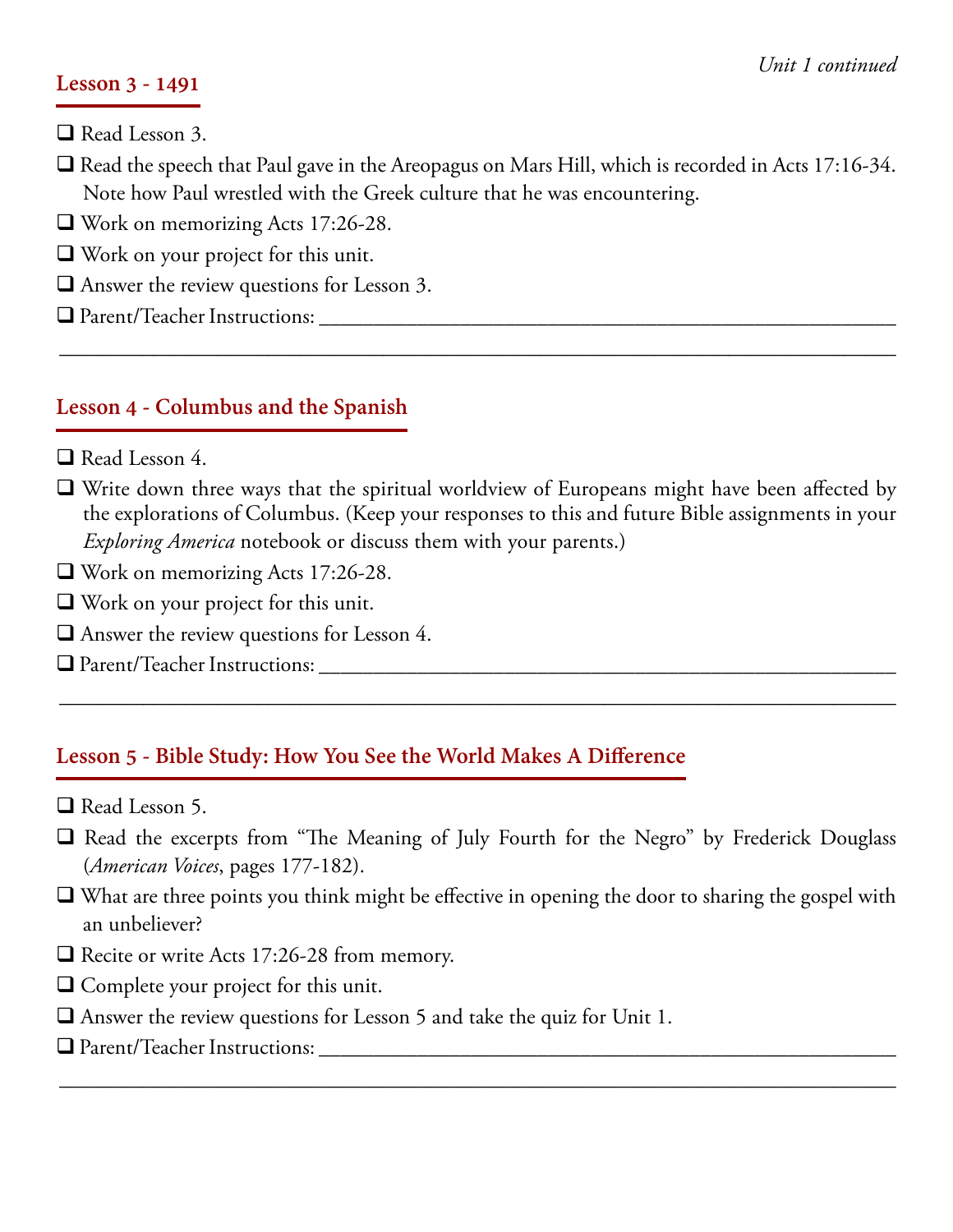*Unit 1 continued*

## Lesson 3 - 1491

- ❑ Read Lesson 3.
- ❑ Read the speech that Paul gave in the Areopagus on Mars Hill, which is recorded in Acts 17:16-34. Note how Paul wrestled with the Greek culture that he was encountering.
- ❑ Work on memorizing Acts 17:26-28.
- ❑ Work on your project for this unit.
- ❑ Answer the review questions for Lesson 3.
- ❑ Parent/Teacher Instructions: ____________________________________________

____________________________________________________________________

## Lesson 4 - Columbus and the Spanish

- ❑ Read Lesson 4.
- ❑ Write down three ways that the spiritual worldview of Europeans might have been affected by the explorations of Columbus. (Keep your responses to this and future Bible assignments in your *Exploring America* notebook or discuss them with your parents.)
- ❑ Work on memorizing Acts 17:26-28.
- ❑ Work on your project for this unit.
- ❑ Answer the review questions for Lesson 4.
- ❑ Parent/Teacher Instructions: ____________________________________________

____________________________________________________________________

## Lesson 5 - Bible Study: How You See the World Makes A Difference

- ❑ Read Lesson 5.
- ❑ Read the excerpts from "The Meaning of July Fourth for the Negro" by Frederick Douglass (*American Voices*, pages 177-182).
- ❑ What are three points you think might be effective in opening the door to sharing the gospel with an unbeliever?
- ❑ Recite or write Acts 17:26-28 from memory.
- ❑ Complete your project for this unit.
- ❑ Answer the review questions for Lesson 5 and take the quiz for Unit 1.
- ❑ Parent/Teacher Instructions: ____________________________________________

____________________________________________________________________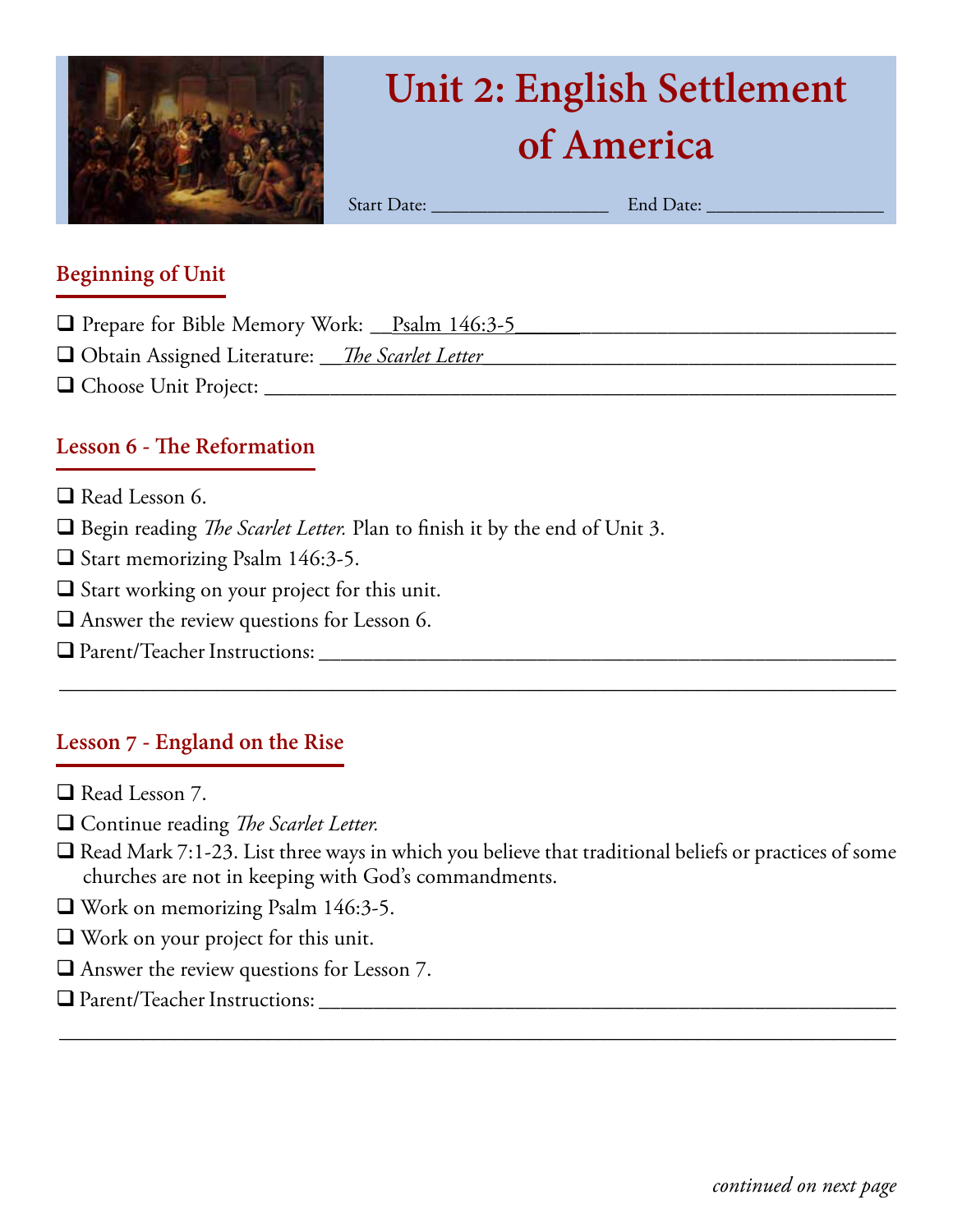# Unit 2: English Settlement of America

Start Date: ___________________ End Date: ___________________

## Beginning of Unit

- ❑ Prepare for Bible Memory Work: Psalm 146:3-5
- ❑ Obtain Assigned Literature: *The Scarlet Letter*
- ❑ Choose Unit Project: ___________________________________________

## Lesson 6 - The Reformation

- ❑ Read Lesson 6.
- ❑ Begin reading *The Scarlet Letter.* Plan to finish it by the end of Unit 3.
- ❑ Start memorizing Psalm 146:3-5.
- ❑ Start working on your project for this unit.
- ❑ Answer the review questions for Lesson 6.
- ❑ Parent/Teacher Instructions: ___________________________________________

## Lesson 7 - England on the Rise

- ❑ Read Lesson 7.
- ❑ Continue reading *The Scarlet Letter.*
- ❑ Read Mark 7:1-23. List three ways in which you believe that traditional beliefs or practices of some churches are not in keeping with God's commandments.
- ❑ Work on memorizing Psalm 146:3-5.
- ❑ Work on your project for this unit.
- ❑ Answer the review questions for Lesson 7.
- ❑ Parent/Teacher Instructions: ___________________________________________

*continued on next page*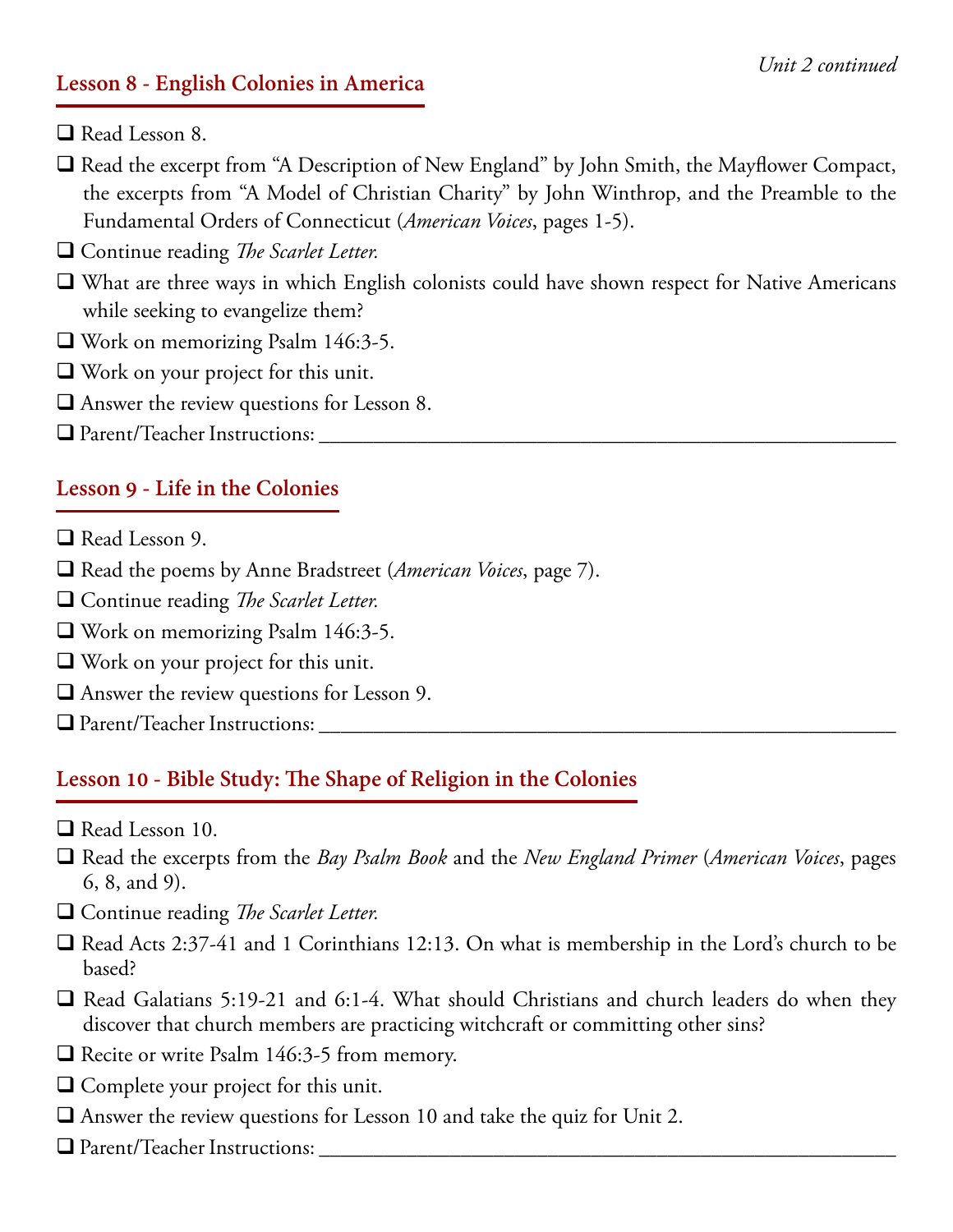*Unit 2 continued*

## Lesson 8 - English Colonies in America

- ❑ Read Lesson 8.
- ❑ Read the excerpt from "A Description of New England" by John Smith, the Mayflower Compact, the excerpts from "A Model of Christian Charity" by John Winthrop, and the Preamble to the Fundamental Orders of Connecticut (*American Voices*, pages 1-5).
- ❑ Continue reading *The Scarlet Letter.*
- ❑ What are three ways in which English colonists could have shown respect for Native Americans while seeking to evangelize them?
- ❑ Work on memorizing Psalm 146:3-5.
- ❑ Work on your project for this unit.
- ❑ Answer the review questions for Lesson 8.
- ❑ Parent/Teacher Instructions: ______________________________________________

## Lesson 9 - Life in the Colonies

- ❑ Read Lesson 9.
- ❑ Read the poems by Anne Bradstreet (*American Voices*, page 7).
- ❑ Continue reading *The Scarlet Letter.*
- ❑ Work on memorizing Psalm 146:3-5.
- ❑ Work on your project for this unit.
- ❑ Answer the review questions for Lesson 9.
- ❑ Parent/Teacher Instructions: ______________________________________________

## Lesson 10 - Bible Study: The Shape of Religion in the Colonies

- ❑ Read Lesson 10.
- ❑ Read the excerpts from the *Bay Psalm Book* and the *New England Primer* (*American Voices*, pages 6, 8, and 9).
- ❑ Continue reading *The Scarlet Letter.*
- ❑ Read Acts 2:37-41 and 1 Corinthians 12:13. On what is membership in the Lord's church to be based?
- ❑ Read Galatians 5:19-21 and 6:1-4. What should Christians and church leaders do when they discover that church members are practicing witchcraft or committing other sins?
- ❑ Recite or write Psalm 146:3-5 from memory.
- ❑ Complete your project for this unit.
- ❑ Answer the review questions for Lesson 10 and take the quiz for Unit 2.
- ❑ Parent/Teacher Instructions: ______________________________________________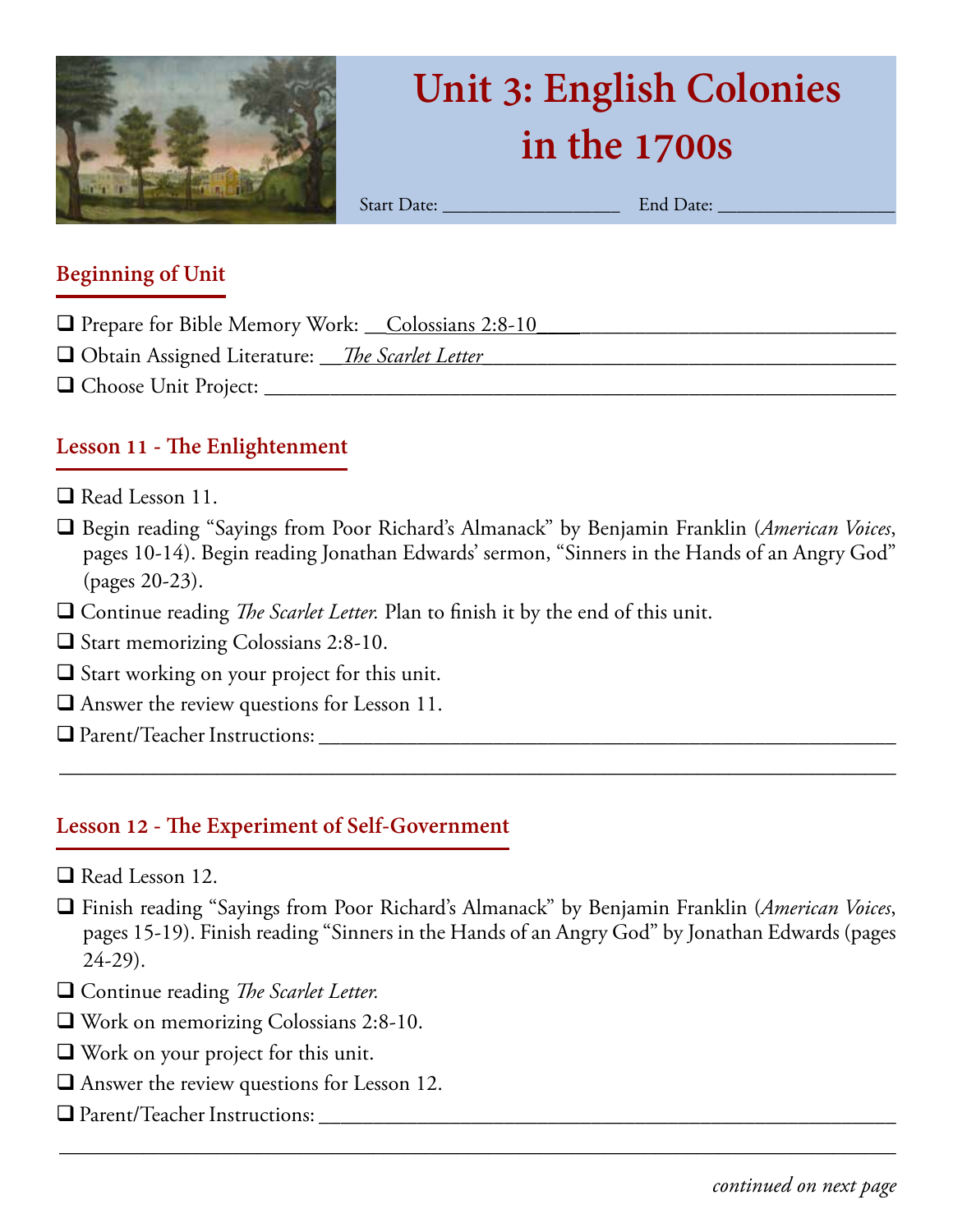# Unit 3: English Colonies in the 1700s

Start Date: __________________ End Date: __________________

## Beginning of Unit

- ❑ Prepare for Bible Memory Work: __Colossians 2:8-10__________________________________
- ❑ Obtain Assigned Literature: __*The Scarlet Letter*________________________________________
- ❑ Choose Unit Project: ______________________________________________________________

## Lesson 11 - The Enlightenment

- ❑ Read Lesson 11.
- ❑ Begin reading "Sayings from Poor Richard's Almanack" by Benjamin Franklin (*American Voices*, pages 10-14). Begin reading Jonathan Edwards' sermon, "Sinners in the Hands of an Angry God" (pages 20-23).
- ❑ Continue reading *The Scarlet Letter.* Plan to finish it by the end of this unit.
- ❑ Start memorizing Colossians 2:8-10.
- ❑ Start working on your project for this unit.
- ❑ Answer the review questions for Lesson 11.
- ❑ Parent/Teacher Instructions: ______________________________________________________

______________________________________________________________________________

## Lesson 12 - The Experiment of Self-Government

- ❑ Read Lesson 12.
- ❑ Finish reading "Sayings from Poor Richard's Almanack" by Benjamin Franklin (*American Voices*, pages 15-19). Finish reading "Sinners in the Hands of an Angry God" by Jonathan Edwards (pages 24-29).
- ❑ Continue reading *The Scarlet Letter.*
- ❑ Work on memorizing Colossians 2:8-10.
- ❑ Work on your project for this unit.
- ❑ Answer the review questions for Lesson 12.
- ❑ Parent/Teacher Instructions: ______________________________________________________

______________________________________________________________________________

*continued on next page*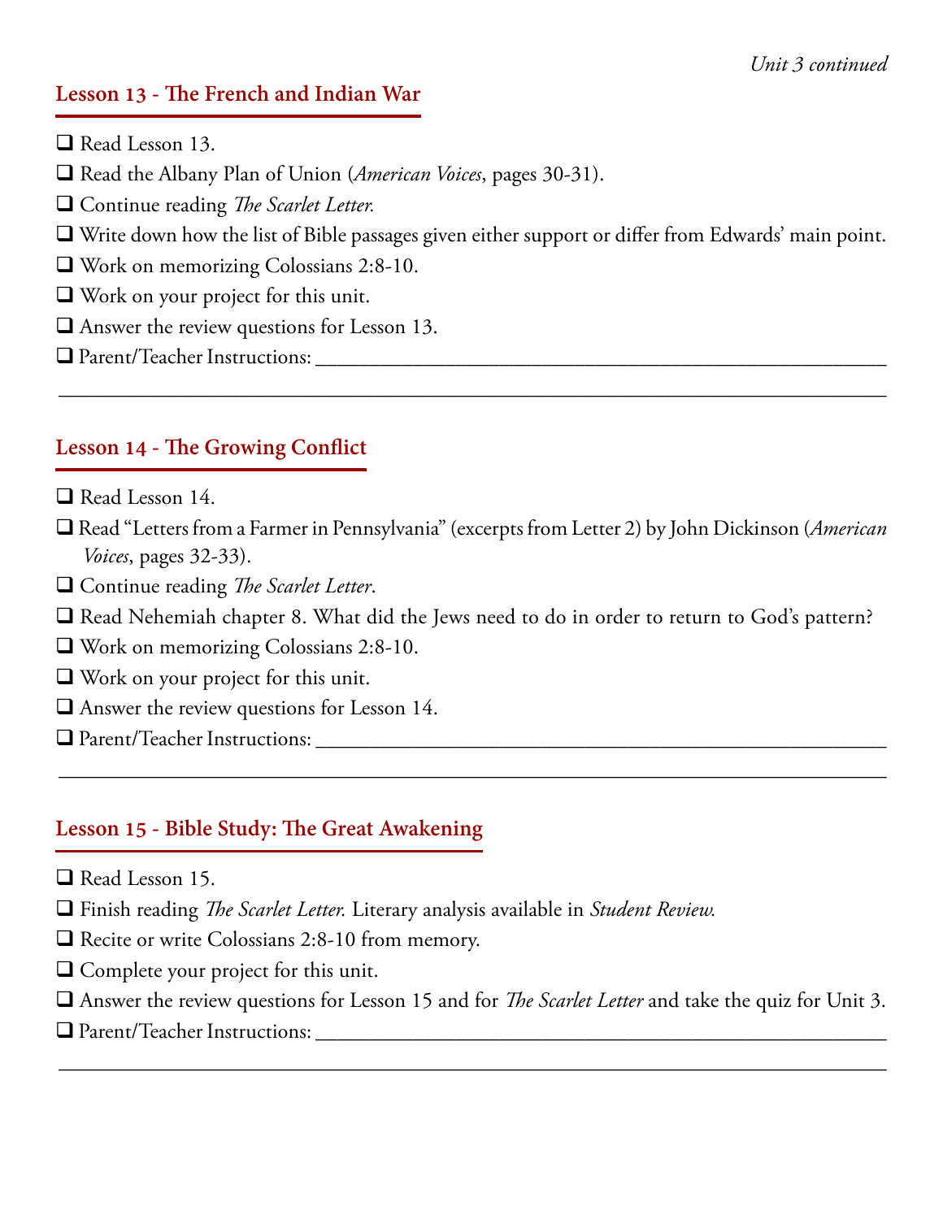*Unit 3 continued*

## Lesson 13 - The French and Indian War

- ❑ Read Lesson 13.
- ❑ Read the Albany Plan of Union (*American Voices*, pages 30-31).
- ❑ Continue reading *The Scarlet Letter.*
- ❑ Write down how the list of Bible passages given either support or differ from Edwards' main point.
- ❑ Work on memorizing Colossians 2:8-10.
- ❑ Work on your project for this unit.
- ❑ Answer the review questions for Lesson 13.
- ❑ Parent/Teacher Instructions: ______________________________________________

______________________________________________________________________

## Lesson 14 - The Growing Conflict

- ❑ Read Lesson 14.
- ❑ Read "Letters from a Farmer in Pennsylvania" (excerpts from Letter 2) by John Dickinson (*American Voices*, pages 32-33).
- ❑ Continue reading *The Scarlet Letter*.
- ❑ Read Nehemiah chapter 8. What did the Jews need to do in order to return to God's pattern?
- ❑ Work on memorizing Colossians 2:8-10.
- ❑ Work on your project for this unit.
- ❑ Answer the review questions for Lesson 14.
- ❑ Parent/Teacher Instructions: ______________________________________________

______________________________________________________________________

## Lesson 15 - Bible Study: The Great Awakening

- ❑ Read Lesson 15.
- ❑ Finish reading *The Scarlet Letter.* Literary analysis available in *Student Review.*
- ❑ Recite or write Colossians 2:8-10 from memory.
- ❑ Complete your project for this unit.
- ❑ Answer the review questions for Lesson 15 and for *The Scarlet Letter* and take the quiz for Unit 3.
- ❑ Parent/Teacher Instructions: ______________________________________________

______________________________________________________________________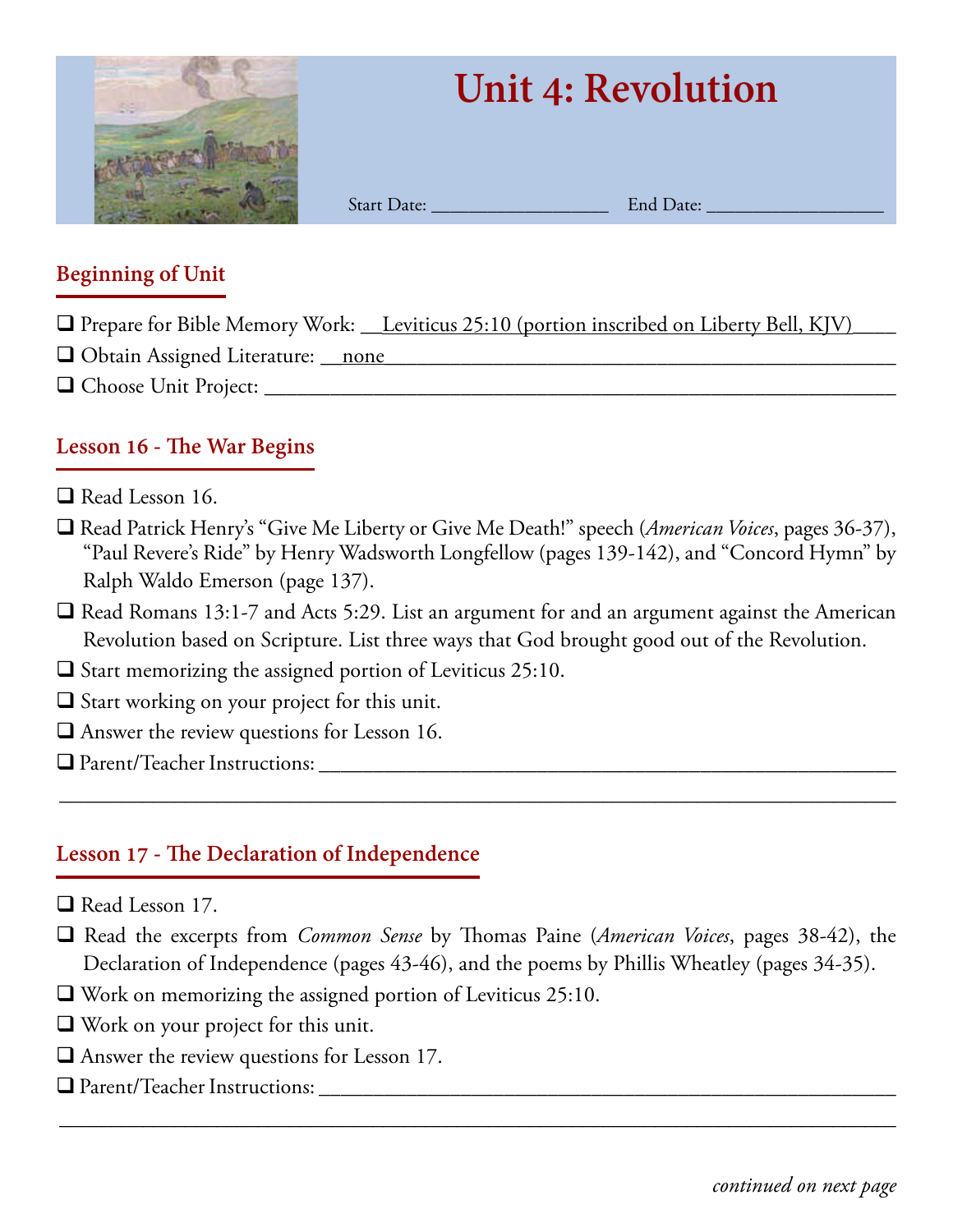# Unit 4: Revolution

Start Date: ________________ End Date: ________________

## Beginning of Unit

- ❑ Prepare for Bible Memory Work: __Leviticus 25:10 (portion inscribed on Liberty Bell, KJV)____
- ❑ Obtain Assigned Literature: __none________________________________________________
- ❑ Choose Unit Project: ________________________________________________________

## Lesson 16 - The War Begins

- ❑ Read Lesson 16.
- ❑ Read Patrick Henry's "Give Me Liberty or Give Me Death!" speech (*American Voices*, pages 36-37), "Paul Revere's Ride" by Henry Wadsworth Longfellow (pages 139-142), and "Concord Hymn" by Ralph Waldo Emerson (page 137).
- ❑ Read Romans 13:1-7 and Acts 5:29. List an argument for and an argument against the American Revolution based on Scripture. List three ways that God brought good out of the Revolution.
- ❑ Start memorizing the assigned portion of Leviticus 25:10.
- ❑ Start working on your project for this unit.
- ❑ Answer the review questions for Lesson 16.
- ❑ Parent/Teacher Instructions: ________________________________________________

________________________________________________________________________________

## Lesson 17 - The Declaration of Independence

- ❑ Read Lesson 17.
- ❑ Read the excerpts from *Common Sense* by Thomas Paine (*American Voices*, pages 38-42), the Declaration of Independence (pages 43-46), and the poems by Phillis Wheatley (pages 34-35).
- ❑ Work on memorizing the assigned portion of Leviticus 25:10.
- ❑ Work on your project for this unit.
- ❑ Answer the review questions for Lesson 17.
- ❑ Parent/Teacher Instructions: ________________________________________________

________________________________________________________________________________

*continued on next page*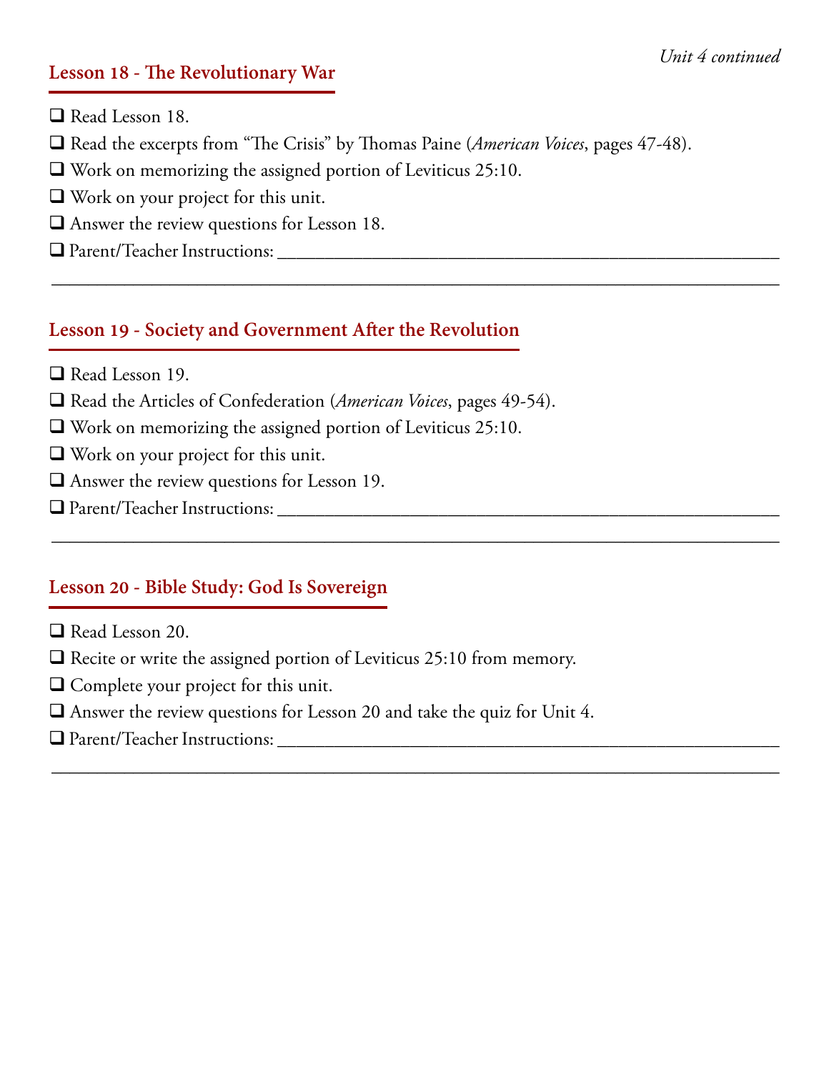*Unit 4 continued*

## Lesson 18 - The Revolutionary War

- ❑ Read Lesson 18.
- ❑ Read the excerpts from "The Crisis" by Thomas Paine (*American Voices*, pages 47-48).
- ❑ Work on memorizing the assigned portion of Leviticus 25:10.
- ❑ Work on your project for this unit.
- ❑ Answer the review questions for Lesson 18.
- ❑ Parent/Teacher Instructions: ______________________________________________________

______________________________________________________________________________

## Lesson 19 - Society and Government After the Revolution

- ❑ Read Lesson 19.
- ❑ Read the Articles of Confederation (*American Voices*, pages 49-54).
- ❑ Work on memorizing the assigned portion of Leviticus 25:10.
- ❑ Work on your project for this unit.
- ❑ Answer the review questions for Lesson 19.
- ❑ Parent/Teacher Instructions: ______________________________________________________

______________________________________________________________________________

## Lesson 20 - Bible Study: God Is Sovereign

- ❑ Read Lesson 20.
- ❑ Recite or write the assigned portion of Leviticus 25:10 from memory.
- ❑ Complete your project for this unit.
- ❑ Answer the review questions for Lesson 20 and take the quiz for Unit 4.
- ❑ Parent/Teacher Instructions: ______________________________________________________

______________________________________________________________________________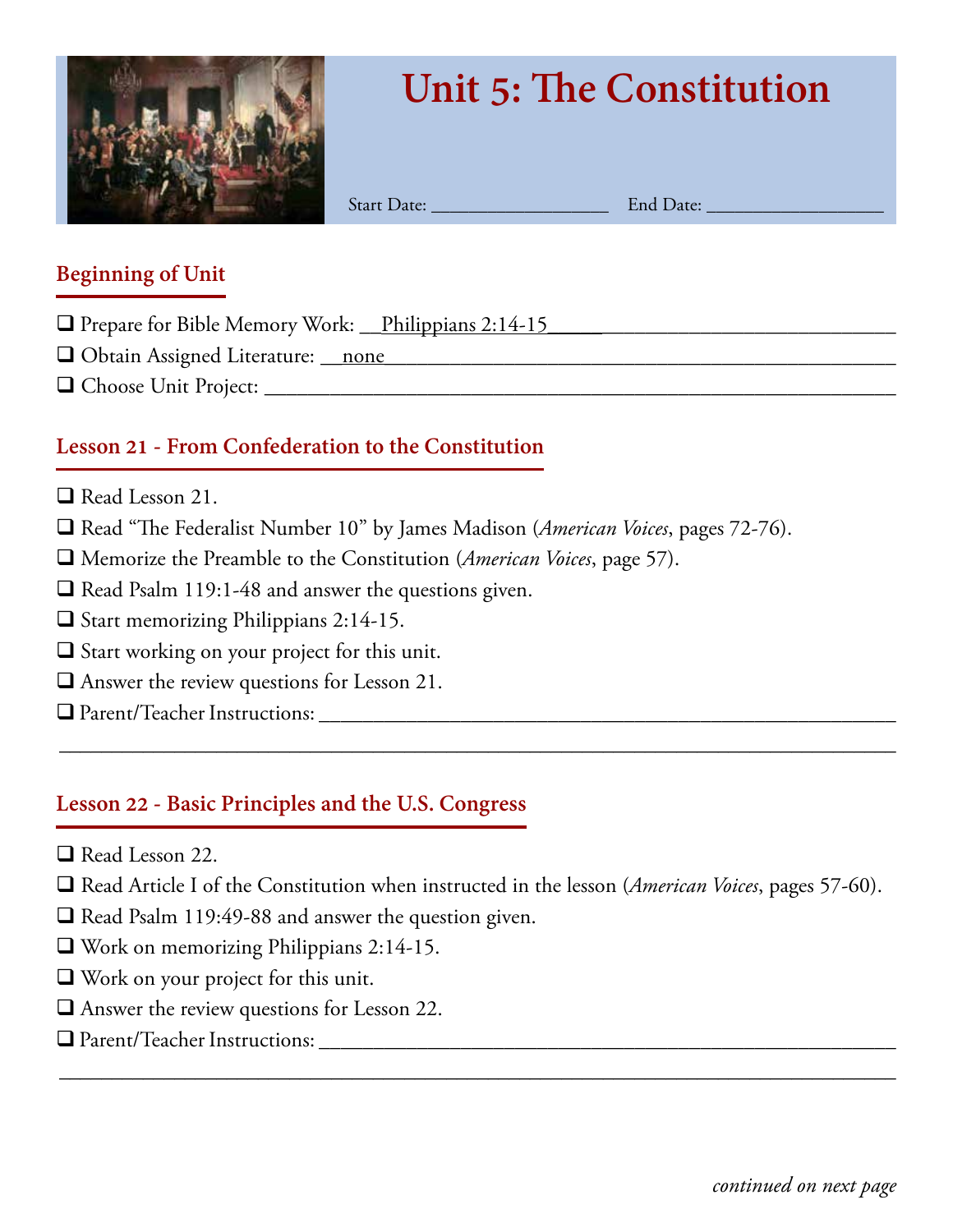# Unit 5: The Constitution

Start Date: __________________ End Date: __________________

## Beginning of Unit

❑ Prepare for Bible Memory Work: __Philippians 2:14-15______________________________

❑ Obtain Assigned Literature: __none______________________________________________

❑ Choose Unit Project: ________________________________________________________

## Lesson 21 - From Confederation to the Constitution

❑ Read Lesson 21.

❑ Read "The Federalist Number 10" by James Madison (*American Voices*, pages 72-76).

❑ Memorize the Preamble to the Constitution (*American Voices*, page 57).

❑ Read Psalm 119:1-48 and answer the questions given.

❑ Start memorizing Philippians 2:14-15.

❑ Start working on your project for this unit.

❑ Answer the review questions for Lesson 21.

❑ Parent/Teacher Instructions: ____________________________________________________

______________________________________________________________________________

## Lesson 22 - Basic Principles and the U.S. Congress

❑ Read Lesson 22.

❑ Read Article I of the Constitution when instructed in the lesson (*American Voices*, pages 57-60).

❑ Read Psalm 119:49-88 and answer the question given.

❑ Work on memorizing Philippians 2:14-15.

❑ Work on your project for this unit.

❑ Answer the review questions for Lesson 22.

❑ Parent/Teacher Instructions: ____________________________________________________

______________________________________________________________________________

*continued on next page*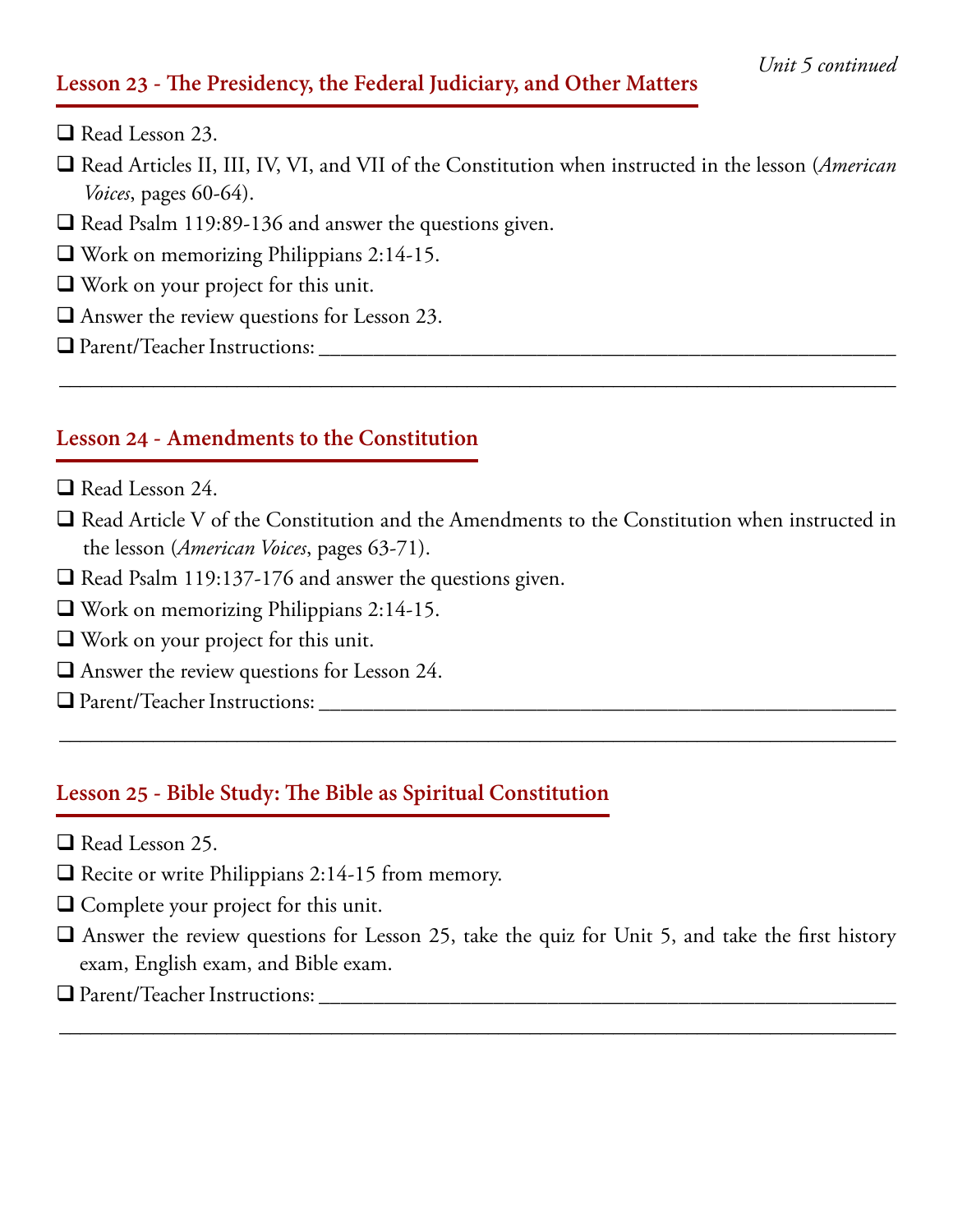*Unit 5 continued*

## Lesson 23 - The Presidency, the Federal Judiciary, and Other Matters

- ❑ Read Lesson 23.
- ❑ Read Articles II, III, IV, VI, and VII of the Constitution when instructed in the lesson (*American Voices*, pages 60-64).
- ❑ Read Psalm 119:89-136 and answer the questions given.
- ❑ Work on memorizing Philippians 2:14-15.
- ❑ Work on your project for this unit.
- ❑ Answer the review questions for Lesson 23.
- ❑ Parent/Teacher Instructions: ____________________________________________

______________________________________________________________________

## Lesson 24 - Amendments to the Constitution

- ❑ Read Lesson 24.
- ❑ Read Article V of the Constitution and the Amendments to the Constitution when instructed in the lesson (*American Voices*, pages 63-71).
- ❑ Read Psalm 119:137-176 and answer the questions given.
- ❑ Work on memorizing Philippians 2:14-15.
- ❑ Work on your project for this unit.
- ❑ Answer the review questions for Lesson 24.
- ❑ Parent/Teacher Instructions: ____________________________________________

______________________________________________________________________

## Lesson 25 - Bible Study: The Bible as Spiritual Constitution

- ❑ Read Lesson 25.
- ❑ Recite or write Philippians 2:14-15 from memory.
- ❑ Complete your project for this unit.
- ❑ Answer the review questions for Lesson 25, take the quiz for Unit 5, and take the first history exam, English exam, and Bible exam.
- ❑ Parent/Teacher Instructions: ____________________________________________

______________________________________________________________________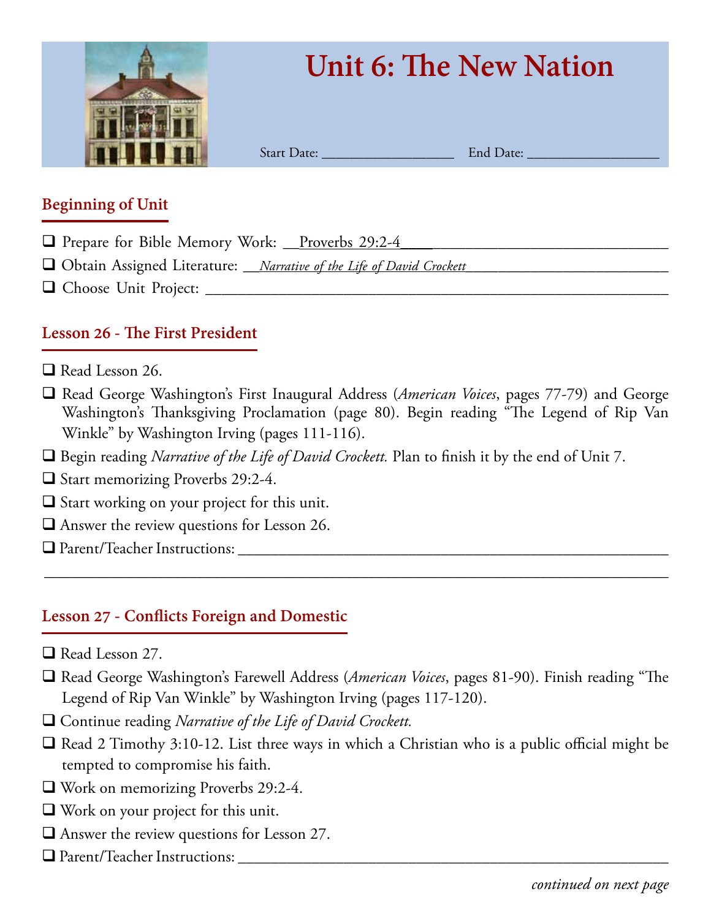# Unit 6: The New Nation

Start Date: __________________ End Date: __________________

## Beginning of Unit

- ❑ Prepare for Bible Memory Work: __Proverbs 29:2-4____________________________________
- ❑ Obtain Assigned Literature: __*Narrative of the Life of David Crockett*__________________________
- ❑ Choose Unit Project: ____________________________________________________________

## Lesson 26 - The First President

- ❑ Read Lesson 26.
- ❑ Read George Washington's First Inaugural Address (*American Voices*, pages 77-79) and George Washington's Thanksgiving Proclamation (page 80). Begin reading "The Legend of Rip Van Winkle" by Washington Irving (pages 111-116).
- ❑ Begin reading *Narrative of the Life of David Crockett.* Plan to finish it by the end of Unit 7.
- ❑ Start memorizing Proverbs 29:2-4.
- ❑ Start working on your project for this unit.
- ❑ Answer the review questions for Lesson 26.
- ❑ Parent/Teacher Instructions: ______________________________________________________

____________________________________________________________________________

## Lesson 27 - Conflicts Foreign and Domestic

- ❑ Read Lesson 27.
- ❑ Read George Washington's Farewell Address (*American Voices*, pages 81-90). Finish reading "The Legend of Rip Van Winkle" by Washington Irving (pages 117-120).
- ❑ Continue reading *Narrative of the Life of David Crockett.*
- ❑ Read 2 Timothy 3:10-12. List three ways in which a Christian who is a public official might be tempted to compromise his faith.
- ❑ Work on memorizing Proverbs 29:2-4.
- ❑ Work on your project for this unit.
- ❑ Answer the review questions for Lesson 27.
- ❑ Parent/Teacher Instructions: ______________________________________________________

*continued on next page*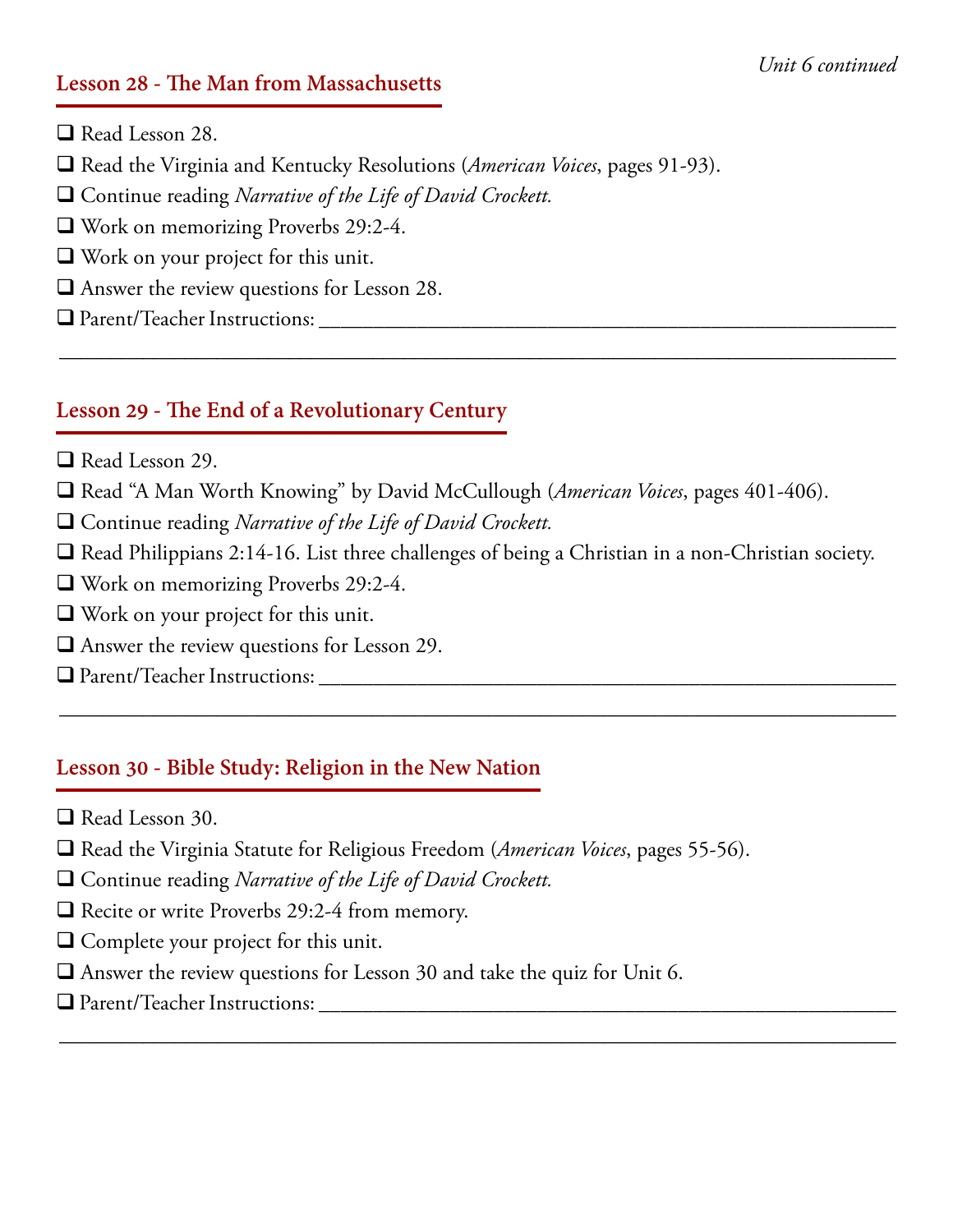*Unit 6 continued*

## Lesson 28 - The Man from Massachusetts

- ❑ Read Lesson 28.
- ❑ Read the Virginia and Kentucky Resolutions (*American Voices*, pages 91-93).
- ❑ Continue reading *Narrative of the Life of David Crockett.*
- ❑ Work on memorizing Proverbs 29:2-4.
- ❑ Work on your project for this unit.
- ❑ Answer the review questions for Lesson 28.
- ❑ Parent/Teacher Instructions: ____________________________________________________________

______________________________________________________________________________

## Lesson 29 - The End of a Revolutionary Century

- ❑ Read Lesson 29.
- ❑ Read "A Man Worth Knowing" by David McCullough (*American Voices*, pages 401-406).
- ❑ Continue reading *Narrative of the Life of David Crockett.*
- ❑ Read Philippians 2:14-16. List three challenges of being a Christian in a non-Christian society.
- ❑ Work on memorizing Proverbs 29:2-4.
- ❑ Work on your project for this unit.
- ❑ Answer the review questions for Lesson 29.
- ❑ Parent/Teacher Instructions: ____________________________________________________________

______________________________________________________________________________

## Lesson 30 - Bible Study: Religion in the New Nation

- ❑ Read Lesson 30.
- ❑ Read the Virginia Statute for Religious Freedom (*American Voices*, pages 55-56).
- ❑ Continue reading *Narrative of the Life of David Crockett.*
- ❑ Recite or write Proverbs 29:2-4 from memory.
- ❑ Complete your project for this unit.
- ❑ Answer the review questions for Lesson 30 and take the quiz for Unit 6.
- ❑ Parent/Teacher Instructions: ____________________________________________________________

______________________________________________________________________________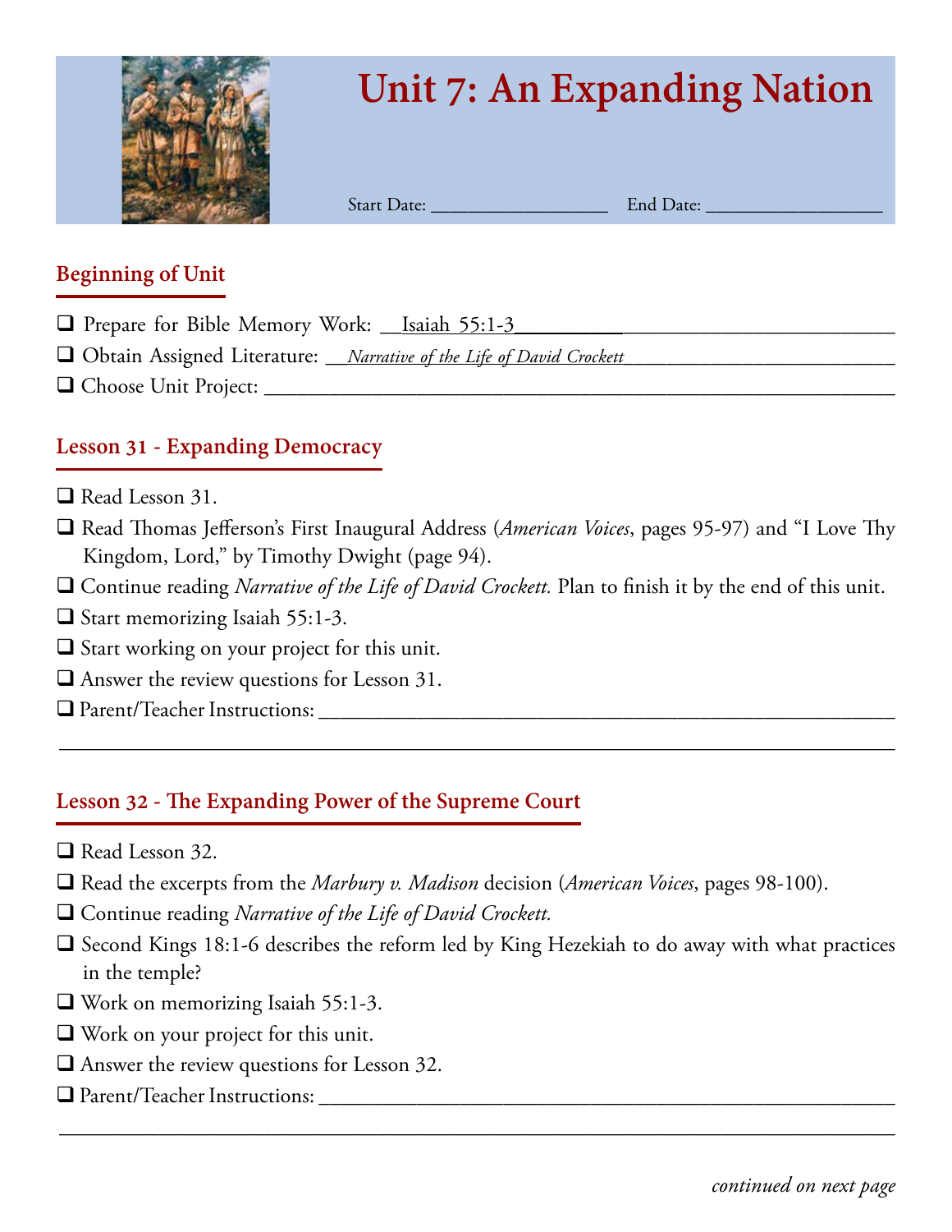# Unit 7: An Expanding Nation

Start Date: ___________________ End Date: ___________________

## Beginning of Unit

- ❑ Prepare for Bible Memory Work: __Isaiah 55:1-3__________________________________
- ❑ Obtain Assigned Literature: __*Narrative of the Life of David Crockett*__________________________
- ❑ Choose Unit Project: ______________________________________________________________

## Lesson 31 - Expanding Democracy

- ❑ Read Lesson 31.
- ❑ Read Thomas Jefferson's First Inaugural Address (*American Voices*, pages 95-97) and "I Love Thy Kingdom, Lord," by Timothy Dwight (page 94).
- ❑ Continue reading *Narrative of the Life of David Crockett.* Plan to finish it by the end of this unit.
- ❑ Start memorizing Isaiah 55:1-3.
- ❑ Start working on your project for this unit.
- ❑ Answer the review questions for Lesson 31.
- ❑ Parent/Teacher Instructions: ______________________________________________________

__________________________________________________________________________________

## Lesson 32 - The Expanding Power of the Supreme Court

- ❑ Read Lesson 32.
- ❑ Read the excerpts from the *Marbury v. Madison* decision (*American Voices*, pages 98-100).
- ❑ Continue reading *Narrative of the Life of David Crockett.*
- ❑ Second Kings 18:1-6 describes the reform led by King Hezekiah to do away with what practices in the temple?
- ❑ Work on memorizing Isaiah 55:1-3.
- ❑ Work on your project for this unit.
- ❑ Answer the review questions for Lesson 32.
- ❑ Parent/Teacher Instructions: ______________________________________________________

__________________________________________________________________________________

*continued on next page*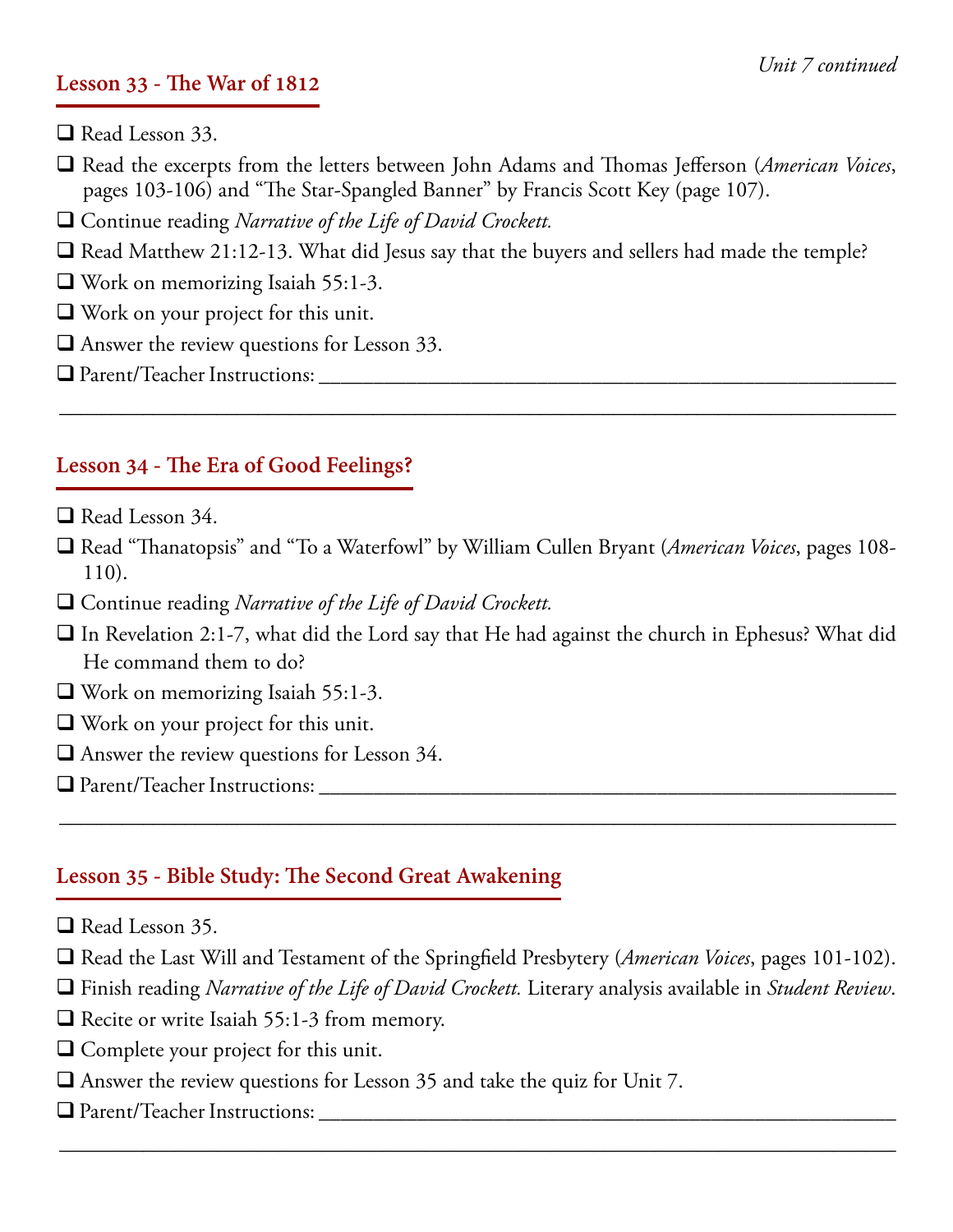*Unit 7 continued*

## Lesson 33 - The War of 1812

- ❑ Read Lesson 33.
- ❑ Read the excerpts from the letters between John Adams and Thomas Jefferson (*American Voices*, pages 103-106) and "The Star-Spangled Banner" by Francis Scott Key (page 107).
- ❑ Continue reading *Narrative of the Life of David Crockett.*
- ❑ Read Matthew 21:12-13. What did Jesus say that the buyers and sellers had made the temple?
- ❑ Work on memorizing Isaiah 55:1-3.
- ❑ Work on your project for this unit.
- ❑ Answer the review questions for Lesson 33.
- ❑ Parent/Teacher Instructions: ______________________________________________

______________________________________________________________________

## Lesson 34 - The Era of Good Feelings?

- ❑ Read Lesson 34.
- ❑ Read "Thanatopsis" and "To a Waterfowl" by William Cullen Bryant (*American Voices*, pages 108-110).
- ❑ Continue reading *Narrative of the Life of David Crockett.*
- ❑ In Revelation 2:1-7, what did the Lord say that He had against the church in Ephesus? What did He command them to do?
- ❑ Work on memorizing Isaiah 55:1-3.
- ❑ Work on your project for this unit.
- ❑ Answer the review questions for Lesson 34.
- ❑ Parent/Teacher Instructions: ______________________________________________

______________________________________________________________________

## Lesson 35 - Bible Study: The Second Great Awakening

- ❑ Read Lesson 35.
- ❑ Read the Last Will and Testament of the Springfield Presbytery (*American Voices*, pages 101-102).
- ❑ Finish reading *Narrative of the Life of David Crockett.* Literary analysis available in *Student Review*.
- ❑ Recite or write Isaiah 55:1-3 from memory.
- ❑ Complete your project for this unit.
- ❑ Answer the review questions for Lesson 35 and take the quiz for Unit 7.
- ❑ Parent/Teacher Instructions: ______________________________________________

______________________________________________________________________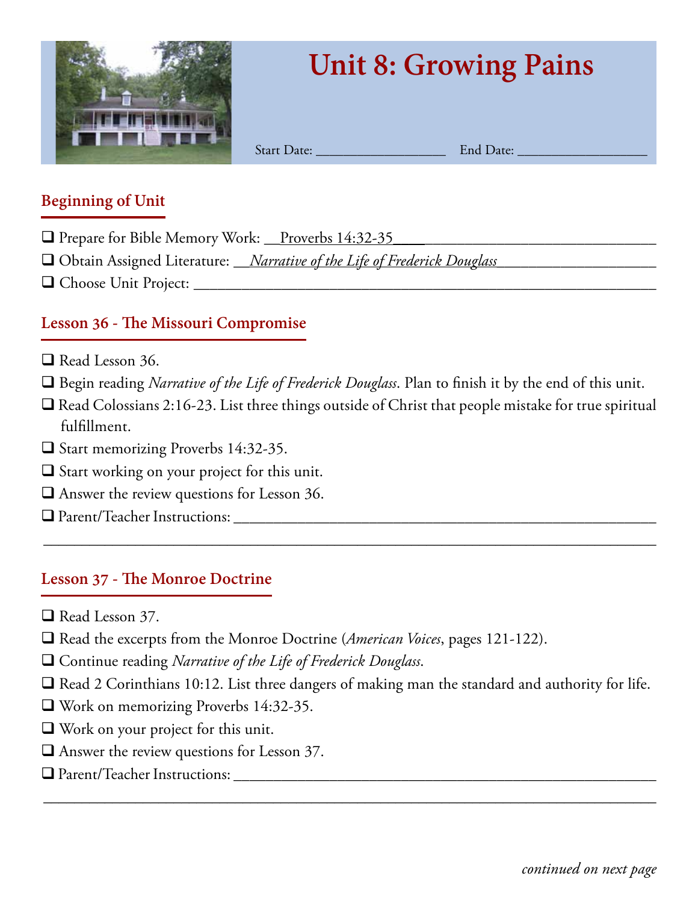# Unit 8: Growing Pains

Start Date: ________________ End Date: ________________

## Beginning of Unit

- ❑ Prepare for Bible Memory Work: Proverbs 14:32-35
- ❑ Obtain Assigned Literature: *Narrative of the Life of Frederick Douglass*
- ❑ Choose Unit Project: ________________

## Lesson 36 - The Missouri Compromise

- ❑ Read Lesson 36.
- ❑ Begin reading *Narrative of the Life of Frederick Douglass*. Plan to finish it by the end of this unit.
- ❑ Read Colossians 2:16-23. List three things outside of Christ that people mistake for true spiritual fulfillment.
- ❑ Start memorizing Proverbs 14:32-35.
- ❑ Start working on your project for this unit.
- ❑ Answer the review questions for Lesson 36.
- ❑ Parent/Teacher Instructions: ________________

## Lesson 37 - The Monroe Doctrine

- ❑ Read Lesson 37.
- ❑ Read the excerpts from the Monroe Doctrine (*American Voices*, pages 121-122).
- ❑ Continue reading *Narrative of the Life of Frederick Douglass*.
- ❑ Read 2 Corinthians 10:12. List three dangers of making man the standard and authority for life.
- ❑ Work on memorizing Proverbs 14:32-35.
- ❑ Work on your project for this unit.
- ❑ Answer the review questions for Lesson 37.
- ❑ Parent/Teacher Instructions: ________________

*continued on next page*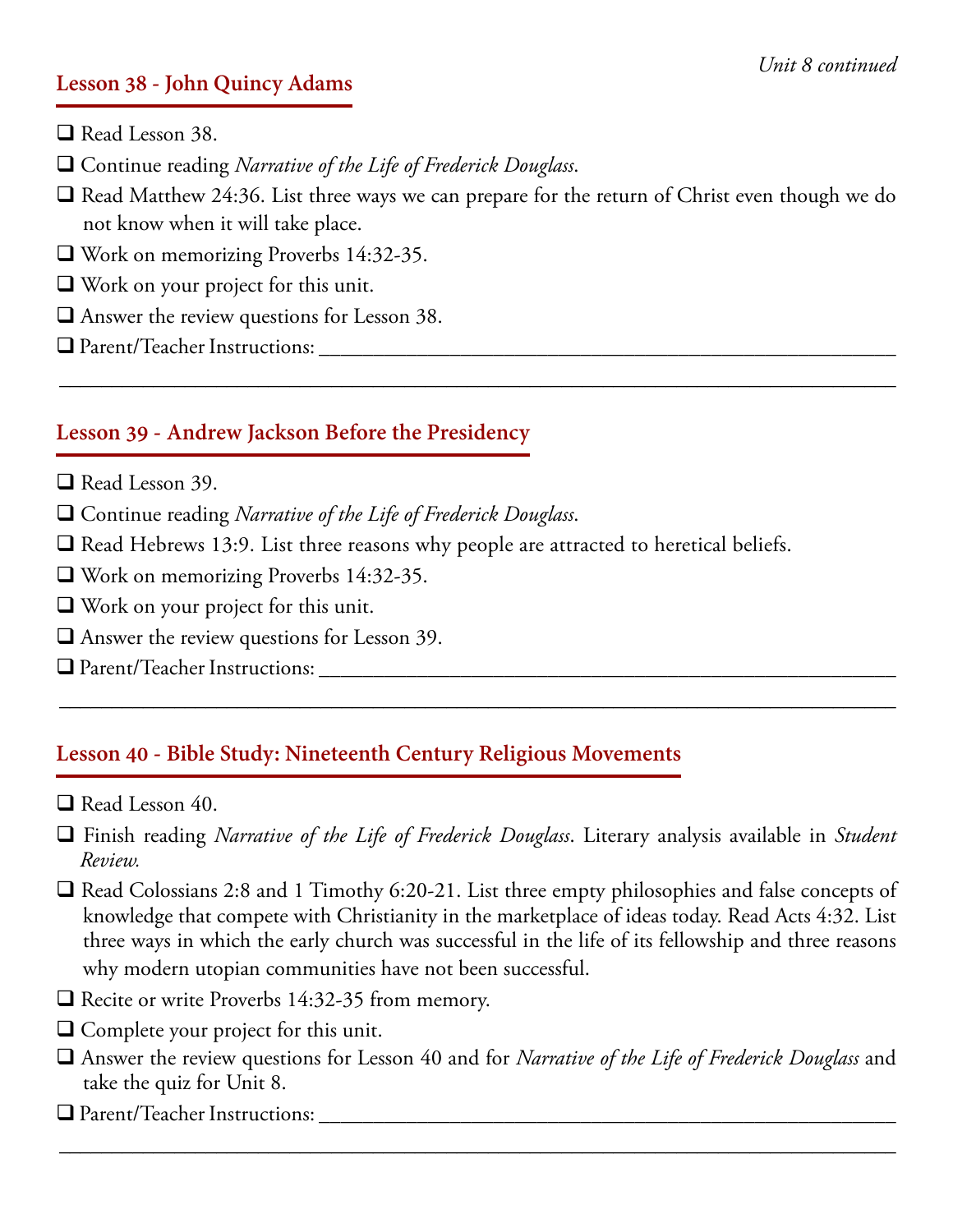*Unit 8 continued*

## Lesson 38 - John Quincy Adams

- ❑ Read Lesson 38.
- ❑ Continue reading *Narrative of the Life of Frederick Douglass*.
- ❑ Read Matthew 24:36. List three ways we can prepare for the return of Christ even though we do not know when it will take place.
- ❑ Work on memorizing Proverbs 14:32-35.
- ❑ Work on your project for this unit.
- ❑ Answer the review questions for Lesson 38.
- ❑ Parent/Teacher Instructions: ________________________________________________

________________________________________________________________________

## Lesson 39 - Andrew Jackson Before the Presidency

- ❑ Read Lesson 39.
- ❑ Continue reading *Narrative of the Life of Frederick Douglass*.
- ❑ Read Hebrews 13:9. List three reasons why people are attracted to heretical beliefs.
- ❑ Work on memorizing Proverbs 14:32-35.
- ❑ Work on your project for this unit.
- ❑ Answer the review questions for Lesson 39.
- ❑ Parent/Teacher Instructions: ________________________________________________

________________________________________________________________________

## Lesson 40 - Bible Study: Nineteenth Century Religious Movements

- ❑ Read Lesson 40.
- ❑ Finish reading *Narrative of the Life of Frederick Douglass*. Literary analysis available in *Student Review.*
- ❑ Read Colossians 2:8 and 1 Timothy 6:20-21. List three empty philosophies and false concepts of knowledge that compete with Christianity in the marketplace of ideas today. Read Acts 4:32. List three ways in which the early church was successful in the life of its fellowship and three reasons why modern utopian communities have not been successful.
- ❑ Recite or write Proverbs 14:32-35 from memory.
- ❑ Complete your project for this unit.
- ❑ Answer the review questions for Lesson 40 and for *Narrative of the Life of Frederick Douglass* and take the quiz for Unit 8.
- ❑ Parent/Teacher Instructions: ________________________________________________

________________________________________________________________________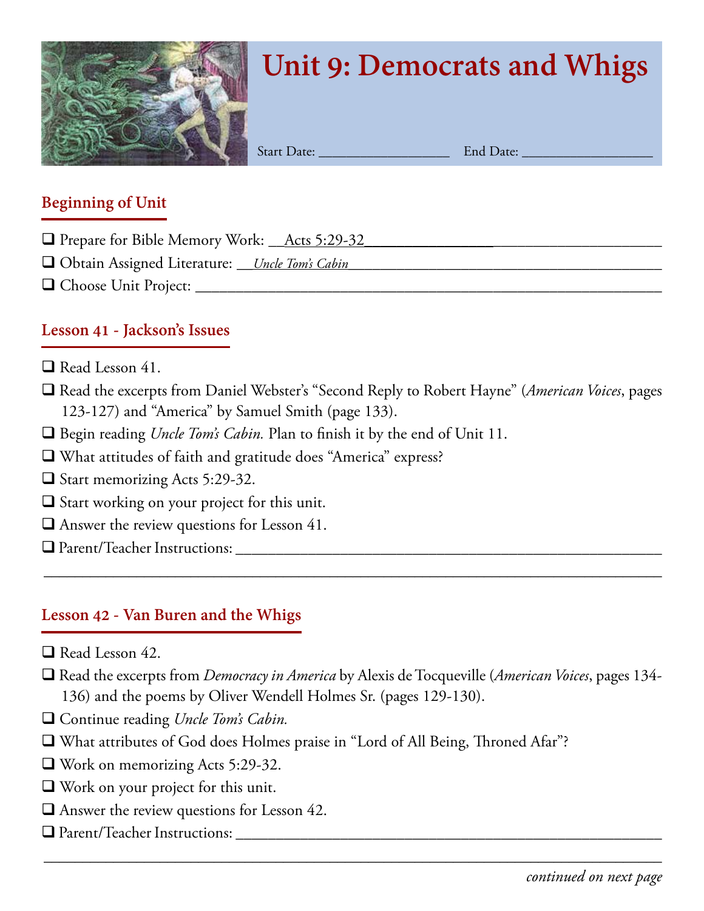# Unit 9: Democrats and Whigs

Start Date: __________________ End Date: __________________

## Beginning of Unit

- ❑ Prepare for Bible Memory Work: Acts 5:29-32
- ❑ Obtain Assigned Literature: *Uncle Tom's Cabin*
- ❑ Choose Unit Project: ____________________________________________

## Lesson 41 - Jackson's Issues

- ❑ Read Lesson 41.
- ❑ Read the excerpts from Daniel Webster's "Second Reply to Robert Hayne" (*American Voices*, pages 123-127) and "America" by Samuel Smith (page 133).
- ❑ Begin reading *Uncle Tom's Cabin.* Plan to finish it by the end of Unit 11.
- ❑ What attitudes of faith and gratitude does "America" express?
- ❑ Start memorizing Acts 5:29-32.
- ❑ Start working on your project for this unit.
- ❑ Answer the review questions for Lesson 41.
- ❑ Parent/Teacher Instructions: ____________________________________________

____________________________________________

## Lesson 42 - Van Buren and the Whigs

- ❑ Read Lesson 42.
- ❑ Read the excerpts from *Democracy in America* by Alexis de Tocqueville (*American Voices*, pages 134-136) and the poems by Oliver Wendell Holmes Sr. (pages 129-130).
- ❑ Continue reading *Uncle Tom's Cabin.*
- ❑ What attributes of God does Holmes praise in "Lord of All Being, Throned Afar"?
- ❑ Work on memorizing Acts 5:29-32.
- ❑ Work on your project for this unit.
- ❑ Answer the review questions for Lesson 42.
- ❑ Parent/Teacher Instructions: ____________________________________________

____________________________________________

*continued on next page*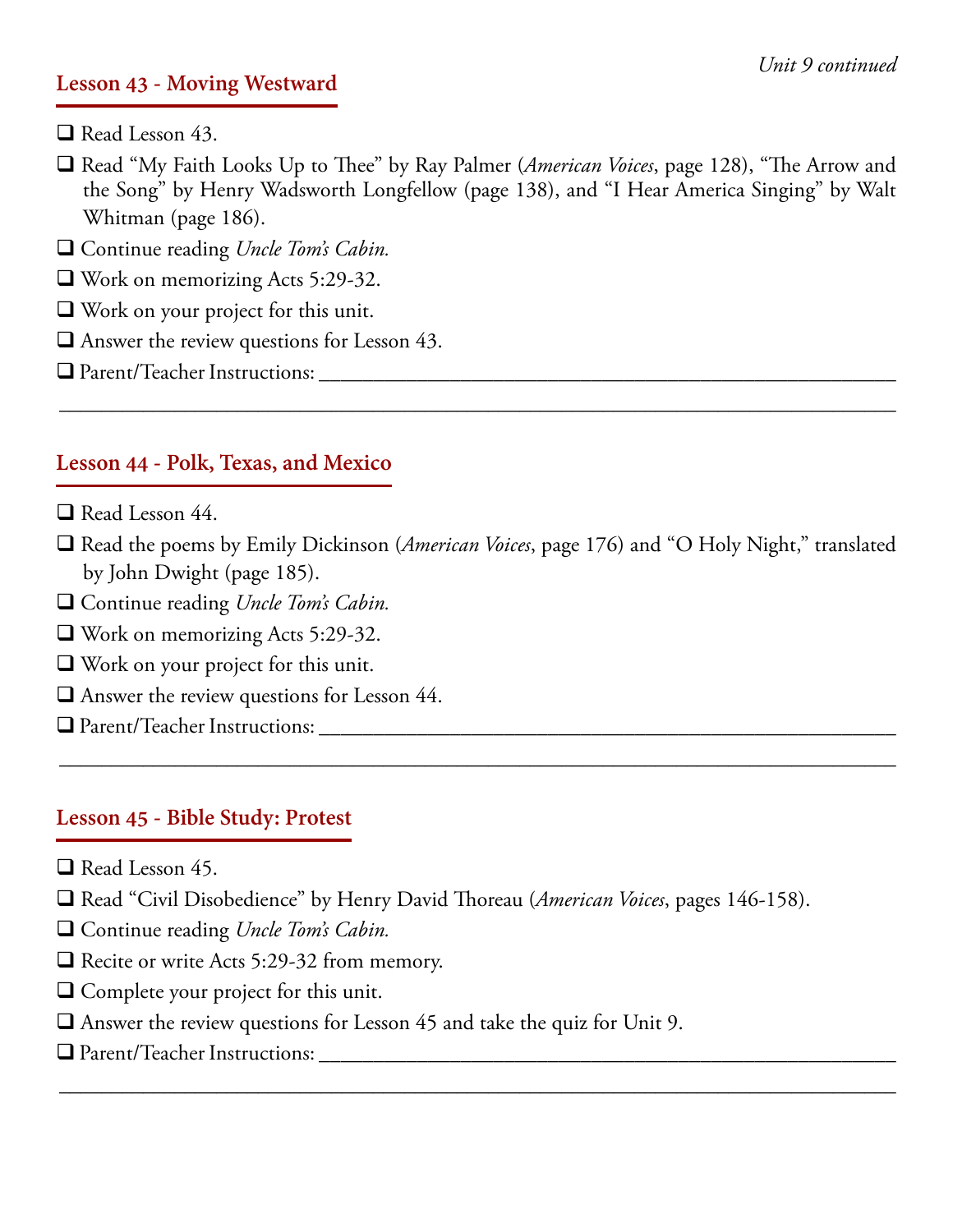## Lesson 43 - Moving Westward

- ❑ Read Lesson 43.
- ❑ Read "My Faith Looks Up to Thee" by Ray Palmer (*American Voices*, page 128), "The Arrow and the Song" by Henry Wadsworth Longfellow (page 138), and "I Hear America Singing" by Walt Whitman (page 186).
- ❑ Continue reading *Uncle Tom's Cabin.*
- ❑ Work on memorizing Acts 5:29-32.
- ❑ Work on your project for this unit.
- ❑ Answer the review questions for Lesson 43.
- ❑ Parent/Teacher Instructions: ____________________________________________

________________________________________________________________________

## Lesson 44 - Polk, Texas, and Mexico

- ❑ Read Lesson 44.
- ❑ Read the poems by Emily Dickinson (*American Voices*, page 176) and "O Holy Night," translated by John Dwight (page 185).
- ❑ Continue reading *Uncle Tom's Cabin.*
- ❑ Work on memorizing Acts 5:29-32.
- ❑ Work on your project for this unit.
- ❑ Answer the review questions for Lesson 44.
- ❑ Parent/Teacher Instructions: ____________________________________________

________________________________________________________________________

## Lesson 45 - Bible Study: Protest

- ❑ Read Lesson 45.
- ❑ Read "Civil Disobedience" by Henry David Thoreau (*American Voices*, pages 146-158).
- ❑ Continue reading *Uncle Tom's Cabin.*
- ❑ Recite or write Acts 5:29-32 from memory.
- ❑ Complete your project for this unit.
- ❑ Answer the review questions for Lesson 45 and take the quiz for Unit 9.
- ❑ Parent/Teacher Instructions: ____________________________________________

________________________________________________________________________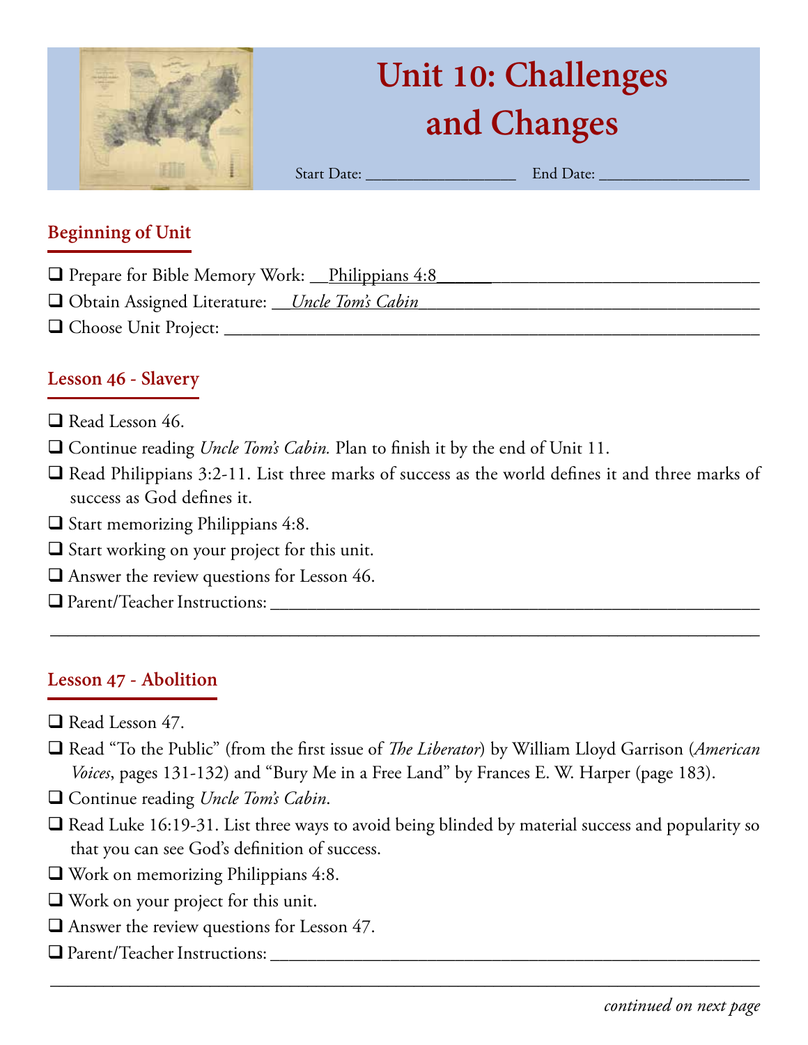# Unit 10: Challenges and Changes

Start Date: __________________ End Date: __________________

## Beginning of Unit

- ❑ Prepare for Bible Memory Work: Philippians 4:8
- ❑ Obtain Assigned Literature: *Uncle Tom's Cabin*
- ❑ Choose Unit Project: ____________________________________________

## Lesson 46 - Slavery

- ❑ Read Lesson 46.
- ❑ Continue reading *Uncle Tom's Cabin.* Plan to finish it by the end of Unit 11.
- ❑ Read Philippians 3:2-11. List three marks of success as the world defines it and three marks of success as God defines it.
- ❑ Start memorizing Philippians 4:8.
- ❑ Start working on your project for this unit.
- ❑ Answer the review questions for Lesson 46.
- ❑ Parent/Teacher Instructions: ____________________________________________

## Lesson 47 - Abolition

- ❑ Read Lesson 47.
- ❑ Read "To the Public" (from the first issue of *The Liberator*) by William Lloyd Garrison (*American Voices*, pages 131-132) and "Bury Me in a Free Land" by Frances E. W. Harper (page 183).
- ❑ Continue reading *Uncle Tom's Cabin*.
- ❑ Read Luke 16:19-31. List three ways to avoid being blinded by material success and popularity so that you can see God's definition of success.
- ❑ Work on memorizing Philippians 4:8.
- ❑ Work on your project for this unit.
- ❑ Answer the review questions for Lesson 47.
- ❑ Parent/Teacher Instructions: ____________________________________________

*continued on next page*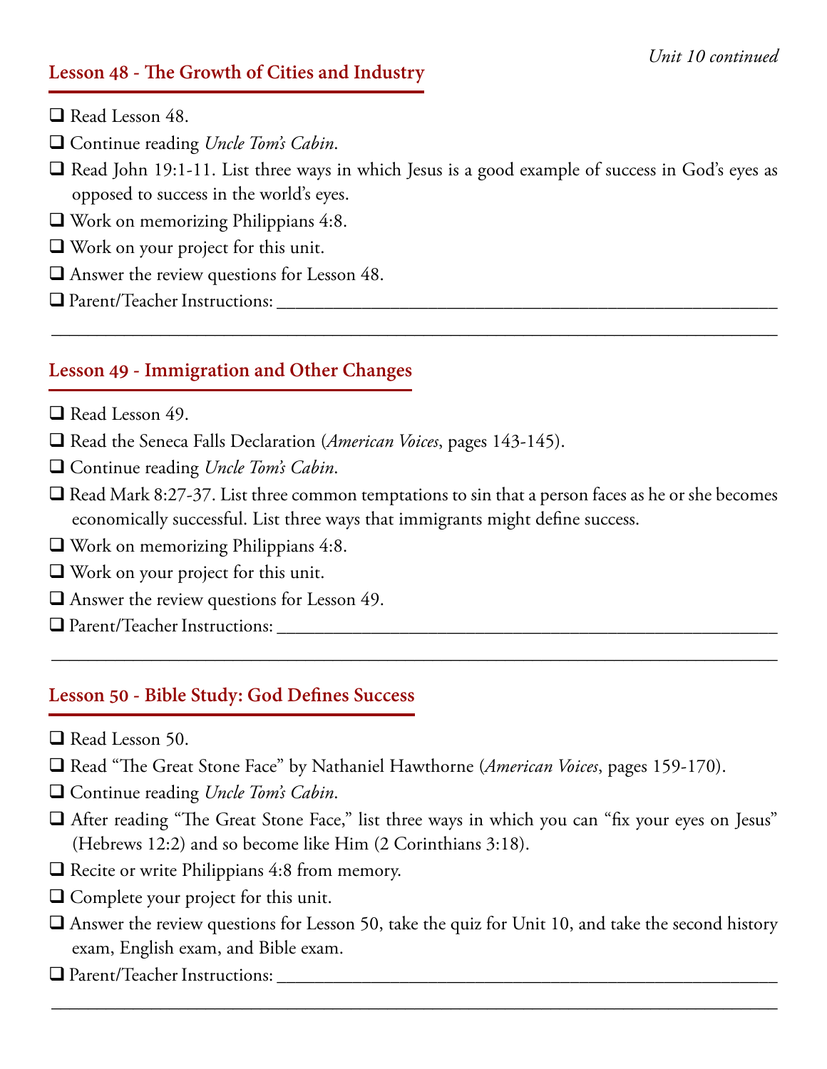*Unit 10 continued*

## Lesson 48 - The Growth of Cities and Industry

- ❑ Read Lesson 48.
- ❑ Continue reading *Uncle Tom's Cabin*.
- ❑ Read John 19:1-11. List three ways in which Jesus is a good example of success in God's eyes as opposed to success in the world's eyes.
- ❑ Work on memorizing Philippians 4:8.
- ❑ Work on your project for this unit.
- ❑ Answer the review questions for Lesson 48.
- ❑ Parent/Teacher Instructions: ____________________________________________

____________________________________________________________________________

## Lesson 49 - Immigration and Other Changes

- ❑ Read Lesson 49.
- ❑ Read the Seneca Falls Declaration (*American Voices*, pages 143-145).
- ❑ Continue reading *Uncle Tom's Cabin*.
- ❑ Read Mark 8:27-37. List three common temptations to sin that a person faces as he or she becomes economically successful. List three ways that immigrants might define success.
- ❑ Work on memorizing Philippians 4:8.
- ❑ Work on your project for this unit.
- ❑ Answer the review questions for Lesson 49.
- ❑ Parent/Teacher Instructions: ____________________________________________

____________________________________________________________________________

## Lesson 50 - Bible Study: God Defines Success

- ❑ Read Lesson 50.
- ❑ Read "The Great Stone Face" by Nathaniel Hawthorne (*American Voices*, pages 159-170).
- ❑ Continue reading *Uncle Tom's Cabin*.
- ❑ After reading "The Great Stone Face," list three ways in which you can "fix your eyes on Jesus" (Hebrews 12:2) and so become like Him (2 Corinthians 3:18).
- ❑ Recite or write Philippians 4:8 from memory.
- ❑ Complete your project for this unit.
- ❑ Answer the review questions for Lesson 50, take the quiz for Unit 10, and take the second history exam, English exam, and Bible exam.
- ❑ Parent/Teacher Instructions: ____________________________________________

____________________________________________________________________________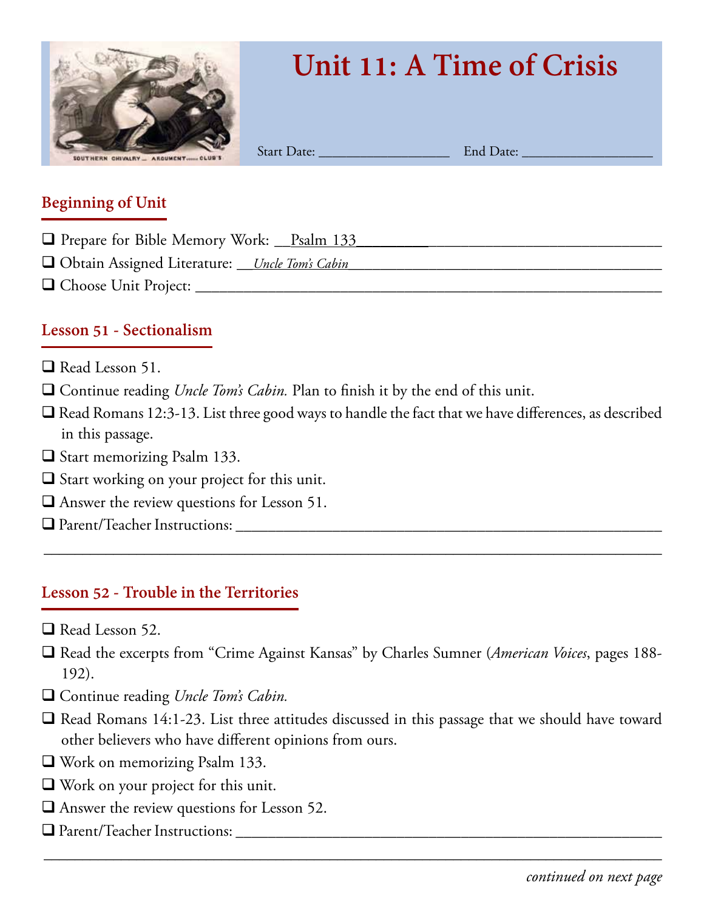# Unit 11: A Time of Crisis

Start Date: __________________ End Date: __________________

## Beginning of Unit

- ❑ Prepare for Bible Memory Work: __Psalm 133______________________________________
- ❑ Obtain Assigned Literature: __*Uncle Tom's Cabin*______________________________________
- ❑ Choose Unit Project: ______________________________________________________________

## Lesson 51 - Sectionalism

- ❑ Read Lesson 51.
- ❑ Continue reading *Uncle Tom's Cabin.* Plan to finish it by the end of this unit.
- ❑ Read Romans 12:3-13. List three good ways to handle the fact that we have differences, as described in this passage.
- ❑ Start memorizing Psalm 133.
- ❑ Start working on your project for this unit.
- ❑ Answer the review questions for Lesson 51.
- ❑ Parent/Teacher Instructions: ______________________________________________________

________________________________________________________________________________

## Lesson 52 - Trouble in the Territories

- ❑ Read Lesson 52.
- ❑ Read the excerpts from "Crime Against Kansas" by Charles Sumner (*American Voices*, pages 188-192).
- ❑ Continue reading *Uncle Tom's Cabin.*
- ❑ Read Romans 14:1-23. List three attitudes discussed in this passage that we should have toward other believers who have different opinions from ours.
- ❑ Work on memorizing Psalm 133.
- ❑ Work on your project for this unit.
- ❑ Answer the review questions for Lesson 52.
- ❑ Parent/Teacher Instructions: ______________________________________________________

________________________________________________________________________________

*continued on next page*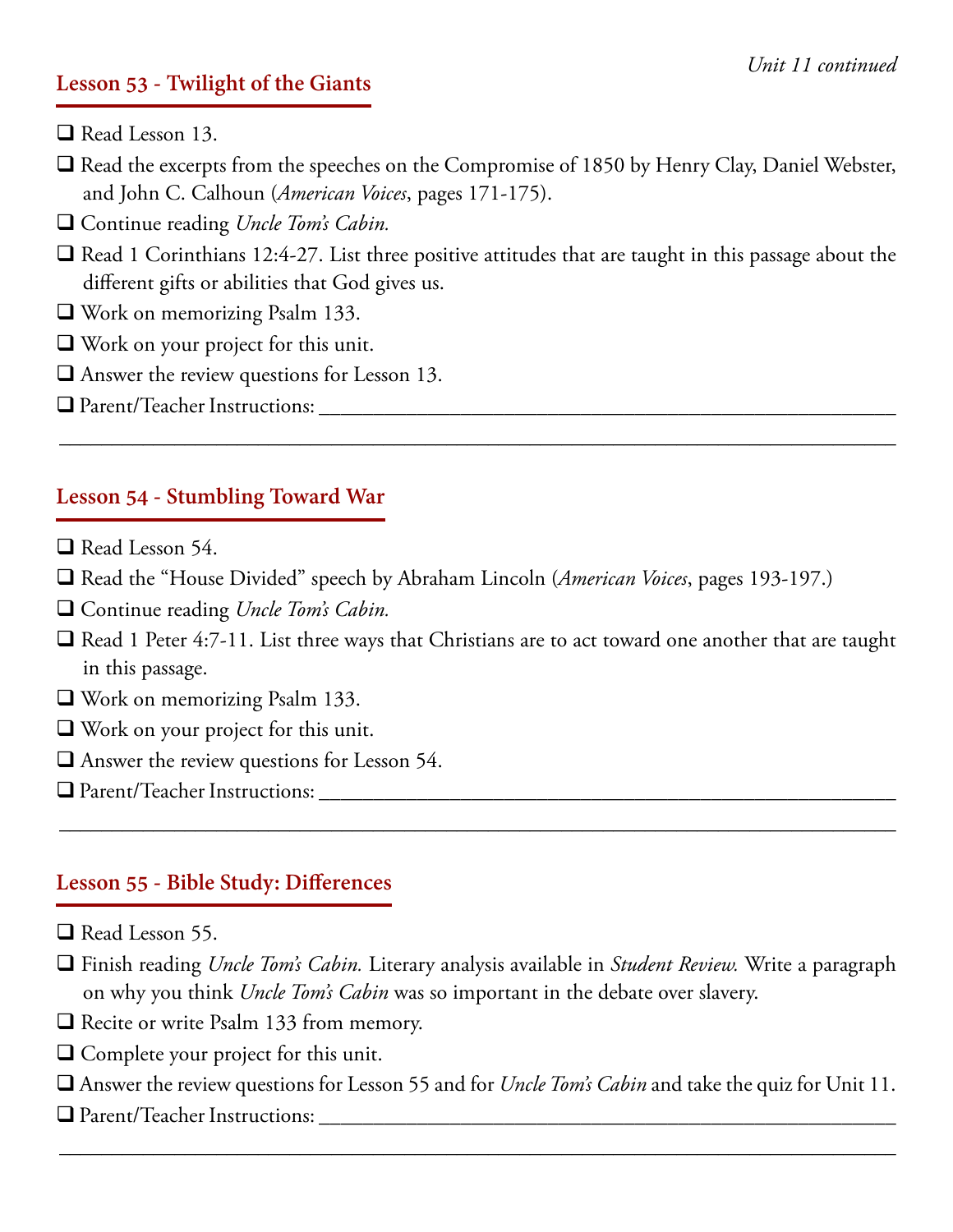*Unit 11 continued*

## Lesson 53 - Twilight of the Giants

- ❑ Read Lesson 13.
- ❑ Read the excerpts from the speeches on the Compromise of 1850 by Henry Clay, Daniel Webster, and John C. Calhoun (*American Voices*, pages 171-175).
- ❑ Continue reading *Uncle Tom's Cabin.*
- ❑ Read 1 Corinthians 12:4-27. List three positive attitudes that are taught in this passage about the different gifts or abilities that God gives us.
- ❑ Work on memorizing Psalm 133.
- ❑ Work on your project for this unit.
- ❑ Answer the review questions for Lesson 13.
- ❑ Parent/Teacher Instructions: ______________________________________________

______________________________________________________________________

## Lesson 54 - Stumbling Toward War

- ❑ Read Lesson 54.
- ❑ Read the "House Divided" speech by Abraham Lincoln (*American Voices*, pages 193-197.)
- ❑ Continue reading *Uncle Tom's Cabin.*
- ❑ Read 1 Peter 4:7-11. List three ways that Christians are to act toward one another that are taught in this passage.
- ❑ Work on memorizing Psalm 133.
- ❑ Work on your project for this unit.
- ❑ Answer the review questions for Lesson 54.
- ❑ Parent/Teacher Instructions: ______________________________________________

______________________________________________________________________

## Lesson 55 - Bible Study: Differences

- ❑ Read Lesson 55.
- ❑ Finish reading *Uncle Tom's Cabin.* Literary analysis available in *Student Review.* Write a paragraph on why you think *Uncle Tom's Cabin* was so important in the debate over slavery.
- ❑ Recite or write Psalm 133 from memory.
- ❑ Complete your project for this unit.
- ❑ Answer the review questions for Lesson 55 and for *Uncle Tom's Cabin* and take the quiz for Unit 11.
- ❑ Parent/Teacher Instructions: ______________________________________________

______________________________________________________________________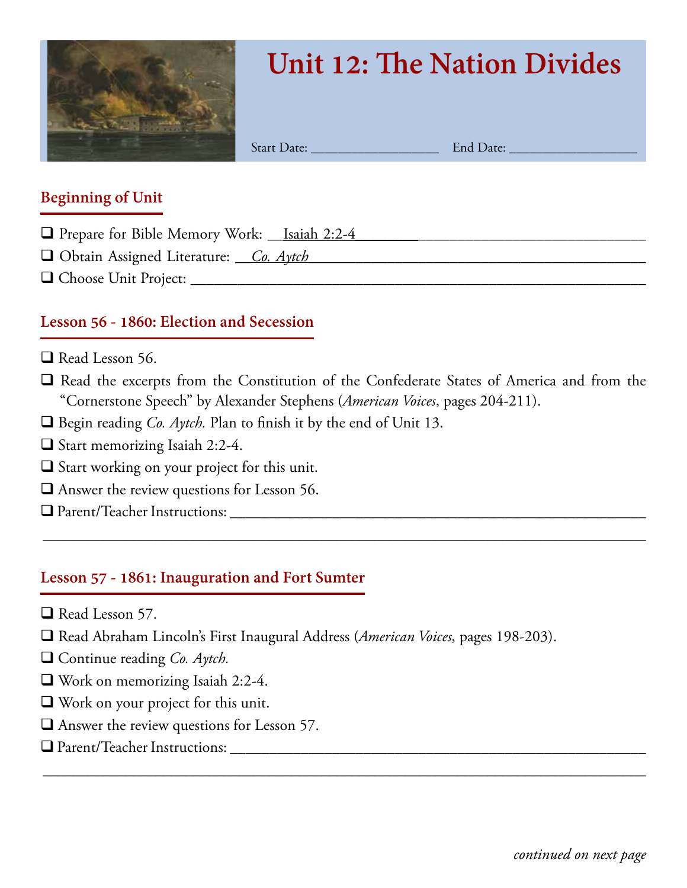# Unit 12: The Nation Divides

Start Date: ________________ End Date: ________________

## Beginning of Unit

- ❑ Prepare for Bible Memory Work: Isaiah 2:2-4
- ❑ Obtain Assigned Literature: *Co. Aytch*
- ❑ Choose Unit Project: ________________

## Lesson 56 - 1860: Election and Secession

- ❑ Read Lesson 56.
- ❑ Read the excerpts from the Constitution of the Confederate States of America and from the "Cornerstone Speech" by Alexander Stephens (*American Voices*, pages 204-211).
- ❑ Begin reading *Co. Aytch.* Plan to finish it by the end of Unit 13.
- ❑ Start memorizing Isaiah 2:2-4.
- ❑ Start working on your project for this unit.
- ❑ Answer the review questions for Lesson 56.
- ❑ Parent/Teacher Instructions: ________________

## Lesson 57 - 1861: Inauguration and Fort Sumter

- ❑ Read Lesson 57.
- ❑ Read Abraham Lincoln's First Inaugural Address (*American Voices*, pages 198-203).
- ❑ Continue reading *Co. Aytch.*
- ❑ Work on memorizing Isaiah 2:2-4.
- ❑ Work on your project for this unit.
- ❑ Answer the review questions for Lesson 57.
- ❑ Parent/Teacher Instructions: ________________

*continued on next page*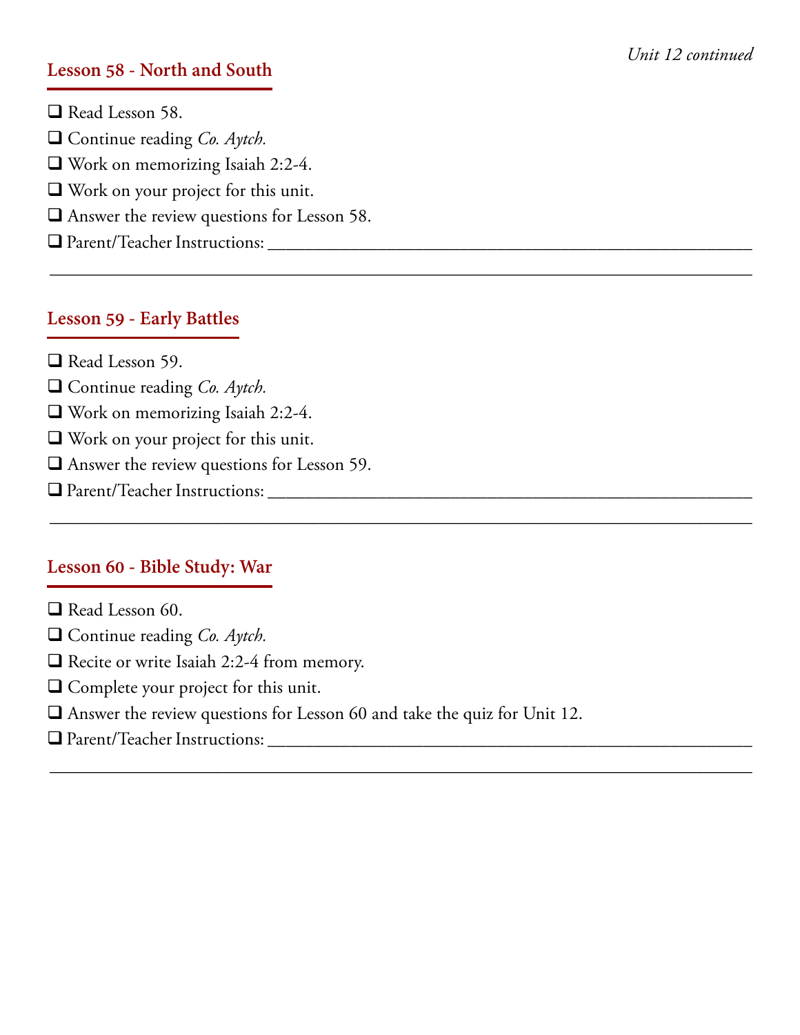*Unit 12 continued*

## Lesson 58 - North and South

❑ Read Lesson 58.
❑ Continue reading *Co. Aytch.*
❑ Work on memorizing Isaiah 2:2-4.
❑ Work on your project for this unit.
❑ Answer the review questions for Lesson 58.
❑ Parent/Teacher Instructions: ____________________________________________________________

________________________________________________________________________________

## Lesson 59 - Early Battles

❑ Read Lesson 59.
❑ Continue reading *Co. Aytch.*
❑ Work on memorizing Isaiah 2:2-4.
❑ Work on your project for this unit.
❑ Answer the review questions for Lesson 59.
❑ Parent/Teacher Instructions: ____________________________________________________________

________________________________________________________________________________

## Lesson 60 - Bible Study: War

❑ Read Lesson 60.
❑ Continue reading *Co. Aytch.*
❑ Recite or write Isaiah 2:2-4 from memory.
❑ Complete your project for this unit.
❑ Answer the review questions for Lesson 60 and take the quiz for Unit 12.
❑ Parent/Teacher Instructions: ____________________________________________________________

________________________________________________________________________________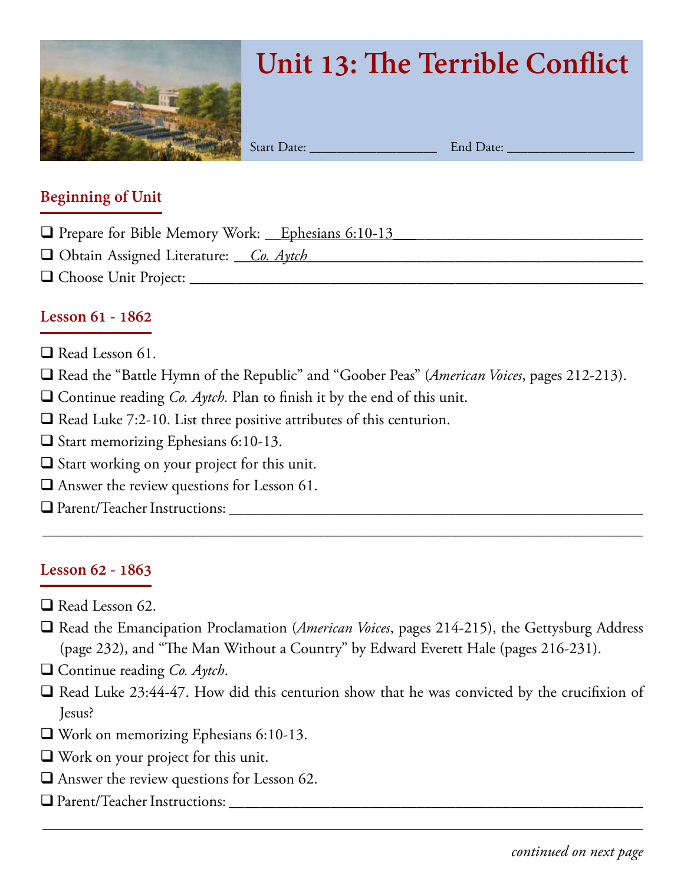# Unit 13: The Terrible Conflict

Start Date: ________________ End Date: ________________

## Beginning of Unit

- ❑ Prepare for Bible Memory Work: __Ephesians 6:10-13___________________________________
- ❑ Obtain Assigned Literature: __*Co. Aytch*_____________________________________________
- ❑ Choose Unit Project: ___________________________________________________________

## Lesson 61 - 1862

- ❑ Read Lesson 61.
- ❑ Read the "Battle Hymn of the Republic" and "Goober Peas" (*American Voices*, pages 212-213).
- ❑ Continue reading *Co. Aytch.* Plan to finish it by the end of this unit.
- ❑ Read Luke 7:2-10. List three positive attributes of this centurion.
- ❑ Start memorizing Ephesians 6:10-13.
- ❑ Start working on your project for this unit.
- ❑ Answer the review questions for Lesson 61.
- ❑ Parent/Teacher Instructions: ____________________________________________________

___________________________________________________________________________

## Lesson 62 - 1863

- ❑ Read Lesson 62.
- ❑ Read the Emancipation Proclamation (*American Voices*, pages 214-215), the Gettysburg Address (page 232), and "The Man Without a Country" by Edward Everett Hale (pages 216-231).
- ❑ Continue reading *Co. Aytch*.
- ❑ Read Luke 23:44-47. How did this centurion show that he was convicted by the crucifixion of Jesus?
- ❑ Work on memorizing Ephesians 6:10-13.
- ❑ Work on your project for this unit.
- ❑ Answer the review questions for Lesson 62.
- ❑ Parent/Teacher Instructions: ____________________________________________________

___________________________________________________________________________

*continued on next page*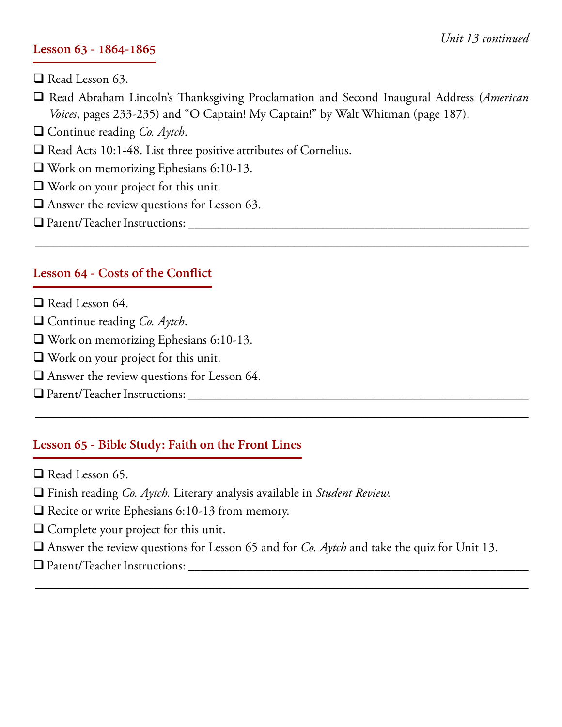## Lesson 63 - 1864-1865

- ❑ Read Lesson 63.
- ❑ Read Abraham Lincoln's Thanksgiving Proclamation and Second Inaugural Address (*American Voices*, pages 233-235) and "O Captain! My Captain!" by Walt Whitman (page 187).
- ❑ Continue reading *Co. Aytch*.
- ❑ Read Acts 10:1-48. List three positive attributes of Cornelius.
- ❑ Work on memorizing Ephesians 6:10-13.
- ❑ Work on your project for this unit.
- ❑ Answer the review questions for Lesson 63.
- ❑ Parent/Teacher Instructions: ______________________________________________

______________________________________________________________________

## Lesson 64 - Costs of the Conflict

- ❑ Read Lesson 64.
- ❑ Continue reading *Co. Aytch*.
- ❑ Work on memorizing Ephesians 6:10-13.
- ❑ Work on your project for this unit.
- ❑ Answer the review questions for Lesson 64.
- ❑ Parent/Teacher Instructions: ______________________________________________

______________________________________________________________________

## Lesson 65 - Bible Study: Faith on the Front Lines

- ❑ Read Lesson 65.
- ❑ Finish reading *Co. Aytch.* Literary analysis available in *Student Review.*
- ❑ Recite or write Ephesians 6:10-13 from memory.
- ❑ Complete your project for this unit.
- ❑ Answer the review questions for Lesson 65 and for *Co. Aytch* and take the quiz for Unit 13.
- ❑ Parent/Teacher Instructions: ______________________________________________

______________________________________________________________________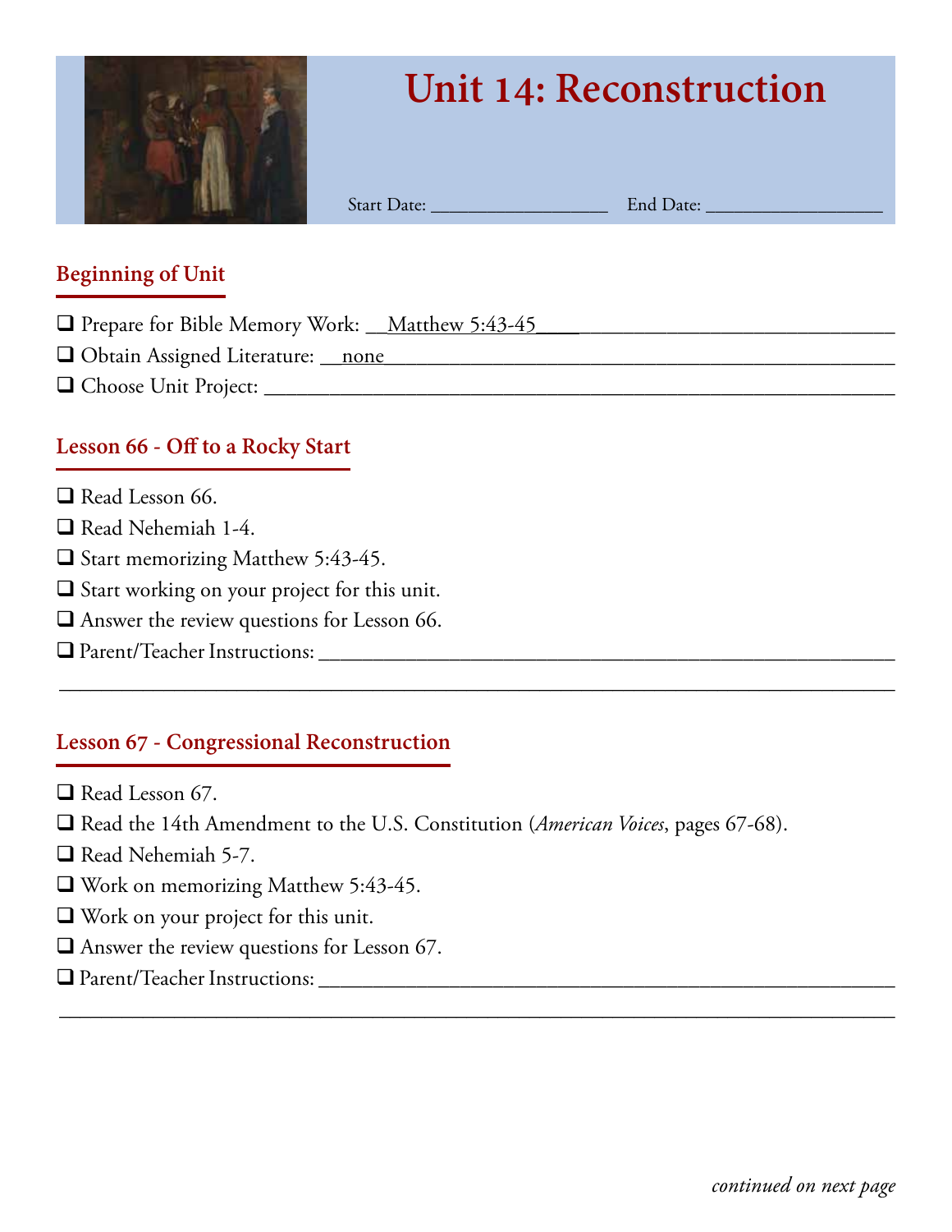# Unit 14: Reconstruction

Start Date: __________________ End Date: __________________

## Beginning of Unit

- ❑ Prepare for Bible Memory Work: __Matthew 5:43-45______________________________
- ❑ Obtain Assigned Literature: __none_____________________________________________
- ❑ Choose Unit Project: ___________________________________________________________

## Lesson 66 - Off to a Rocky Start

- ❑ Read Lesson 66.
- ❑ Read Nehemiah 1-4.
- ❑ Start memorizing Matthew 5:43-45.
- ❑ Start working on your project for this unit.
- ❑ Answer the review questions for Lesson 66.
- ❑ Parent/Teacher Instructions: ___________________________________________________

_______________________________________________________________________________

## Lesson 67 - Congressional Reconstruction

- ❑ Read Lesson 67.
- ❑ Read the 14th Amendment to the U.S. Constitution (*American Voices*, pages 67-68).
- ❑ Read Nehemiah 5-7.
- ❑ Work on memorizing Matthew 5:43-45.
- ❑ Work on your project for this unit.
- ❑ Answer the review questions for Lesson 67.
- ❑ Parent/Teacher Instructions: ___________________________________________________

_______________________________________________________________________________

*continued on next page*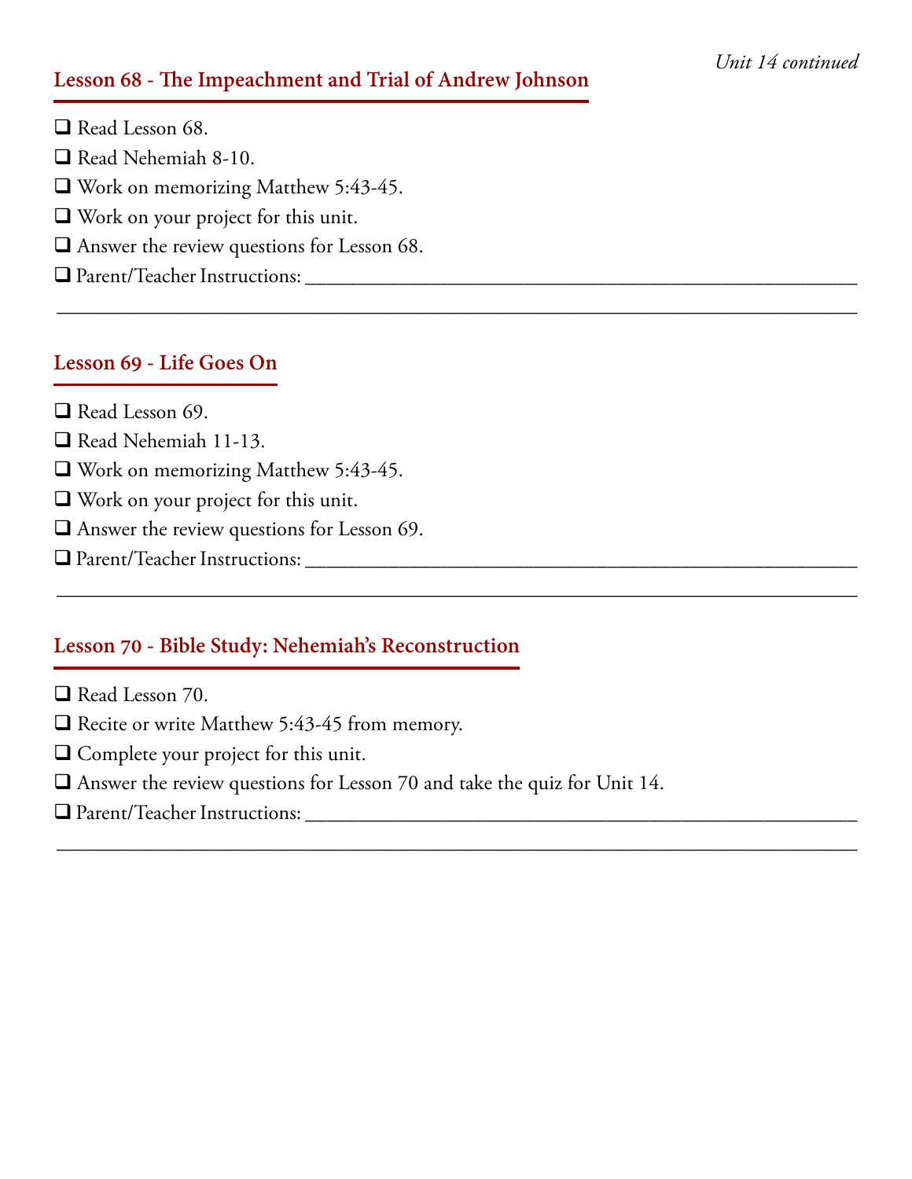*Unit 14 continued*

## Lesson 68 - The Impeachment and Trial of Andrew Johnson

- ❑ Read Lesson 68.
- ❑ Read Nehemiah 8-10.
- ❑ Work on memorizing Matthew 5:43-45.
- ❑ Work on your project for this unit.
- ❑ Answer the review questions for Lesson 68.
- ❑ Parent/Teacher Instructions: ______________________________________________________

_____________________________________________________________________________

## Lesson 69 - Life Goes On

- ❑ Read Lesson 69.
- ❑ Read Nehemiah 11-13.
- ❑ Work on memorizing Matthew 5:43-45.
- ❑ Work on your project for this unit.
- ❑ Answer the review questions for Lesson 69.
- ❑ Parent/Teacher Instructions: ______________________________________________________

_____________________________________________________________________________

## Lesson 70 - Bible Study: Nehemiah's Reconstruction

- ❑ Read Lesson 70.
- ❑ Recite or write Matthew 5:43-45 from memory.
- ❑ Complete your project for this unit.
- ❑ Answer the review questions for Lesson 70 and take the quiz for Unit 14.
- ❑ Parent/Teacher Instructions: ______________________________________________________

_____________________________________________________________________________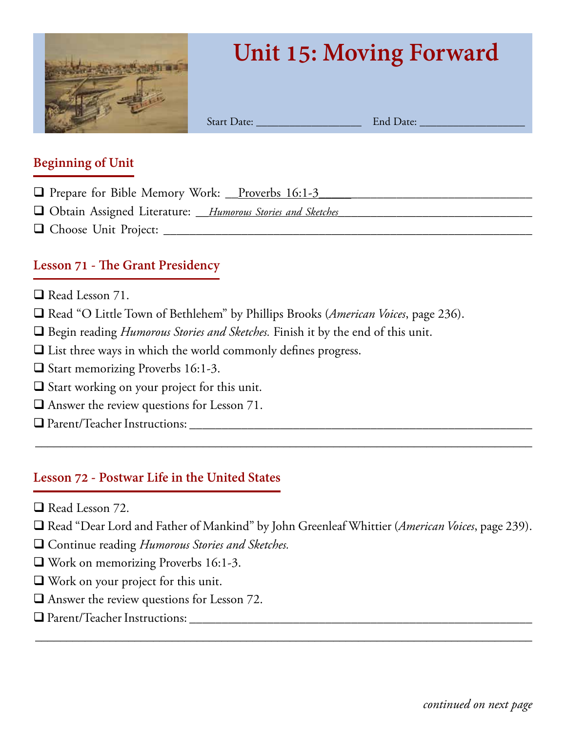# Unit 15: Moving Forward

Start Date: ________________ End Date: ________________

## Beginning of Unit

- ❑ Prepare for Bible Memory Work: Proverbs 16:1-3
- ❑ Obtain Assigned Literature: *Humorous Stories and Sketches*
- ❑ Choose Unit Project: ____________________

## Lesson 71 - The Grant Presidency

- ❑ Read Lesson 71.
- ❑ Read "O Little Town of Bethlehem" by Phillips Brooks (*American Voices*, page 236).
- ❑ Begin reading *Humorous Stories and Sketches.* Finish it by the end of this unit.
- ❑ List three ways in which the world commonly defines progress.
- ❑ Start memorizing Proverbs 16:1-3.
- ❑ Start working on your project for this unit.
- ❑ Answer the review questions for Lesson 71.
- ❑ Parent/Teacher Instructions: ____________________

## Lesson 72 - Postwar Life in the United States

- ❑ Read Lesson 72.
- ❑ Read "Dear Lord and Father of Mankind" by John Greenleaf Whittier (*American Voices*, page 239).
- ❑ Continue reading *Humorous Stories and Sketches.*
- ❑ Work on memorizing Proverbs 16:1-3.
- ❑ Work on your project for this unit.
- ❑ Answer the review questions for Lesson 72.
- ❑ Parent/Teacher Instructions: ____________________

*continued on next page*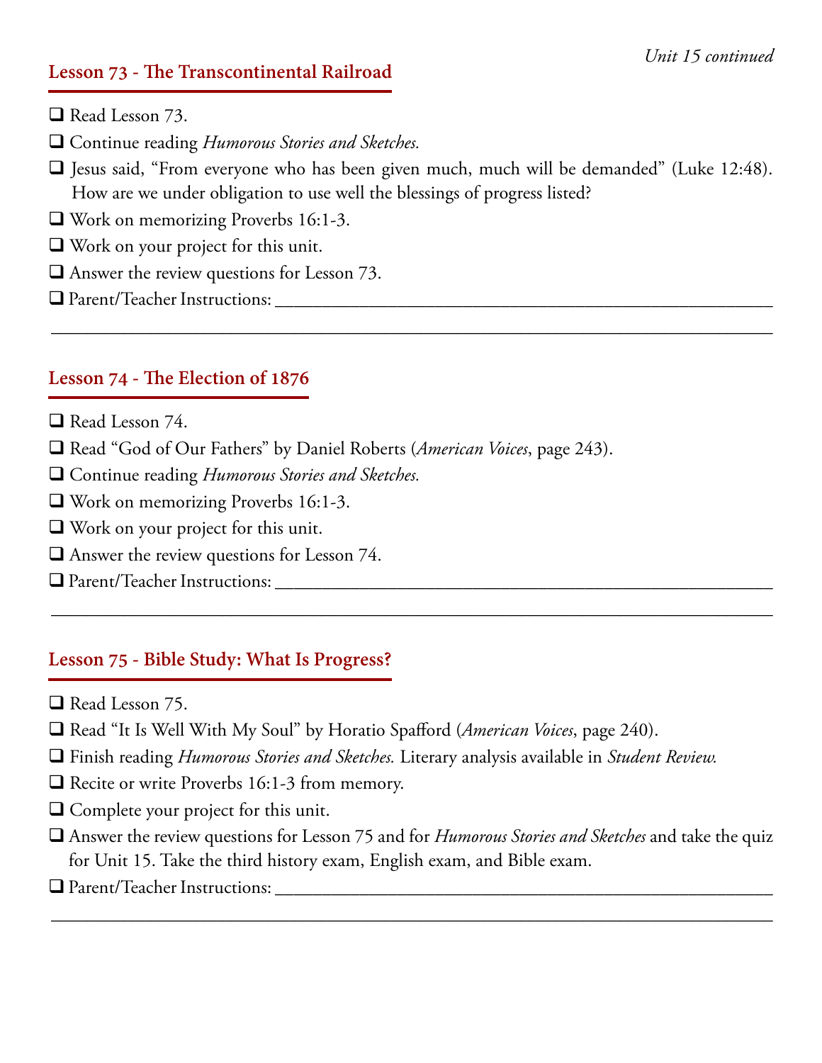*Unit 15 continued*

## Lesson 73 - The Transcontinental Railroad

- ❑ Read Lesson 73.
- ❑ Continue reading *Humorous Stories and Sketches.*
- ❑ Jesus said, "From everyone who has been given much, much will be demanded" (Luke 12:48). How are we under obligation to use well the blessings of progress listed?
- ❑ Work on memorizing Proverbs 16:1-3.
- ❑ Work on your project for this unit.
- ❑ Answer the review questions for Lesson 73.
- ❑ Parent/Teacher Instructions: ____________________________________________________________

____________________________________________________________________________

## Lesson 74 - The Election of 1876

- ❑ Read Lesson 74.
- ❑ Read "God of Our Fathers" by Daniel Roberts (*American Voices*, page 243).
- ❑ Continue reading *Humorous Stories and Sketches.*
- ❑ Work on memorizing Proverbs 16:1-3.
- ❑ Work on your project for this unit.
- ❑ Answer the review questions for Lesson 74.
- ❑ Parent/Teacher Instructions: ____________________________________________________________

____________________________________________________________________________

## Lesson 75 - Bible Study: What Is Progress?

- ❑ Read Lesson 75.
- ❑ Read "It Is Well With My Soul" by Horatio Spafford (*American Voices*, page 240).
- ❑ Finish reading *Humorous Stories and Sketches.* Literary analysis available in *Student Review.*
- ❑ Recite or write Proverbs 16:1-3 from memory.
- ❑ Complete your project for this unit.
- ❑ Answer the review questions for Lesson 75 and for *Humorous Stories and Sketches* and take the quiz for Unit 15. Take the third history exam, English exam, and Bible exam.
- ❑ Parent/Teacher Instructions: ____________________________________________________________

____________________________________________________________________________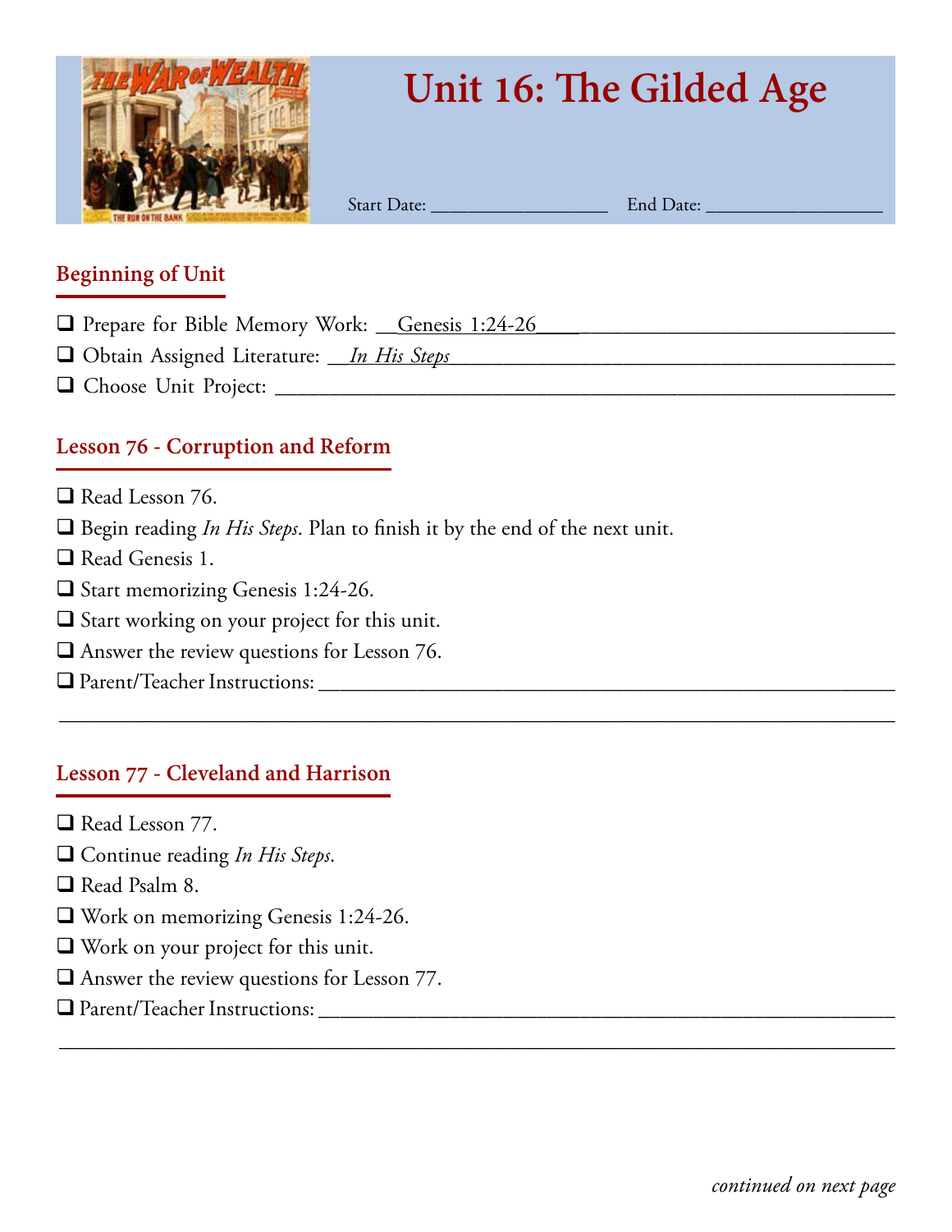# Unit 16: The Gilded Age

Start Date: ______________ End Date: ______________

## Beginning of Unit

- ❑ Prepare for Bible Memory Work: Genesis 1:24-26
- ❑ Obtain Assigned Literature: *In His Steps*
- ❑ Choose Unit Project: ______________

## Lesson 76 - Corruption and Reform

- ❑ Read Lesson 76.
- ❑ Begin reading *In His Steps*. Plan to finish it by the end of the next unit.
- ❑ Read Genesis 1.
- ❑ Start memorizing Genesis 1:24-26.
- ❑ Start working on your project for this unit.
- ❑ Answer the review questions for Lesson 76.
- ❑ Parent/Teacher Instructions: ______________

## Lesson 77 - Cleveland and Harrison

- ❑ Read Lesson 77.
- ❑ Continue reading *In His Steps*.
- ❑ Read Psalm 8.
- ❑ Work on memorizing Genesis 1:24-26.
- ❑ Work on your project for this unit.
- ❑ Answer the review questions for Lesson 77.
- ❑ Parent/Teacher Instructions: ______________

*continued on next page*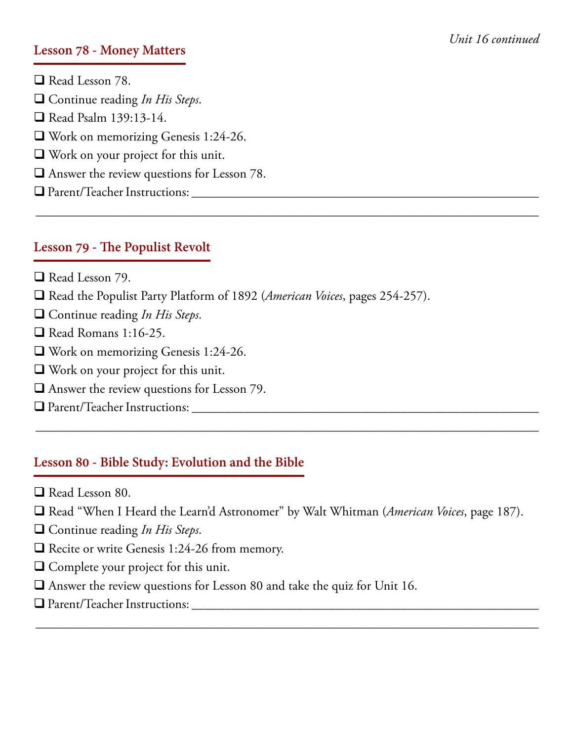## Lesson 78 - Money Matters

- ❑ Read Lesson 78.
- ❑ Continue reading *In His Steps*.
- ❑ Read Psalm 139:13-14.
- ❑ Work on memorizing Genesis 1:24-26.
- ❑ Work on your project for this unit.
- ❑ Answer the review questions for Lesson 78.
- ❑ Parent/Teacher Instructions: ________________________________________________________

______________________________________________________________________________

## Lesson 79 - The Populist Revolt

- ❑ Read Lesson 79.
- ❑ Read the Populist Party Platform of 1892 (*American Voices*, pages 254-257).
- ❑ Continue reading *In His Steps*.
- ❑ Read Romans 1:16-25.
- ❑ Work on memorizing Genesis 1:24-26.
- ❑ Work on your project for this unit.
- ❑ Answer the review questions for Lesson 79.
- ❑ Parent/Teacher Instructions: ________________________________________________________

______________________________________________________________________________

## Lesson 80 - Bible Study: Evolution and the Bible

- ❑ Read Lesson 80.
- ❑ Read "When I Heard the Learn'd Astronomer" by Walt Whitman (*American Voices*, page 187).
- ❑ Continue reading *In His Steps*.
- ❑ Recite or write Genesis 1:24-26 from memory.
- ❑ Complete your project for this unit.
- ❑ Answer the review questions for Lesson 80 and take the quiz for Unit 16.
- ❑ Parent/Teacher Instructions: ________________________________________________________

______________________________________________________________________________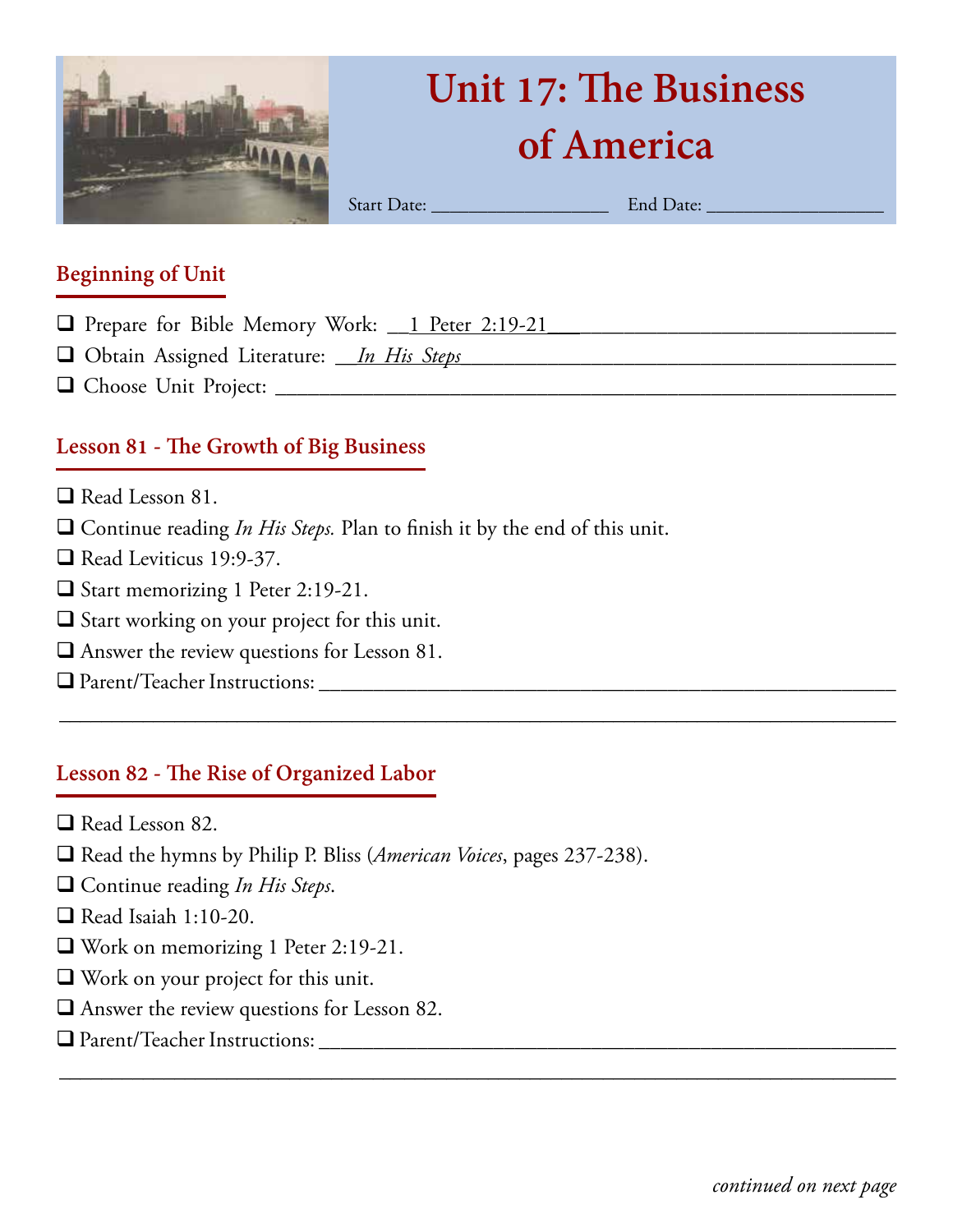# Unit 17: The Business of America

Start Date: ________________ End Date: ________________

## Beginning of Unit

- ❑ Prepare for Bible Memory Work: 1 Peter 2:19-21
- ❑ Obtain Assigned Literature: *In His Steps*
- ❑ Choose Unit Project: ____________________

## Lesson 81 - The Growth of Big Business

- ❑ Read Lesson 81.
- ❑ Continue reading *In His Steps.* Plan to finish it by the end of this unit.
- ❑ Read Leviticus 19:9-37.
- ❑ Start memorizing 1 Peter 2:19-21.
- ❑ Start working on your project for this unit.
- ❑ Answer the review questions for Lesson 81.
- ❑ Parent/Teacher Instructions: ____________________

## Lesson 82 - The Rise of Organized Labor

- ❑ Read Lesson 82.
- ❑ Read the hymns by Philip P. Bliss (*American Voices*, pages 237-238).
- ❑ Continue reading *In His Steps*.
- ❑ Read Isaiah 1:10-20.
- ❑ Work on memorizing 1 Peter 2:19-21.
- ❑ Work on your project for this unit.
- ❑ Answer the review questions for Lesson 82.
- ❑ Parent/Teacher Instructions: ____________________

*continued on next page*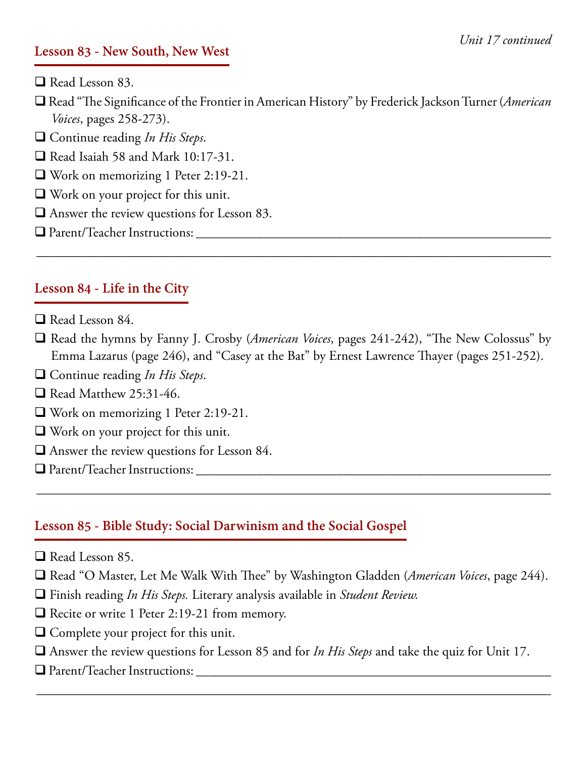*Unit 17 continued*

## Lesson 83 - New South, New West

- ❑ Read Lesson 83.
- ❑ Read "The Significance of the Frontier in American History" by Frederick Jackson Turner (*American Voices*, pages 258-273).
- ❑ Continue reading *In His Steps*.
- ❑ Read Isaiah 58 and Mark 10:17-31.
- ❑ Work on memorizing 1 Peter 2:19-21.
- ❑ Work on your project for this unit.
- ❑ Answer the review questions for Lesson 83.
- ❑ Parent/Teacher Instructions: ______________________________________________

______________________________________________________________________

## Lesson 84 - Life in the City

- ❑ Read Lesson 84.
- ❑ Read the hymns by Fanny J. Crosby (*American Voices*, pages 241-242), "The New Colossus" by Emma Lazarus (page 246), and "Casey at the Bat" by Ernest Lawrence Thayer (pages 251-252).
- ❑ Continue reading *In His Steps*.
- ❑ Read Matthew 25:31-46.
- ❑ Work on memorizing 1 Peter 2:19-21.
- ❑ Work on your project for this unit.
- ❑ Answer the review questions for Lesson 84.
- ❑ Parent/Teacher Instructions: ______________________________________________

______________________________________________________________________

## Lesson 85 - Bible Study: Social Darwinism and the Social Gospel

- ❑ Read Lesson 85.
- ❑ Read "O Master, Let Me Walk With Thee" by Washington Gladden (*American Voices*, page 244).
- ❑ Finish reading *In His Steps.* Literary analysis available in *Student Review.*
- ❑ Recite or write 1 Peter 2:19-21 from memory.
- ❑ Complete your project for this unit.
- ❑ Answer the review questions for Lesson 85 and for *In His Steps* and take the quiz for Unit 17.
- ❑ Parent/Teacher Instructions: ______________________________________________

______________________________________________________________________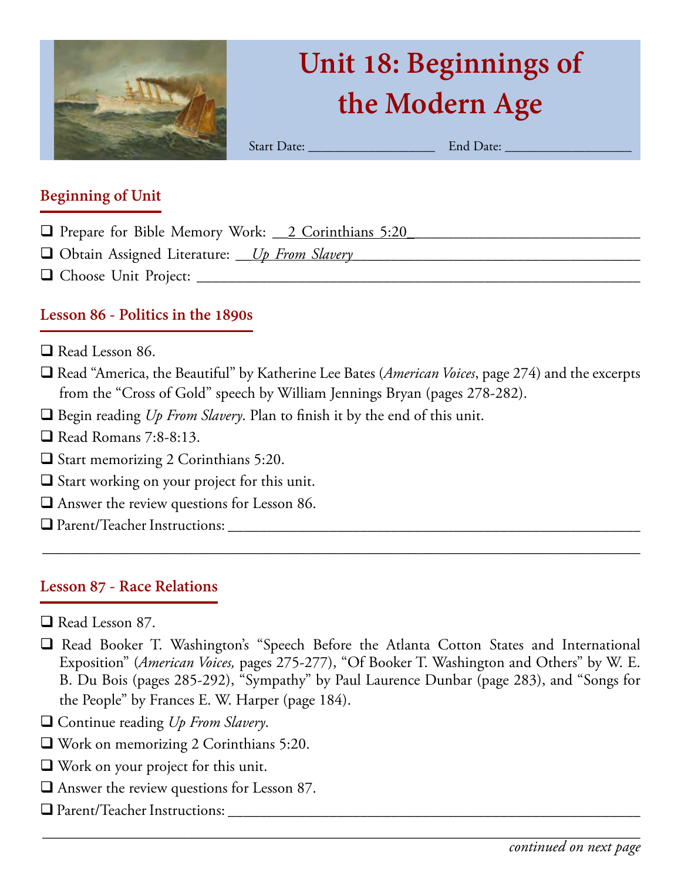# Unit 18: Beginnings of the Modern Age

Start Date: ________________ End Date: ________________

## Beginning of Unit

- ❑ Prepare for Bible Memory Work: __2 Corinthians 5:20______________________________
- ❑ Obtain Assigned Literature: __*Up From Slavery*______________________________
- ❑ Choose Unit Project: ______________________________________________

## Lesson 86 - Politics in the 1890s

- ❑ Read Lesson 86.
- ❑ Read "America, the Beautiful" by Katherine Lee Bates (*American Voices*, page 274) and the excerpts from the "Cross of Gold" speech by William Jennings Bryan (pages 278-282).
- ❑ Begin reading *Up From Slavery*. Plan to finish it by the end of this unit.
- ❑ Read Romans 7:8-8:13.
- ❑ Start memorizing 2 Corinthians 5:20.
- ❑ Start working on your project for this unit.
- ❑ Answer the review questions for Lesson 86.
- ❑ Parent/Teacher Instructions: ______________________________________________

______________________________________________________________________

## Lesson 87 - Race Relations

- ❑ Read Lesson 87.
- ❑ Read Booker T. Washington's "Speech Before the Atlanta Cotton States and International Exposition" (*American Voices,* pages 275-277), "Of Booker T. Washington and Others" by W. E. B. Du Bois (pages 285-292), "Sympathy" by Paul Laurence Dunbar (page 283), and "Songs for the People" by Frances E. W. Harper (page 184).
- ❑ Continue reading *Up From Slavery*.
- ❑ Work on memorizing 2 Corinthians 5:20.
- ❑ Work on your project for this unit.
- ❑ Answer the review questions for Lesson 87.
- ❑ Parent/Teacher Instructions: ______________________________________________

______________________________________________________________________

*continued on next page*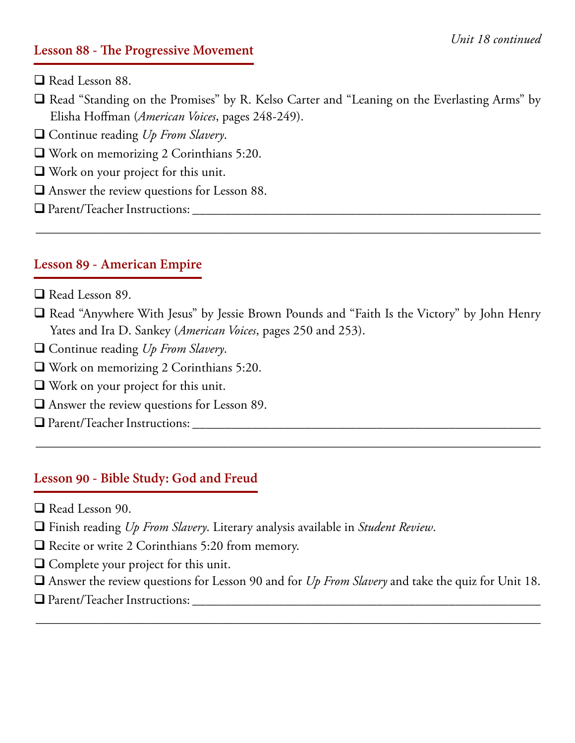*Unit 18 continued*

## Lesson 88 - The Progressive Movement

- ❑ Read Lesson 88.
- ❑ Read "Standing on the Promises" by R. Kelso Carter and "Leaning on the Everlasting Arms" by Elisha Hoffman (*American Voices*, pages 248-249).
- ❑ Continue reading *Up From Slavery*.
- ❑ Work on memorizing 2 Corinthians 5:20.
- ❑ Work on your project for this unit.
- ❑ Answer the review questions for Lesson 88.
- ❑ Parent/Teacher Instructions: ____________________________________________________________

________________________________________________________________________________

## Lesson 89 - American Empire

- ❑ Read Lesson 89.
- ❑ Read "Anywhere With Jesus" by Jessie Brown Pounds and "Faith Is the Victory" by John Henry Yates and Ira D. Sankey (*American Voices*, pages 250 and 253).
- ❑ Continue reading *Up From Slavery*.
- ❑ Work on memorizing 2 Corinthians 5:20.
- ❑ Work on your project for this unit.
- ❑ Answer the review questions for Lesson 89.
- ❑ Parent/Teacher Instructions: ____________________________________________________________

________________________________________________________________________________

## Lesson 90 - Bible Study: God and Freud

- ❑ Read Lesson 90.
- ❑ Finish reading *Up From Slavery*. Literary analysis available in *Student Review*.
- ❑ Recite or write 2 Corinthians 5:20 from memory.
- ❑ Complete your project for this unit.
- ❑ Answer the review questions for Lesson 90 and for *Up From Slavery* and take the quiz for Unit 18.
- ❑ Parent/Teacher Instructions: ____________________________________________________________

________________________________________________________________________________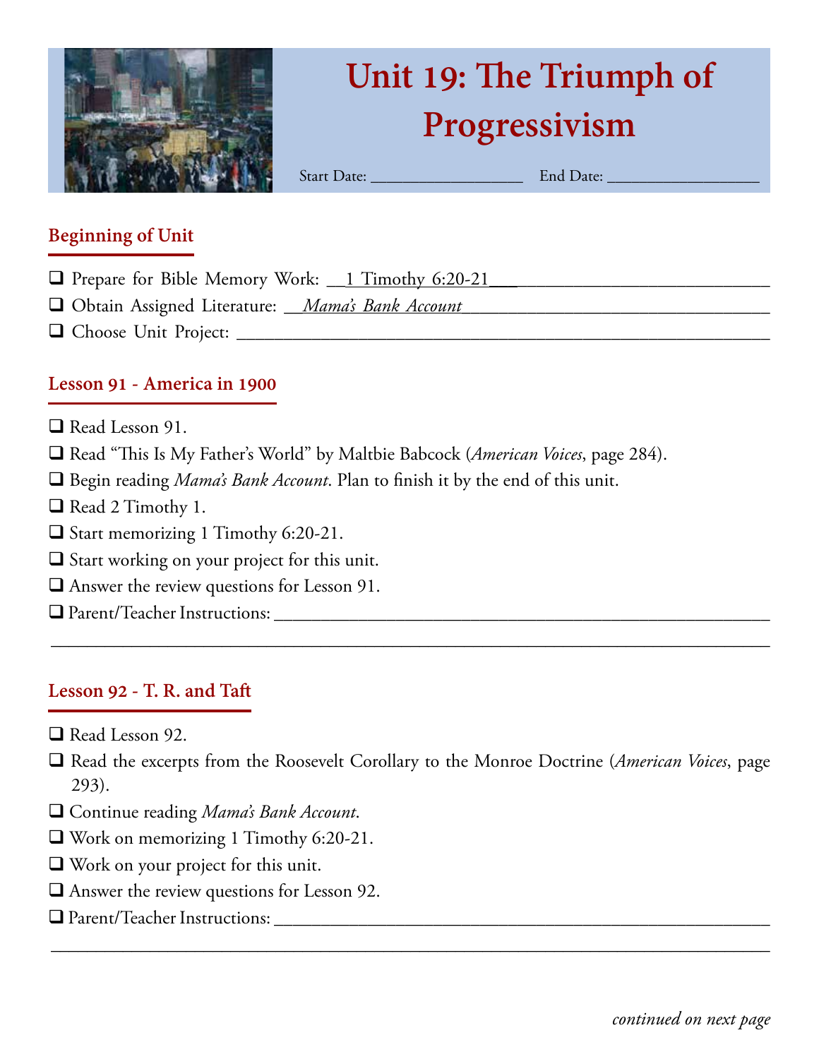# Unit 19: The Triumph of Progressivism

Start Date: ______________ End Date: ______________

## Beginning of Unit

- ❑ Prepare for Bible Memory Work: 1 Timothy 6:20-21
- ❑ Obtain Assigned Literature: *Mama's Bank Account*
- ❑ Choose Unit Project: ______________

## Lesson 91 - America in 1900

- ❑ Read Lesson 91.
- ❑ Read "This Is My Father's World" by Maltbie Babcock (*American Voices*, page 284).
- ❑ Begin reading *Mama's Bank Account*. Plan to finish it by the end of this unit.
- ❑ Read 2 Timothy 1.
- ❑ Start memorizing 1 Timothy 6:20-21.
- ❑ Start working on your project for this unit.
- ❑ Answer the review questions for Lesson 91.
- ❑ Parent/Teacher Instructions: ______________

## Lesson 92 - T. R. and Taft

- ❑ Read Lesson 92.
- ❑ Read the excerpts from the Roosevelt Corollary to the Monroe Doctrine (*American Voices*, page 293).
- ❑ Continue reading *Mama's Bank Account*.
- ❑ Work on memorizing 1 Timothy 6:20-21.
- ❑ Work on your project for this unit.
- ❑ Answer the review questions for Lesson 92.
- ❑ Parent/Teacher Instructions: ______________

*continued on next page*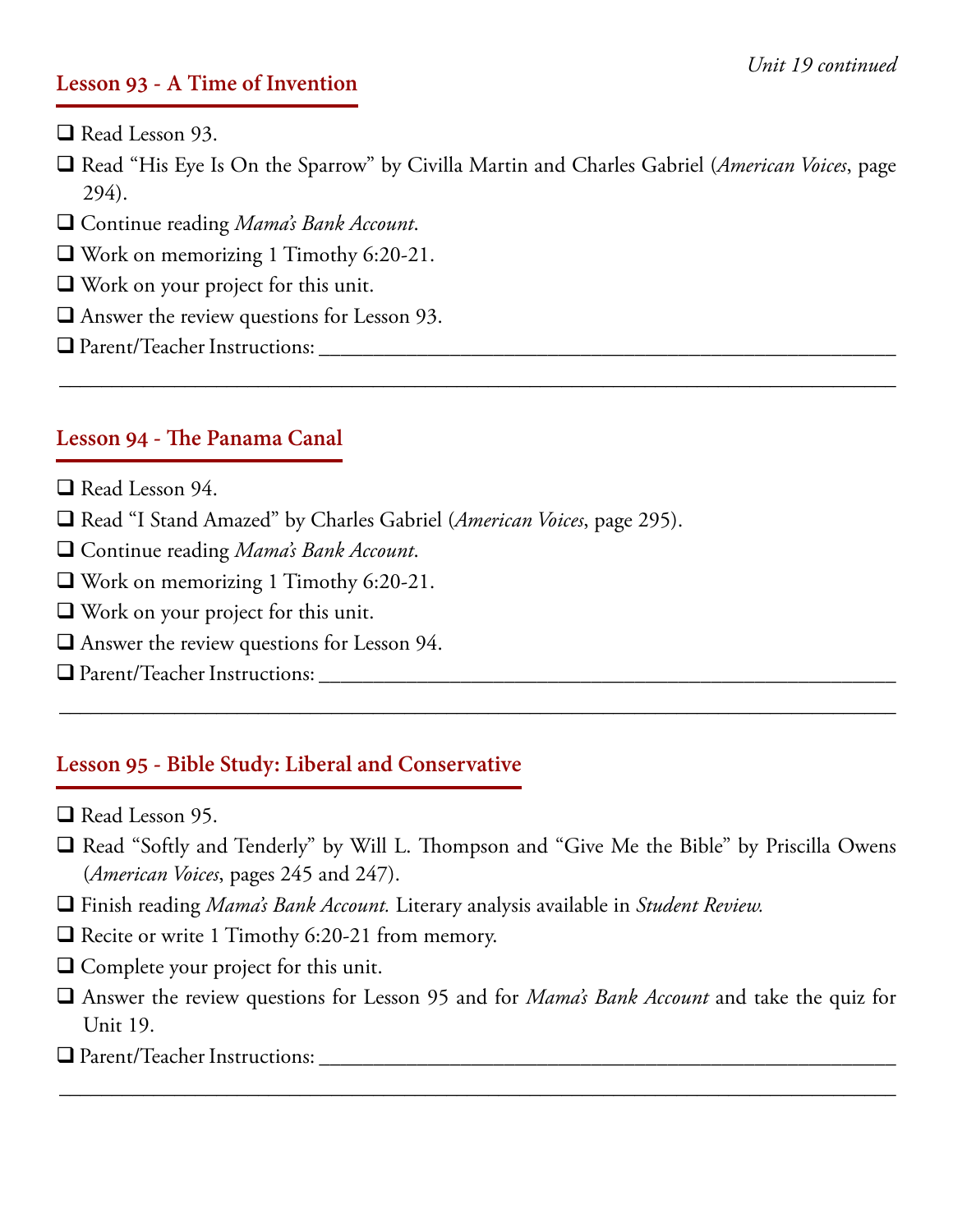## Lesson 93 - A Time of Invention

- ❑ Read Lesson 93.
- ❑ Read "His Eye Is On the Sparrow" by Civilla Martin and Charles Gabriel (*American Voices*, page 294).
- ❑ Continue reading *Mama's Bank Account*.
- ❑ Work on memorizing 1 Timothy 6:20-21.
- ❑ Work on your project for this unit.
- ❑ Answer the review questions for Lesson 93.
- ❑ Parent/Teacher Instructions: ______________________________________________________

______________________________________________________________________________

## Lesson 94 - The Panama Canal

- ❑ Read Lesson 94.
- ❑ Read "I Stand Amazed" by Charles Gabriel (*American Voices*, page 295).
- ❑ Continue reading *Mama's Bank Account*.
- ❑ Work on memorizing 1 Timothy 6:20-21.
- ❑ Work on your project for this unit.
- ❑ Answer the review questions for Lesson 94.
- ❑ Parent/Teacher Instructions: ______________________________________________________

______________________________________________________________________________

## Lesson 95 - Bible Study: Liberal and Conservative

- ❑ Read Lesson 95.
- ❑ Read "Softly and Tenderly" by Will L. Thompson and "Give Me the Bible" by Priscilla Owens (*American Voices*, pages 245 and 247).
- ❑ Finish reading *Mama's Bank Account.* Literary analysis available in *Student Review.*
- ❑ Recite or write 1 Timothy 6:20-21 from memory.
- ❑ Complete your project for this unit.
- ❑ Answer the review questions for Lesson 95 and for *Mama's Bank Account* and take the quiz for Unit 19.
- ❑ Parent/Teacher Instructions: ______________________________________________________

______________________________________________________________________________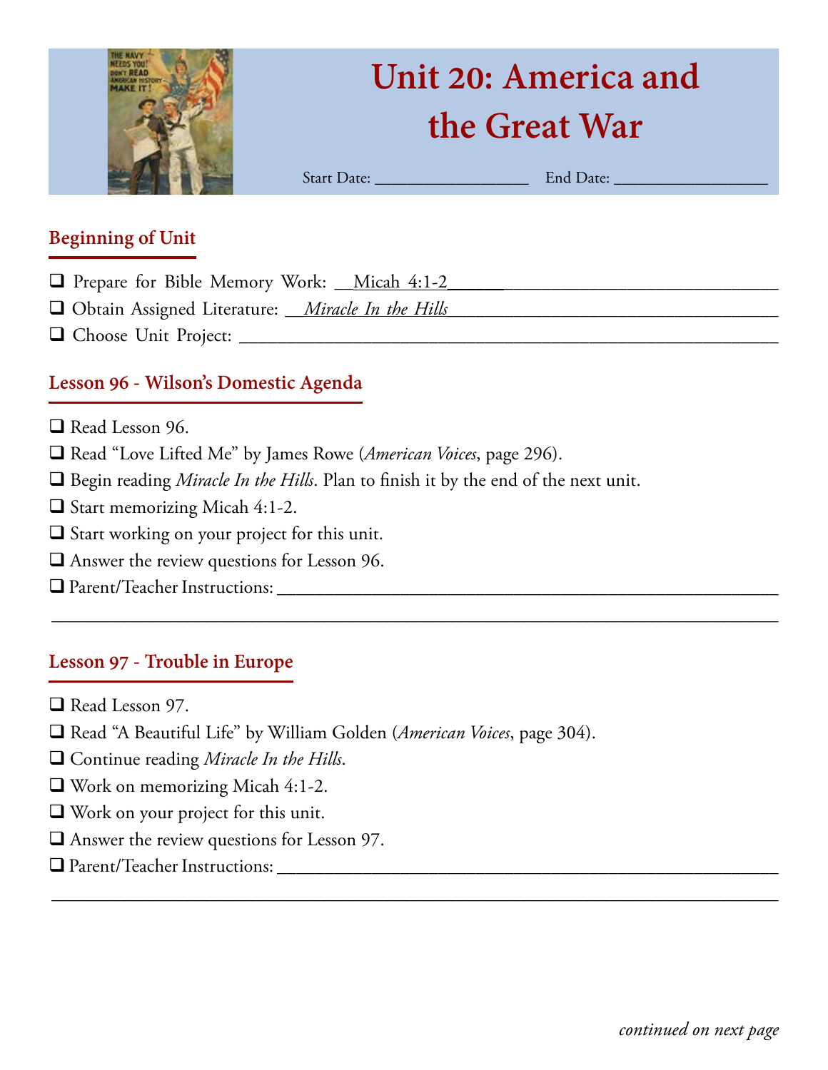# Unit 20: America and the Great War

Start Date: __________________ End Date: __________________

## Beginning of Unit

- ❑ Prepare for Bible Memory Work: __Micah 4:1-2______________________________
- ❑ Obtain Assigned Literature: __*Miracle In the Hills*______________________________
- ❑ Choose Unit Project: ______________________________________________________

## Lesson 96 - Wilson's Domestic Agenda

- ❑ Read Lesson 96.
- ❑ Read "Love Lifted Me" by James Rowe (*American Voices*, page 296).
- ❑ Begin reading *Miracle In the Hills*. Plan to finish it by the end of the next unit.
- ❑ Start memorizing Micah 4:1-2.
- ❑ Start working on your project for this unit.
- ❑ Answer the review questions for Lesson 96.
- ❑ Parent/Teacher Instructions: ______________________________________________

______________________________________________________________________

## Lesson 97 - Trouble in Europe

- ❑ Read Lesson 97.
- ❑ Read "A Beautiful Life" by William Golden (*American Voices*, page 304).
- ❑ Continue reading *Miracle In the Hills*.
- ❑ Work on memorizing Micah 4:1-2.
- ❑ Work on your project for this unit.
- ❑ Answer the review questions for Lesson 97.
- ❑ Parent/Teacher Instructions: ______________________________________________

______________________________________________________________________

*continued on next page*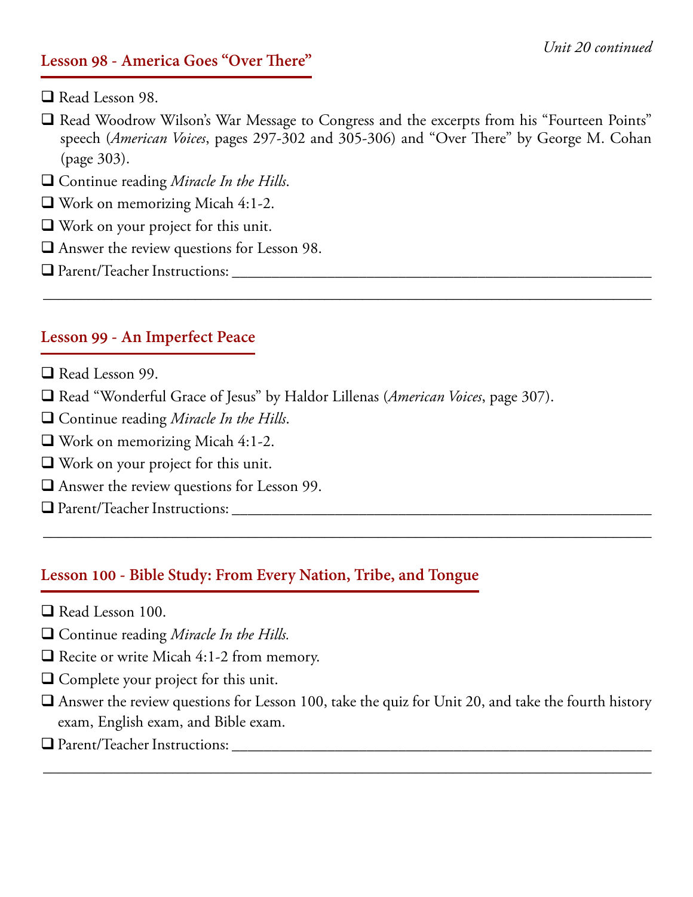*Unit 20 continued*

## Lesson 98 - America Goes "Over There"

- ❑ Read Lesson 98.
- ❑ Read Woodrow Wilson's War Message to Congress and the excerpts from his "Fourteen Points" speech (*American Voices*, pages 297-302 and 305-306) and "Over There" by George M. Cohan (page 303).
- ❑ Continue reading *Miracle In the Hills*.
- ❑ Work on memorizing Micah 4:1-2.
- ❑ Work on your project for this unit.
- ❑ Answer the review questions for Lesson 98.
- ❑ Parent/Teacher Instructions: ______________________________________________

______________________________________________________________________

## Lesson 99 - An Imperfect Peace

- ❑ Read Lesson 99.
- ❑ Read "Wonderful Grace of Jesus" by Haldor Lillenas (*American Voices*, page 307).
- ❑ Continue reading *Miracle In the Hills*.
- ❑ Work on memorizing Micah 4:1-2.
- ❑ Work on your project for this unit.
- ❑ Answer the review questions for Lesson 99.
- ❑ Parent/Teacher Instructions: ______________________________________________

______________________________________________________________________

## Lesson 100 - Bible Study: From Every Nation, Tribe, and Tongue

- ❑ Read Lesson 100.
- ❑ Continue reading *Miracle In the Hills.*
- ❑ Recite or write Micah 4:1-2 from memory.
- ❑ Complete your project for this unit.
- ❑ Answer the review questions for Lesson 100, take the quiz for Unit 20, and take the fourth history exam, English exam, and Bible exam.
- ❑ Parent/Teacher Instructions: ______________________________________________

______________________________________________________________________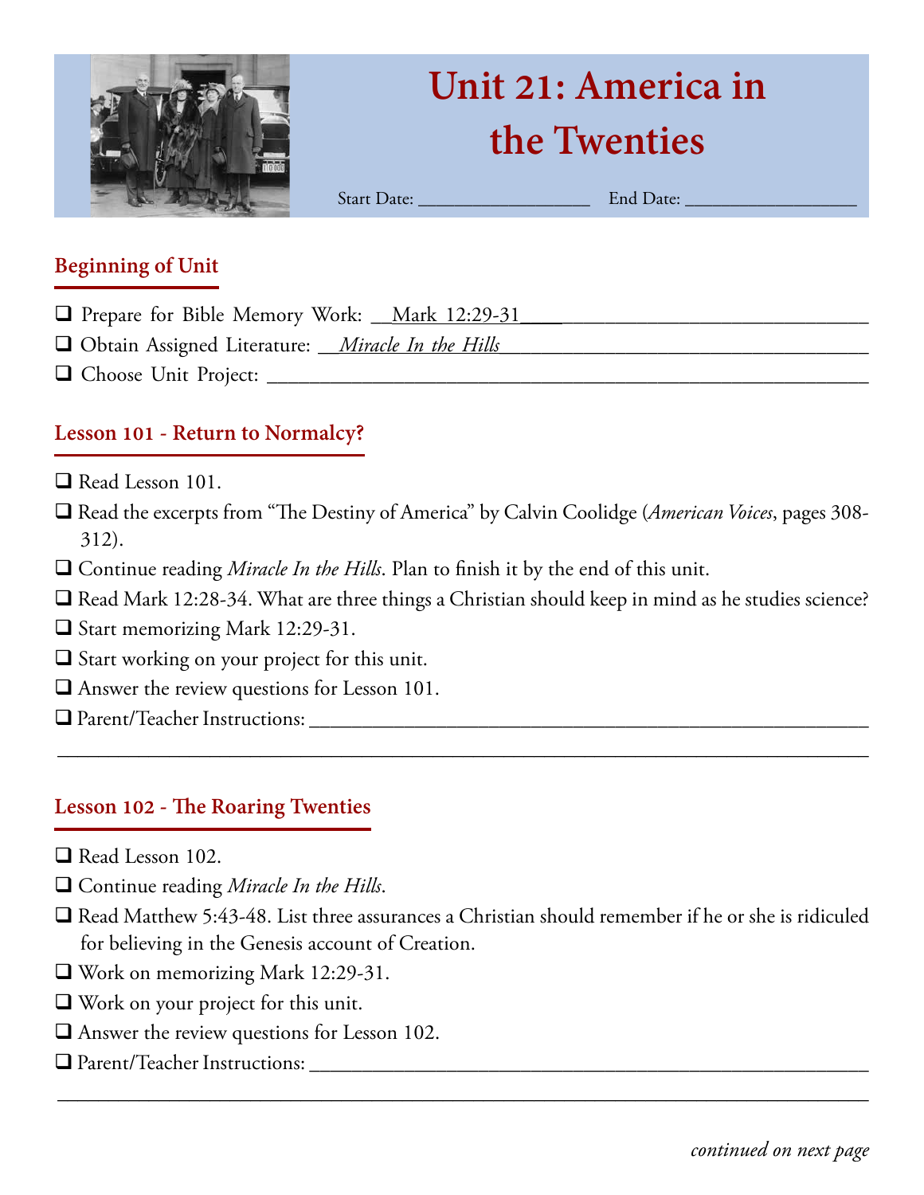# Unit 21: America in the Twenties

Start Date: __________________ End Date: __________________

## Beginning of Unit

- ❑ Prepare for Bible Memory Work: Mark 12:29-31
- ❑ Obtain Assigned Literature: *Miracle In the Hills*
- ❑ Choose Unit Project: ______________________________

## Lesson 101 - Return to Normalcy?

- ❑ Read Lesson 101.
- ❑ Read the excerpts from "The Destiny of America" by Calvin Coolidge (*American Voices*, pages 308-312).
- ❑ Continue reading *Miracle In the Hills*. Plan to finish it by the end of this unit.
- ❑ Read Mark 12:28-34. What are three things a Christian should keep in mind as he studies science?
- ❑ Start memorizing Mark 12:29-31.
- ❑ Start working on your project for this unit.
- ❑ Answer the review questions for Lesson 101.
- ❑ Parent/Teacher Instructions: ______________________________

## Lesson 102 - The Roaring Twenties

- ❑ Read Lesson 102.
- ❑ Continue reading *Miracle In the Hills*.
- ❑ Read Matthew 5:43-48. List three assurances a Christian should remember if he or she is ridiculed for believing in the Genesis account of Creation.
- ❑ Work on memorizing Mark 12:29-31.
- ❑ Work on your project for this unit.
- ❑ Answer the review questions for Lesson 102.
- ❑ Parent/Teacher Instructions: ______________________________

*continued on next page*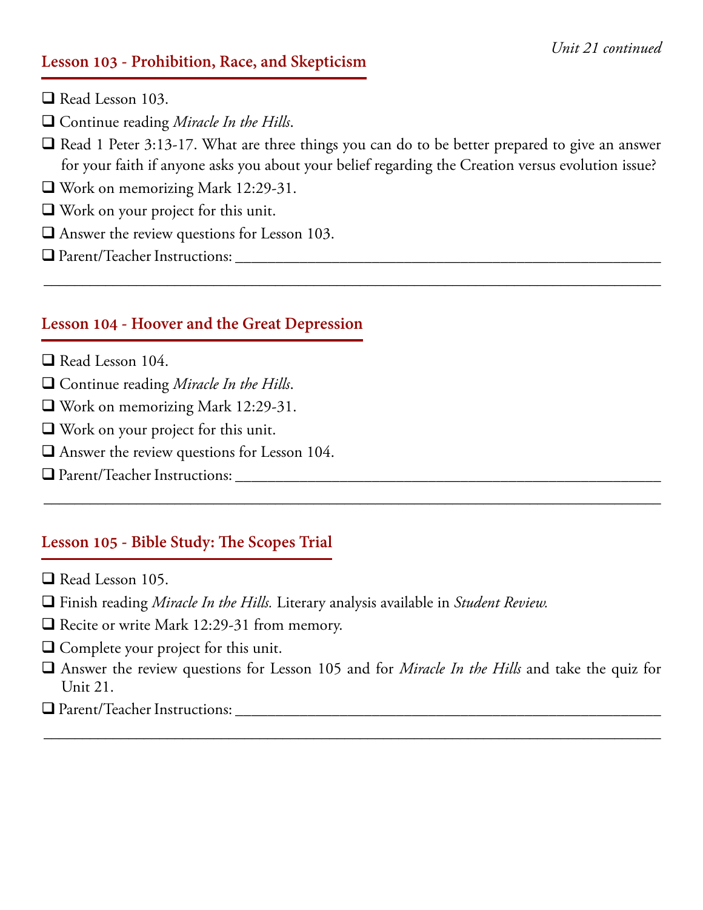*Unit 21 continued*

## Lesson 103 - Prohibition, Race, and Skepticism

- ❑ Read Lesson 103.
- ❑ Continue reading *Miracle In the Hills*.
- ❑ Read 1 Peter 3:13-17. What are three things you can do to be better prepared to give an answer for your faith if anyone asks you about your belief regarding the Creation versus evolution issue?
- ❑ Work on memorizing Mark 12:29-31.
- ❑ Work on your project for this unit.
- ❑ Answer the review questions for Lesson 103.
- ❑ Parent/Teacher Instructions: ____________________________________________

____________________________________________________________________

## Lesson 104 - Hoover and the Great Depression

- ❑ Read Lesson 104.
- ❑ Continue reading *Miracle In the Hills*.
- ❑ Work on memorizing Mark 12:29-31.
- ❑ Work on your project for this unit.
- ❑ Answer the review questions for Lesson 104.
- ❑ Parent/Teacher Instructions: ____________________________________________

____________________________________________________________________

## Lesson 105 - Bible Study: The Scopes Trial

- ❑ Read Lesson 105.
- ❑ Finish reading *Miracle In the Hills.* Literary analysis available in *Student Review.*
- ❑ Recite or write Mark 12:29-31 from memory.
- ❑ Complete your project for this unit.
- ❑ Answer the review questions for Lesson 105 and for *Miracle In the Hills* and take the quiz for Unit 21.
- ❑ Parent/Teacher Instructions: ____________________________________________

____________________________________________________________________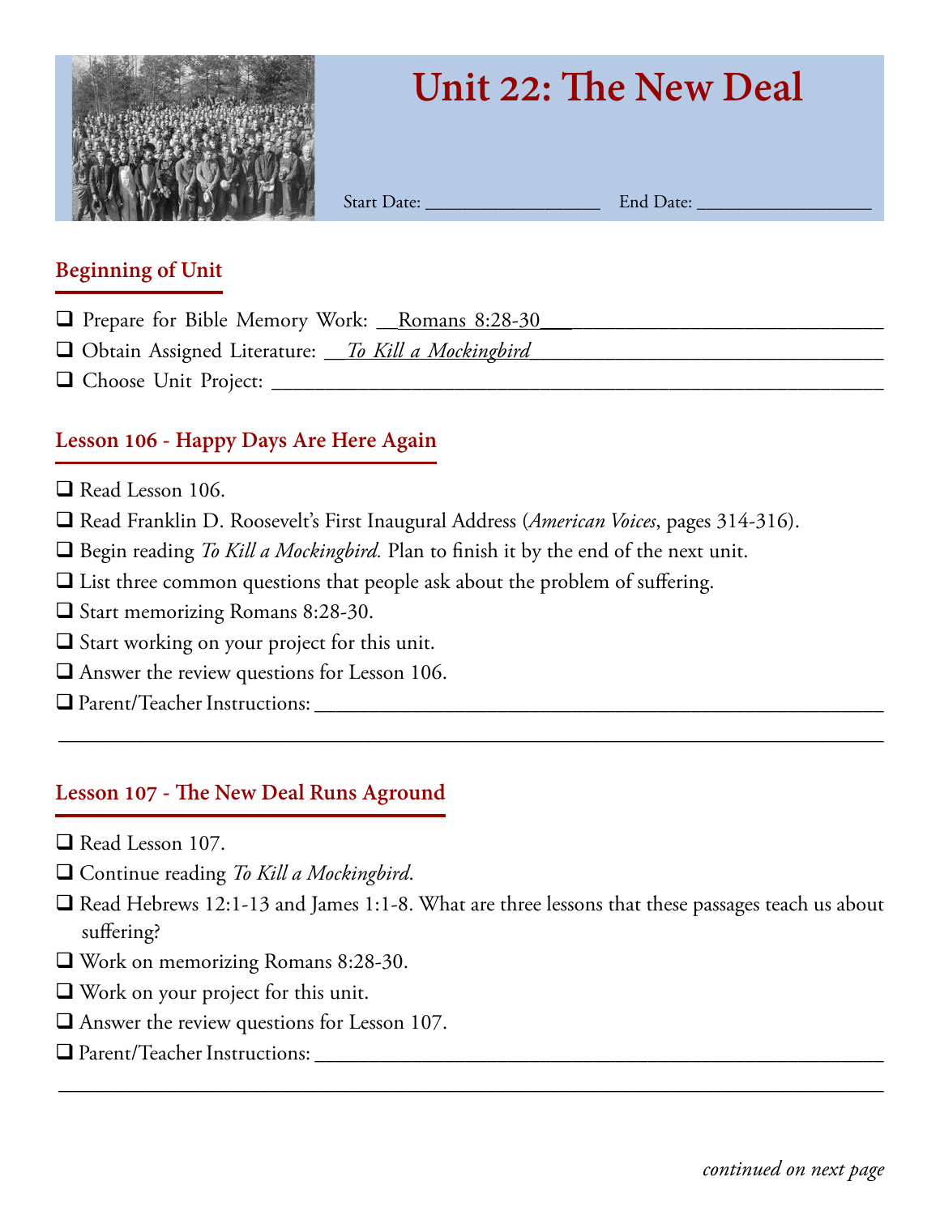# Unit 22: The New Deal

Start Date: ___________________ End Date: ___________________

## Beginning of Unit

- ❑ Prepare for Bible Memory Work: Romans 8:28-30
- ❑ Obtain Assigned Literature: *To Kill a Mockingbird*
- ❑ Choose Unit Project: ___________________

## Lesson 106 - Happy Days Are Here Again

- ❑ Read Lesson 106.
- ❑ Read Franklin D. Roosevelt's First Inaugural Address (*American Voices*, pages 314-316).
- ❑ Begin reading *To Kill a Mockingbird.* Plan to finish it by the end of the next unit.
- ❑ List three common questions that people ask about the problem of suffering.
- ❑ Start memorizing Romans 8:28-30.
- ❑ Start working on your project for this unit.
- ❑ Answer the review questions for Lesson 106.
- ❑ Parent/Teacher Instructions: ___________________

## Lesson 107 - The New Deal Runs Aground

- ❑ Read Lesson 107.
- ❑ Continue reading *To Kill a Mockingbird*.
- ❑ Read Hebrews 12:1-13 and James 1:1-8. What are three lessons that these passages teach us about suffering?
- ❑ Work on memorizing Romans 8:28-30.
- ❑ Work on your project for this unit.
- ❑ Answer the review questions for Lesson 107.
- ❑ Parent/Teacher Instructions: ___________________

*continued on next page*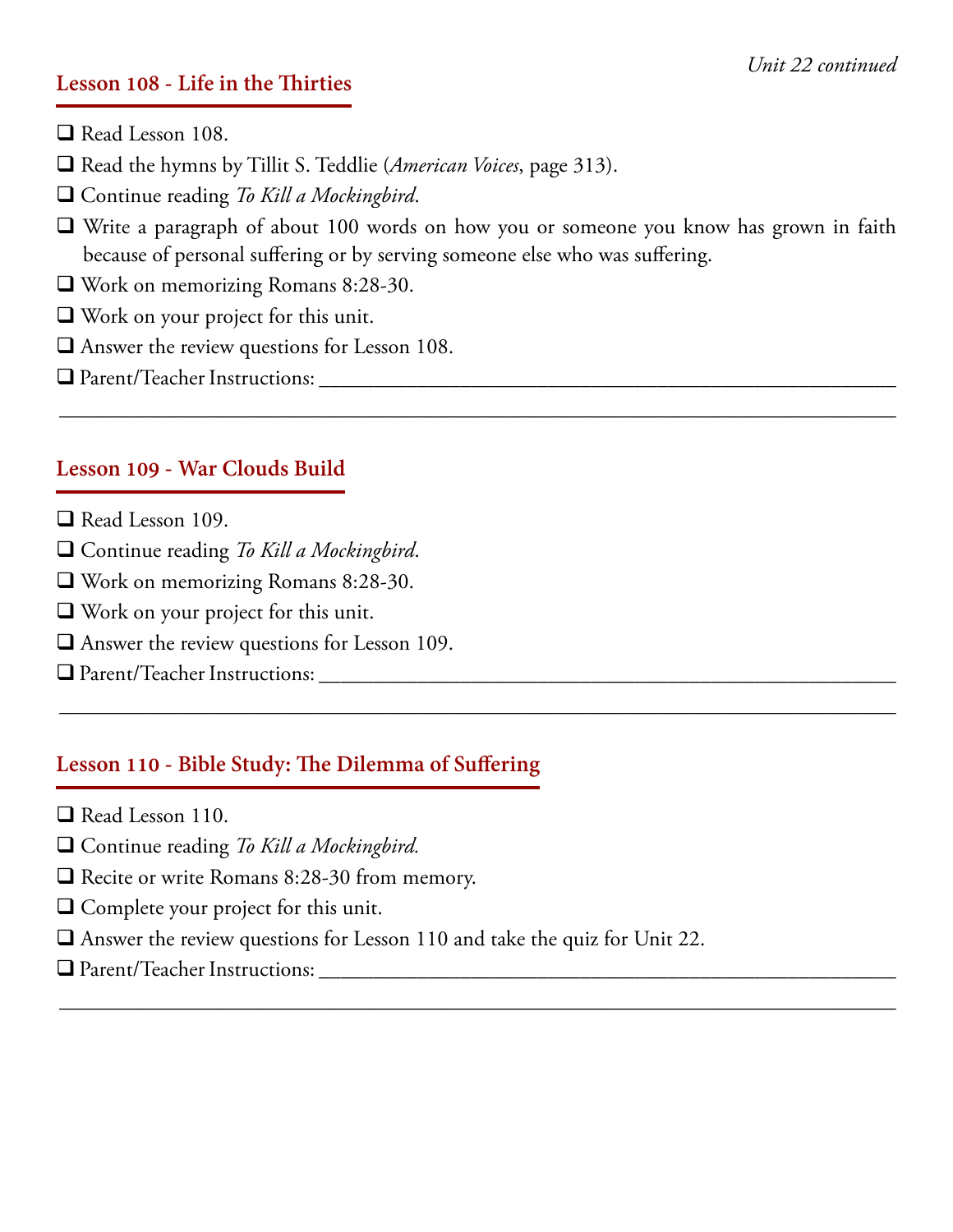*Unit 22 continued*

## Lesson 108 - Life in the Thirties

- ❑ Read Lesson 108.
- ❑ Read the hymns by Tillit S. Teddlie (*American Voices*, page 313).
- ❑ Continue reading *To Kill a Mockingbird*.
- ❑ Write a paragraph of about 100 words on how you or someone you know has grown in faith because of personal suffering or by serving someone else who was suffering.
- ❑ Work on memorizing Romans 8:28-30.
- ❑ Work on your project for this unit.
- ❑ Answer the review questions for Lesson 108.
- ❑ Parent/Teacher Instructions: ____________________________________________

______________________________________________________________________

## Lesson 109 - War Clouds Build

- ❑ Read Lesson 109.
- ❑ Continue reading *To Kill a Mockingbird*.
- ❑ Work on memorizing Romans 8:28-30.
- ❑ Work on your project for this unit.
- ❑ Answer the review questions for Lesson 109.
- ❑ Parent/Teacher Instructions: ____________________________________________

______________________________________________________________________

## Lesson 110 - Bible Study: The Dilemma of Suffering

- ❑ Read Lesson 110.
- ❑ Continue reading *To Kill a Mockingbird.*
- ❑ Recite or write Romans 8:28-30 from memory.
- ❑ Complete your project for this unit.
- ❑ Answer the review questions for Lesson 110 and take the quiz for Unit 22.
- ❑ Parent/Teacher Instructions: ____________________________________________

______________________________________________________________________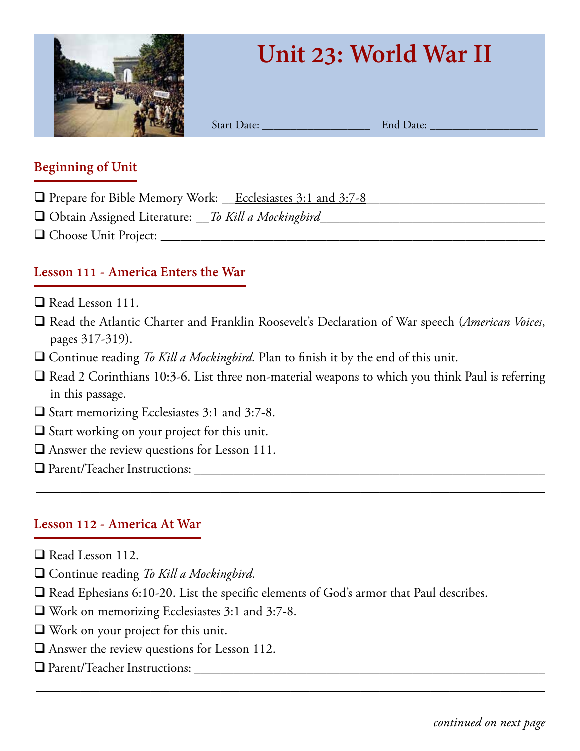# Unit 23: World War II

Start Date: ________________ End Date: ________________

## Beginning of Unit

- ❑ Prepare for Bible Memory Work: Ecclesiastes 3:1 and 3:7-8
- ❑ Obtain Assigned Literature: *To Kill a Mockingbird*
- ❑ Choose Unit Project: ____________________________________________

## Lesson 111 - America Enters the War

- ❑ Read Lesson 111.
- ❑ Read the Atlantic Charter and Franklin Roosevelt's Declaration of War speech (*American Voices*, pages 317-319).
- ❑ Continue reading *To Kill a Mockingbird.* Plan to finish it by the end of this unit.
- ❑ Read 2 Corinthians 10:3-6. List three non-material weapons to which you think Paul is referring in this passage.
- ❑ Start memorizing Ecclesiastes 3:1 and 3:7-8.
- ❑ Start working on your project for this unit.
- ❑ Answer the review questions for Lesson 111.
- ❑ Parent/Teacher Instructions: ____________________________________________

## Lesson 112 - America At War

- ❑ Read Lesson 112.
- ❑ Continue reading *To Kill a Mockingbird*.
- ❑ Read Ephesians 6:10-20. List the specific elements of God's armor that Paul describes.
- ❑ Work on memorizing Ecclesiastes 3:1 and 3:7-8.
- ❑ Work on your project for this unit.
- ❑ Answer the review questions for Lesson 112.
- ❑ Parent/Teacher Instructions: ____________________________________________

*continued on next page*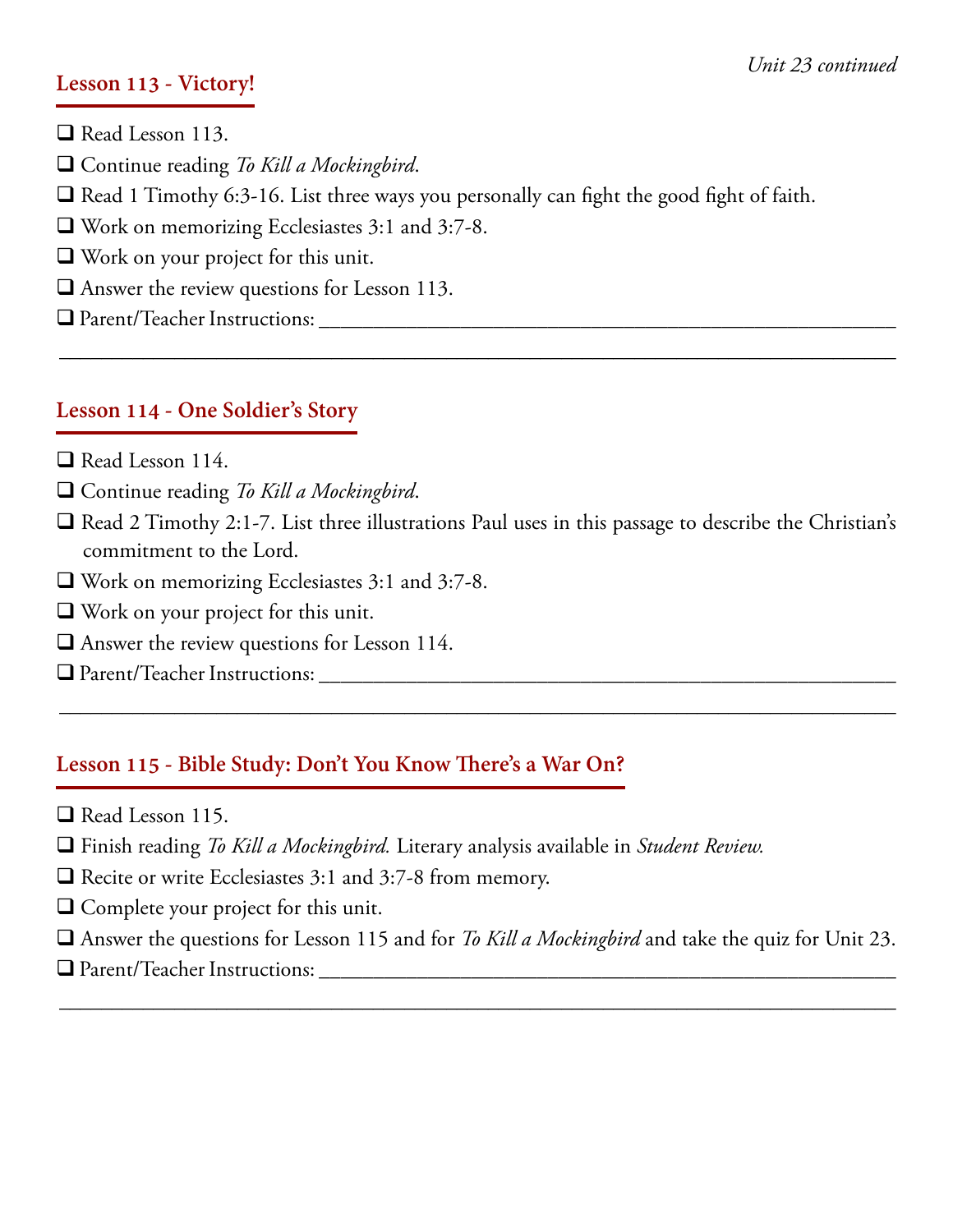*Unit 23 continued*

## Lesson 113 - Victory!

- ❑ Read Lesson 113.
- ❑ Continue reading *To Kill a Mockingbird*.
- ❑ Read 1 Timothy 6:3-16. List three ways you personally can fight the good fight of faith.
- ❑ Work on memorizing Ecclesiastes 3:1 and 3:7-8.
- ❑ Work on your project for this unit.
- ❑ Answer the review questions for Lesson 113.
- ❑ Parent/Teacher Instructions: ____________________________________________

____________________________________________________________

## Lesson 114 - One Soldier's Story

- ❑ Read Lesson 114.
- ❑ Continue reading *To Kill a Mockingbird*.
- ❑ Read 2 Timothy 2:1-7. List three illustrations Paul uses in this passage to describe the Christian's commitment to the Lord.
- ❑ Work on memorizing Ecclesiastes 3:1 and 3:7-8.
- ❑ Work on your project for this unit.
- ❑ Answer the review questions for Lesson 114.
- ❑ Parent/Teacher Instructions: ____________________________________________

____________________________________________________________

## Lesson 115 - Bible Study: Don't You Know There's a War On?

- ❑ Read Lesson 115.
- ❑ Finish reading *To Kill a Mockingbird.* Literary analysis available in *Student Review.*
- ❑ Recite or write Ecclesiastes 3:1 and 3:7-8 from memory.
- ❑ Complete your project for this unit.
- ❑ Answer the questions for Lesson 115 and for *To Kill a Mockingbird* and take the quiz for Unit 23.
- ❑ Parent/Teacher Instructions: ____________________________________________

____________________________________________________________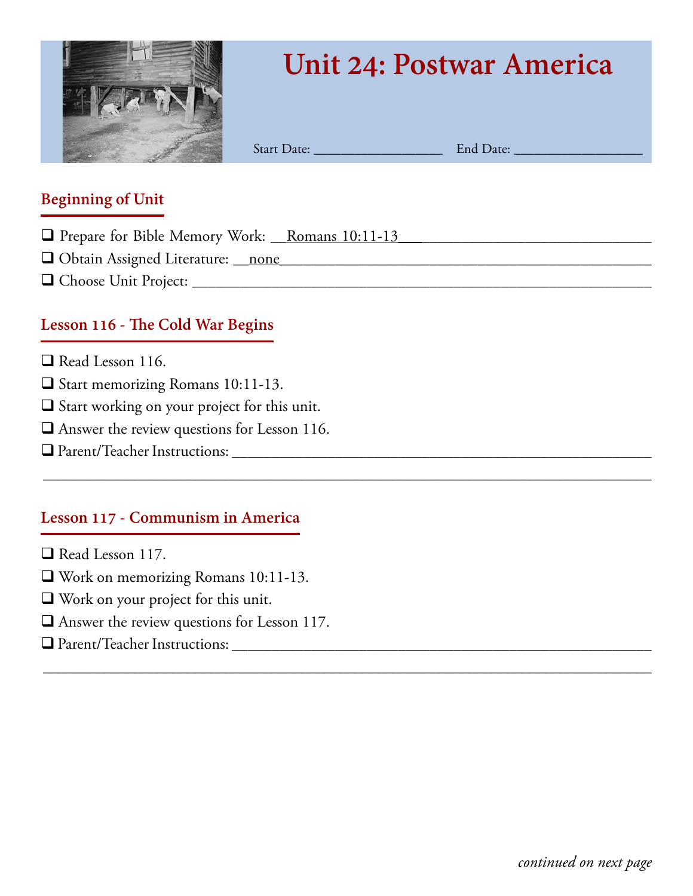# Unit 24: Postwar America

Start Date: __________________ End Date: __________________

## Beginning of Unit

- ❑ Prepare for Bible Memory Work: __Romans 10:11-13______________________________
- ❑ Obtain Assigned Literature: __none__________________________________________
- ❑ Choose Unit Project: ______________________________________________________

## Lesson 116 - The Cold War Begins

- ❑ Read Lesson 116.
- ❑ Start memorizing Romans 10:11-13.
- ❑ Start working on your project for this unit.
- ❑ Answer the review questions for Lesson 116.
- ❑ Parent/Teacher Instructions: ______________________________________________

______________________________________________________________________________

## Lesson 117 - Communism in America

- ❑ Read Lesson 117.
- ❑ Work on memorizing Romans 10:11-13.
- ❑ Work on your project for this unit.
- ❑ Answer the review questions for Lesson 117.
- ❑ Parent/Teacher Instructions: ______________________________________________

______________________________________________________________________________

*continued on next page*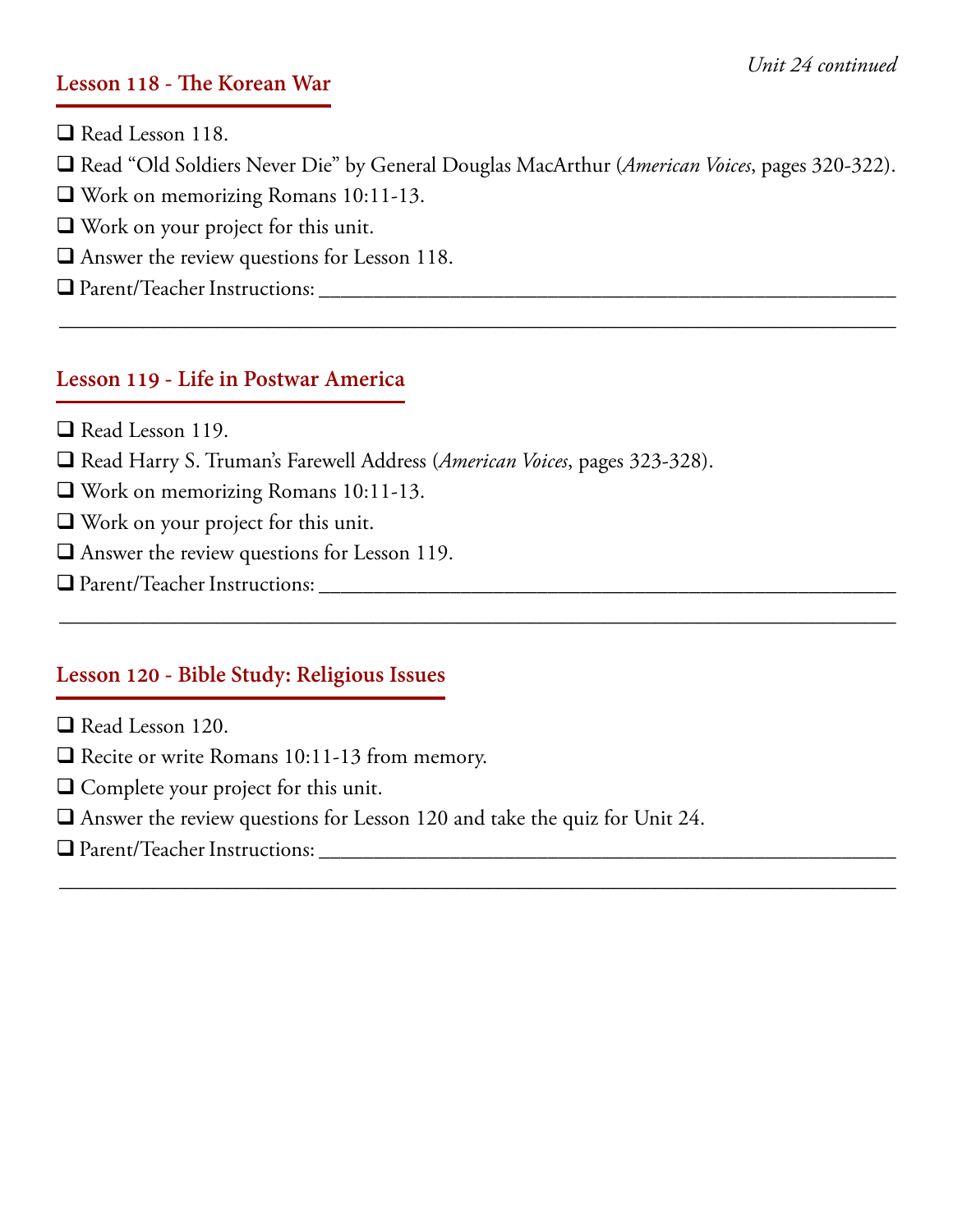*Unit 24 continued*

## Lesson 118 - The Korean War

- ❑ Read Lesson 118.
- ❑ Read "Old Soldiers Never Die" by General Douglas MacArthur (*American Voices*, pages 320-322).
- ❑ Work on memorizing Romans 10:11-13.
- ❑ Work on your project for this unit.
- ❑ Answer the review questions for Lesson 118.
- ❑ Parent/Teacher Instructions: ____________________________________________________________

_______________________________________________________________________________

## Lesson 119 - Life in Postwar America

- ❑ Read Lesson 119.
- ❑ Read Harry S. Truman's Farewell Address (*American Voices*, pages 323-328).
- ❑ Work on memorizing Romans 10:11-13.
- ❑ Work on your project for this unit.
- ❑ Answer the review questions for Lesson 119.
- ❑ Parent/Teacher Instructions: ____________________________________________________________

_______________________________________________________________________________

## Lesson 120 - Bible Study: Religious Issues

- ❑ Read Lesson 120.
- ❑ Recite or write Romans 10:11-13 from memory.
- ❑ Complete your project for this unit.
- ❑ Answer the review questions for Lesson 120 and take the quiz for Unit 24.
- ❑ Parent/Teacher Instructions: ____________________________________________________________

_______________________________________________________________________________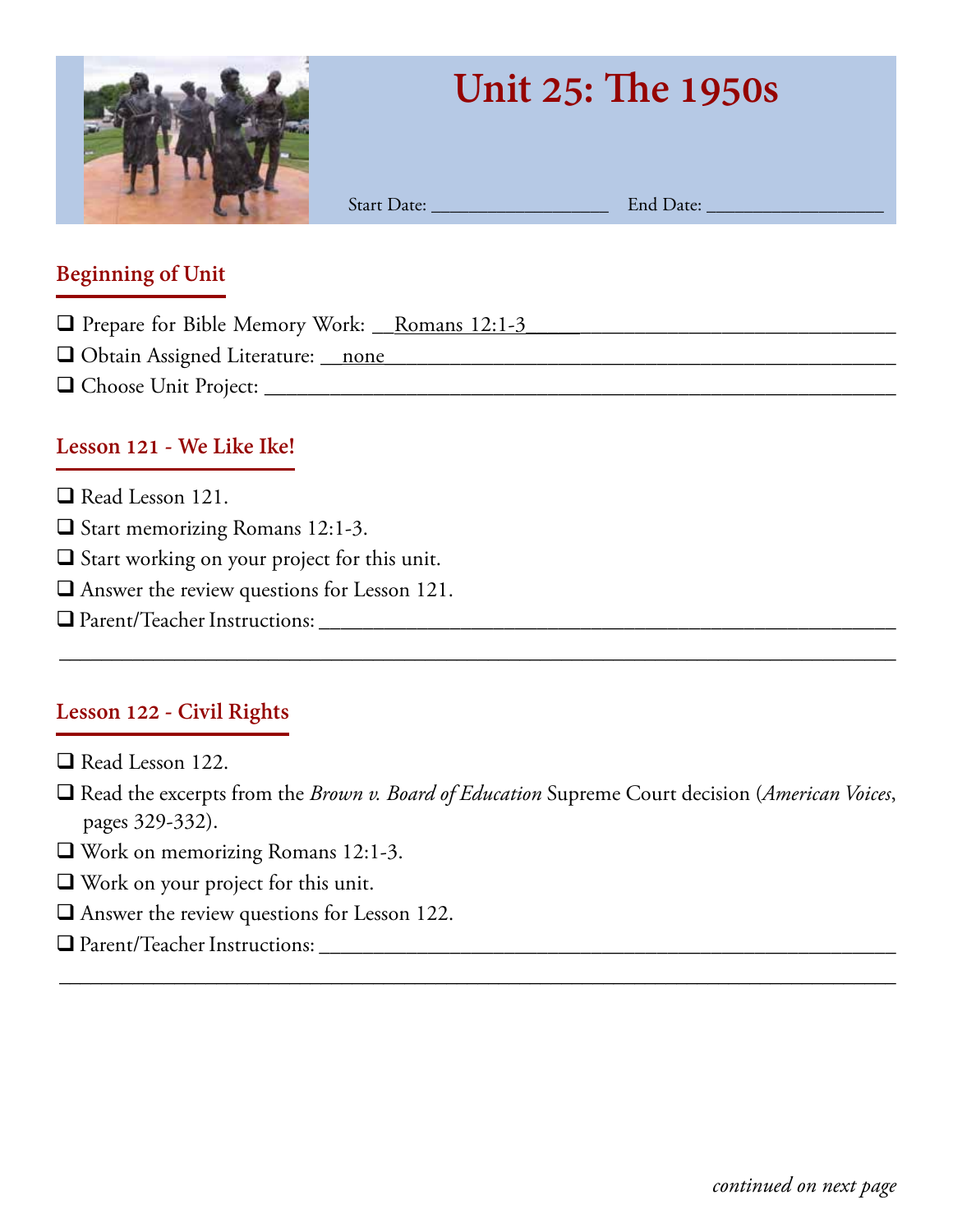# Unit 25: The 1950s

Start Date: __________________ End Date: __________________

## Beginning of Unit

- ❑ Prepare for Bible Memory Work: Romans 12:1-3
- ❑ Obtain Assigned Literature: none
- ❑ Choose Unit Project: ____________________

## Lesson 121 - We Like Ike!

- ❑ Read Lesson 121.
- ❑ Start memorizing Romans 12:1-3.
- ❑ Start working on your project for this unit.
- ❑ Answer the review questions for Lesson 121.
- ❑ Parent/Teacher Instructions: ____________________

## Lesson 122 - Civil Rights

- ❑ Read Lesson 122.
- ❑ Read the excerpts from the *Brown v. Board of Education* Supreme Court decision (*American Voices*, pages 329-332).
- ❑ Work on memorizing Romans 12:1-3.
- ❑ Work on your project for this unit.
- ❑ Answer the review questions for Lesson 122.
- ❑ Parent/Teacher Instructions: ____________________

*continued on next page*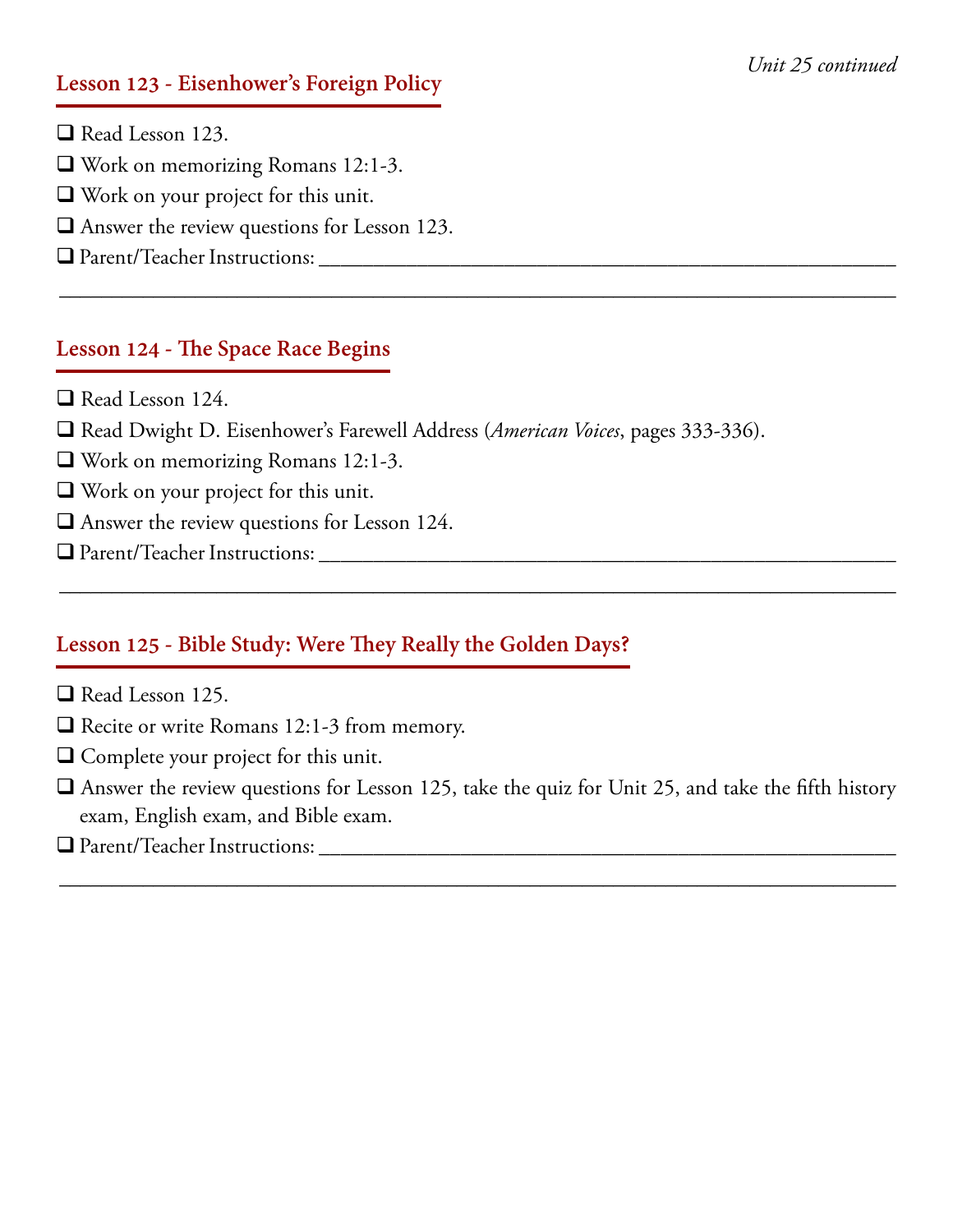*Unit 25 continued*

## Lesson 123 - Eisenhower's Foreign Policy

- ❑ Read Lesson 123.
- ❑ Work on memorizing Romans 12:1-3.
- ❑ Work on your project for this unit.
- ❑ Answer the review questions for Lesson 123.
- ❑ Parent/Teacher Instructions: ____________________________________________

________________________________________________________________

## Lesson 124 - The Space Race Begins

- ❑ Read Lesson 124.
- ❑ Read Dwight D. Eisenhower's Farewell Address (*American Voices*, pages 333-336).
- ❑ Work on memorizing Romans 12:1-3.
- ❑ Work on your project for this unit.
- ❑ Answer the review questions for Lesson 124.
- ❑ Parent/Teacher Instructions: ____________________________________________

________________________________________________________________

## Lesson 125 - Bible Study: Were They Really the Golden Days?

- ❑ Read Lesson 125.
- ❑ Recite or write Romans 12:1-3 from memory.
- ❑ Complete your project for this unit.
- ❑ Answer the review questions for Lesson 125, take the quiz for Unit 25, and take the fifth history exam, English exam, and Bible exam.
- ❑ Parent/Teacher Instructions: ____________________________________________

________________________________________________________________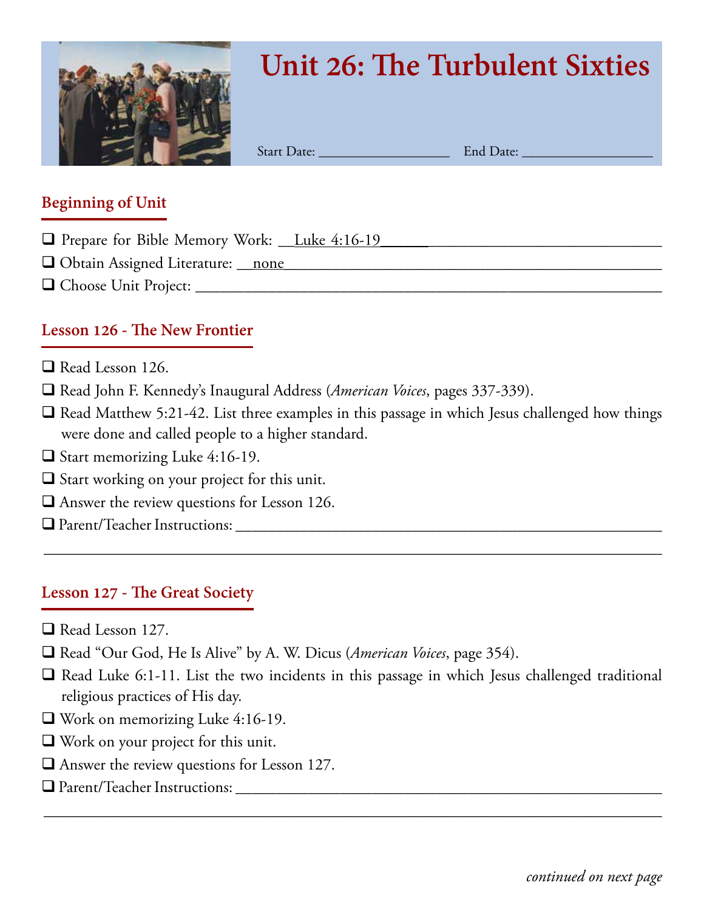# Unit 26: The Turbulent Sixties

Start Date: ________________ End Date: ________________

## Beginning of Unit

- ❑ Prepare for Bible Memory Work: __Luke 4:16-19________________________________
- ❑ Obtain Assigned Literature: __none______________________________________________
- ❑ Choose Unit Project: ____________________________________________________________

## Lesson 126 - The New Frontier

- ❑ Read Lesson 126.
- ❑ Read John F. Kennedy's Inaugural Address (*American Voices*, pages 337-339).
- ❑ Read Matthew 5:21-42. List three examples in this passage in which Jesus challenged how things were done and called people to a higher standard.
- ❑ Start memorizing Luke 4:16-19.
- ❑ Start working on your project for this unit.
- ❑ Answer the review questions for Lesson 126.
- ❑ Parent/Teacher Instructions: ____________________________________________________

________________________________________________________________________________

## Lesson 127 - The Great Society

- ❑ Read Lesson 127.
- ❑ Read "Our God, He Is Alive" by A. W. Dicus (*American Voices*, page 354).
- ❑ Read Luke 6:1-11. List the two incidents in this passage in which Jesus challenged traditional religious practices of His day.
- ❑ Work on memorizing Luke 4:16-19.
- ❑ Work on your project for this unit.
- ❑ Answer the review questions for Lesson 127.
- ❑ Parent/Teacher Instructions: ____________________________________________________

________________________________________________________________________________

*continued on next page*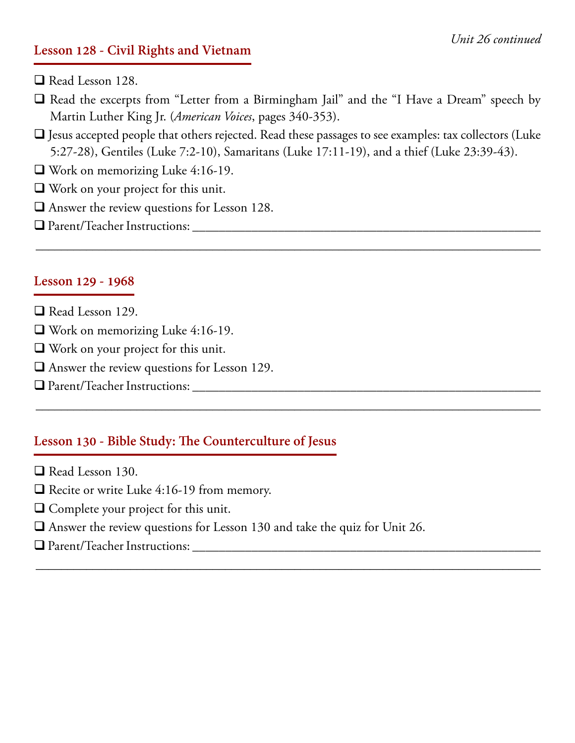*Unit 26 continued*

## Lesson 128 - Civil Rights and Vietnam

- ❑ Read Lesson 128.
- ❑ Read the excerpts from "Letter from a Birmingham Jail" and the "I Have a Dream" speech by Martin Luther King Jr. (*American Voices*, pages 340-353).
- ❑ Jesus accepted people that others rejected. Read these passages to see examples: tax collectors (Luke 5:27-28), Gentiles (Luke 7:2-10), Samaritans (Luke 17:11-19), and a thief (Luke 23:39-43).
- ❑ Work on memorizing Luke 4:16-19.
- ❑ Work on your project for this unit.
- ❑ Answer the review questions for Lesson 128.
- ❑ Parent/Teacher Instructions: ______________________________________________________

______________________________________________________________________________

## Lesson 129 - 1968

- ❑ Read Lesson 129.
- ❑ Work on memorizing Luke 4:16-19.
- ❑ Work on your project for this unit.
- ❑ Answer the review questions for Lesson 129.
- ❑ Parent/Teacher Instructions: ______________________________________________________

______________________________________________________________________________

## Lesson 130 - Bible Study: The Counterculture of Jesus

- ❑ Read Lesson 130.
- ❑ Recite or write Luke 4:16-19 from memory.
- ❑ Complete your project for this unit.
- ❑ Answer the review questions for Lesson 130 and take the quiz for Unit 26.
- ❑ Parent/Teacher Instructions: ______________________________________________________

______________________________________________________________________________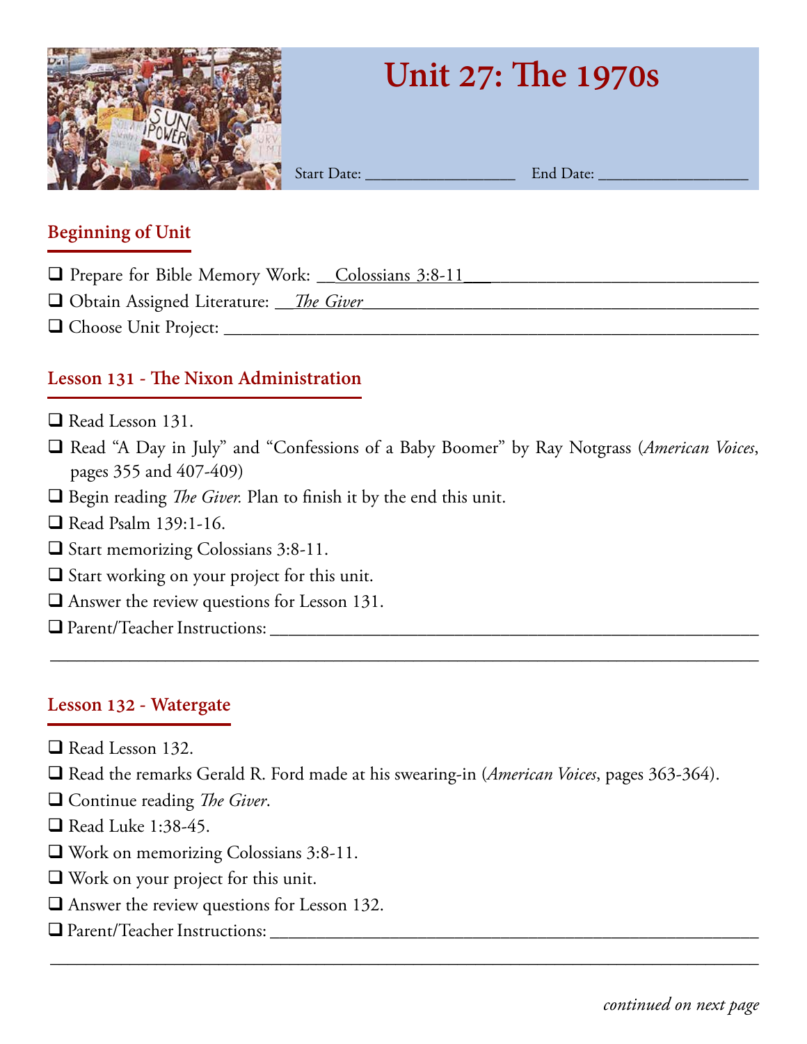# Unit 27: The 1970s

Start Date: ________________ End Date: ________________

## Beginning of Unit

- ❑ Prepare for Bible Memory Work: __Colossians 3:8-11______________________________
- ❑ Obtain Assigned Literature: __*The Giver*______________________________
- ❑ Choose Unit Project: ______________________________

## Lesson 131 - The Nixon Administration

- ❑ Read Lesson 131.
- ❑ Read "A Day in July" and "Confessions of a Baby Boomer" by Ray Notgrass (*American Voices*, pages 355 and 407-409)
- ❑ Begin reading *The Giver.* Plan to finish it by the end this unit.
- ❑ Read Psalm 139:1-16.
- ❑ Start memorizing Colossians 3:8-11.
- ❑ Start working on your project for this unit.
- ❑ Answer the review questions for Lesson 131.
- ❑ Parent/Teacher Instructions: ______________________________

______________________________

## Lesson 132 - Watergate

- ❑ Read Lesson 132.
- ❑ Read the remarks Gerald R. Ford made at his swearing-in (*American Voices*, pages 363-364).
- ❑ Continue reading *The Giver*.
- ❑ Read Luke 1:38-45.
- ❑ Work on memorizing Colossians 3:8-11.
- ❑ Work on your project for this unit.
- ❑ Answer the review questions for Lesson 132.
- ❑ Parent/Teacher Instructions: ______________________________

______________________________

*continued on next page*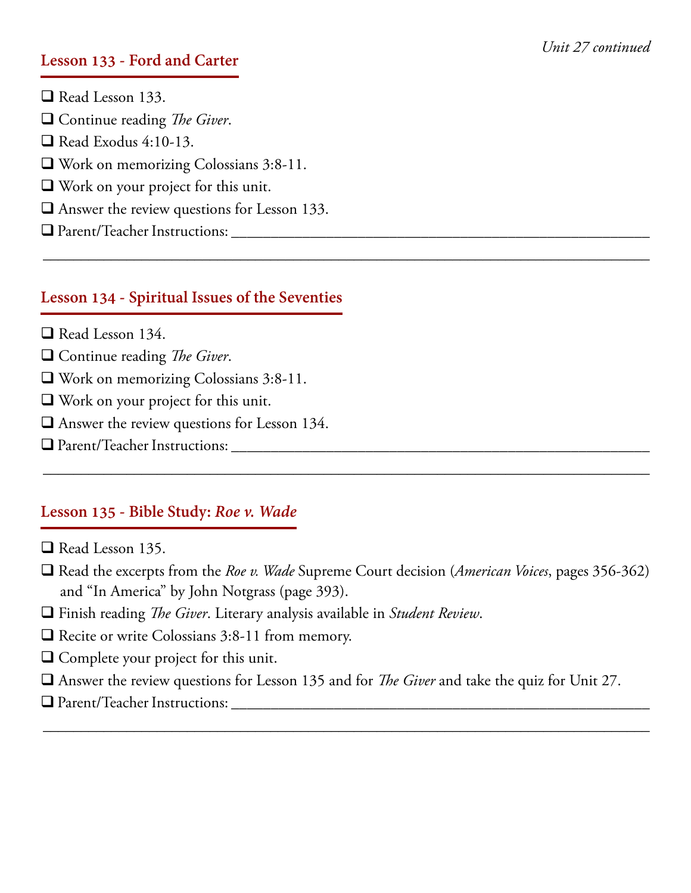*Unit 27 continued*

## Lesson 133 - Ford and Carter

- ❑ Read Lesson 133.
- ❑ Continue reading *The Giver*.
- ❑ Read Exodus 4:10-13.
- ❑ Work on memorizing Colossians 3:8-11.
- ❑ Work on your project for this unit.
- ❑ Answer the review questions for Lesson 133.
- ❑ Parent/Teacher Instructions: ______________________________________________

______________________________________________________________________

## Lesson 134 - Spiritual Issues of the Seventies

- ❑ Read Lesson 134.
- ❑ Continue reading *The Giver*.
- ❑ Work on memorizing Colossians 3:8-11.
- ❑ Work on your project for this unit.
- ❑ Answer the review questions for Lesson 134.
- ❑ Parent/Teacher Instructions: ______________________________________________

______________________________________________________________________

## Lesson 135 - Bible Study: *Roe v. Wade*

- ❑ Read Lesson 135.
- ❑ Read the excerpts from the *Roe v. Wade* Supreme Court decision (*American Voices*, pages 356-362) and "In America" by John Notgrass (page 393).
- ❑ Finish reading *The Giver*. Literary analysis available in *Student Review*.
- ❑ Recite or write Colossians 3:8-11 from memory.
- ❑ Complete your project for this unit.
- ❑ Answer the review questions for Lesson 135 and for *The Giver* and take the quiz for Unit 27.
- ❑ Parent/Teacher Instructions: ______________________________________________

______________________________________________________________________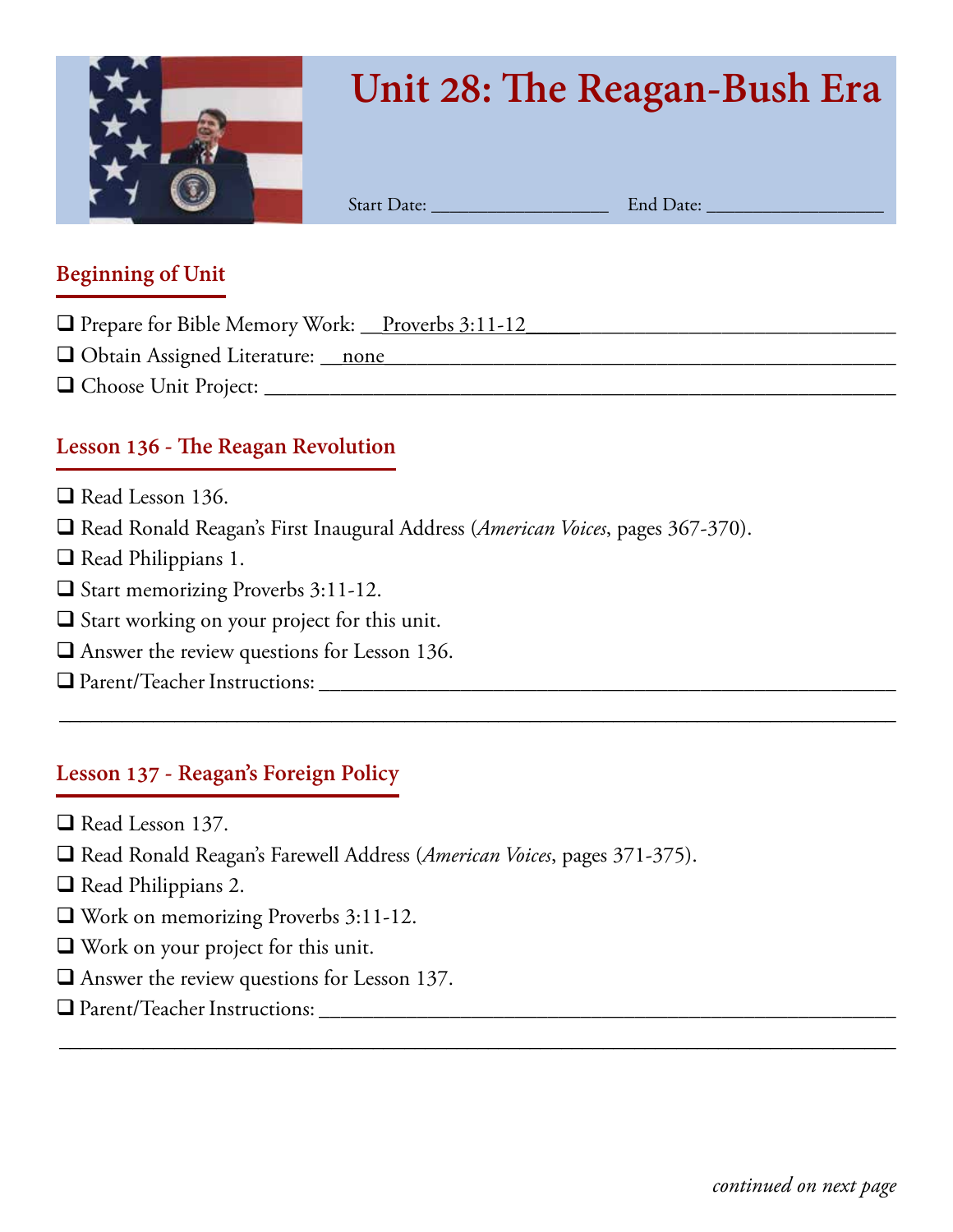# Unit 28: The Reagan-Bush Era

Start Date: __________________ End Date: __________________

## Beginning of Unit

❑ Prepare for Bible Memory Work: Proverbs 3:11-12

❑ Obtain Assigned Literature: none

❑ Choose Unit Project: ____________________________________________

## Lesson 136 - The Reagan Revolution

❑ Read Lesson 136.

❑ Read Ronald Reagan's First Inaugural Address (*American Voices*, pages 367-370).

❑ Read Philippians 1.

❑ Start memorizing Proverbs 3:11-12.

❑ Start working on your project for this unit.

❑ Answer the review questions for Lesson 136.

❑ Parent/Teacher Instructions: ____________________________________________

____________________________________________________________________

## Lesson 137 - Reagan's Foreign Policy

❑ Read Lesson 137.

❑ Read Ronald Reagan's Farewell Address (*American Voices*, pages 371-375).

❑ Read Philippians 2.

❑ Work on memorizing Proverbs 3:11-12.

❑ Work on your project for this unit.

❑ Answer the review questions for Lesson 137.

❑ Parent/Teacher Instructions: ____________________________________________

____________________________________________________________________

*continued on next page*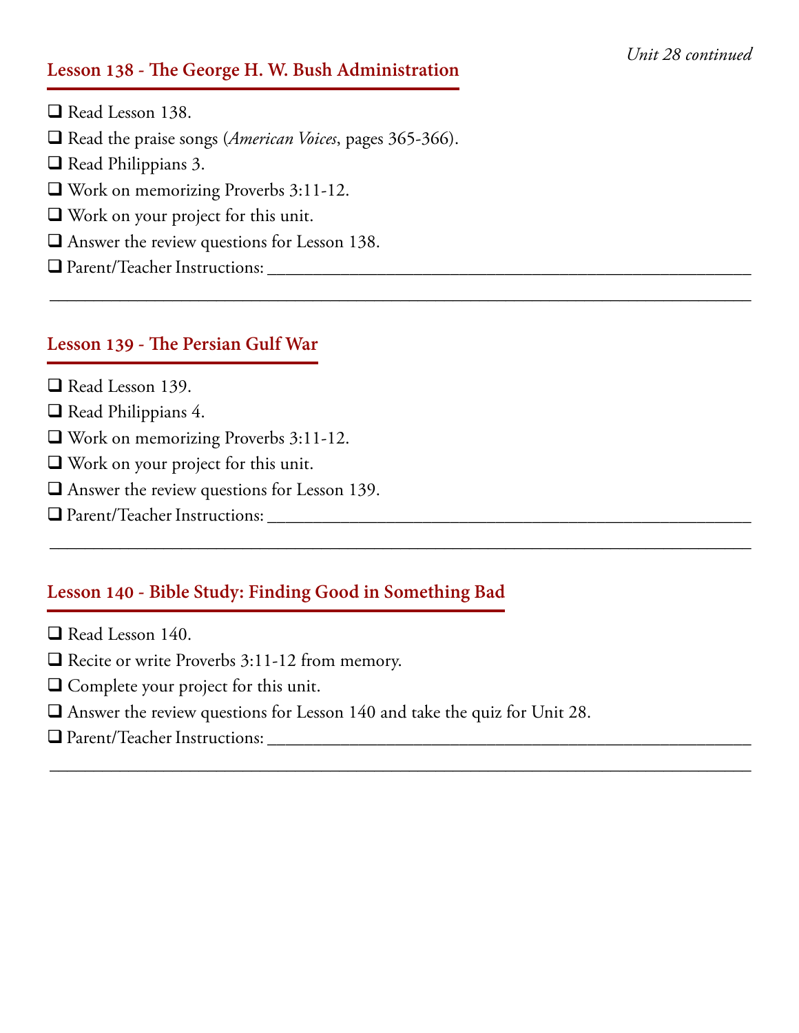*Unit 28 continued*

## Lesson 138 - The George H. W. Bush Administration

- ❑ Read Lesson 138.
- ❑ Read the praise songs (*American Voices*, pages 365-366).
- ❑ Read Philippians 3.
- ❑ Work on memorizing Proverbs 3:11-12.
- ❑ Work on your project for this unit.
- ❑ Answer the review questions for Lesson 138.
- ❑ Parent/Teacher Instructions: ________________________________________________

________________________________________________________________________

## Lesson 139 - The Persian Gulf War

- ❑ Read Lesson 139.
- ❑ Read Philippians 4.
- ❑ Work on memorizing Proverbs 3:11-12.
- ❑ Work on your project for this unit.
- ❑ Answer the review questions for Lesson 139.
- ❑ Parent/Teacher Instructions: ________________________________________________

________________________________________________________________________

## Lesson 140 - Bible Study: Finding Good in Something Bad

- ❑ Read Lesson 140.
- ❑ Recite or write Proverbs 3:11-12 from memory.
- ❑ Complete your project for this unit.
- ❑ Answer the review questions for Lesson 140 and take the quiz for Unit 28.
- ❑ Parent/Teacher Instructions: ________________________________________________

________________________________________________________________________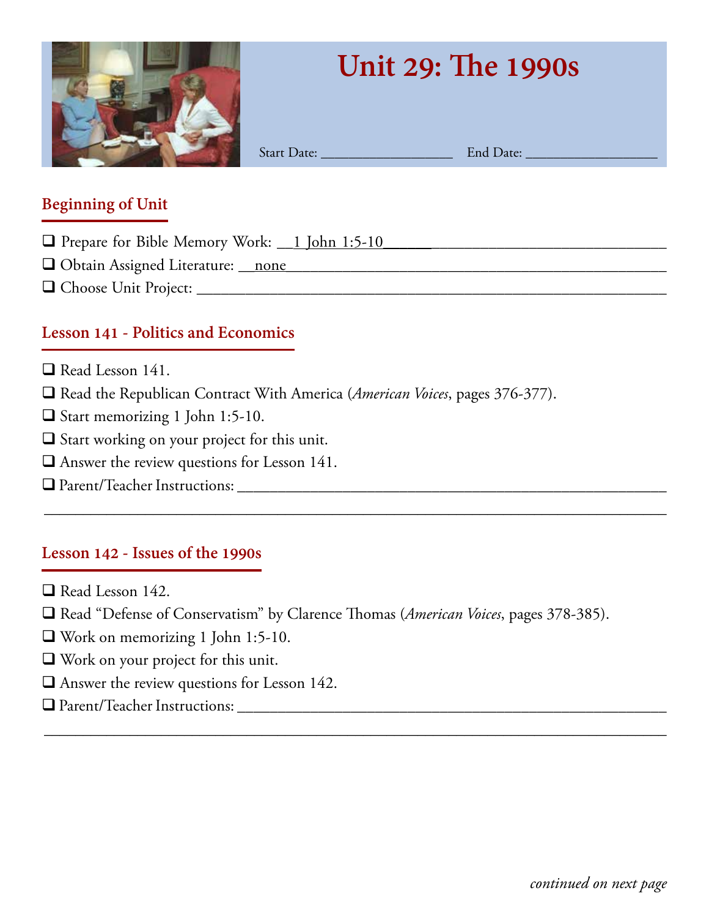# Unit 29: The 1990s

Start Date: ________________ End Date: ________________

## Beginning of Unit

- ❑ Prepare for Bible Memory Work: 1 John 1:5-10
- ❑ Obtain Assigned Literature: none
- ❑ Choose Unit Project: ________________

## Lesson 141 - Politics and Economics

- ❑ Read Lesson 141.
- ❑ Read the Republican Contract With America (*American Voices*, pages 376-377).
- ❑ Start memorizing 1 John 1:5-10.
- ❑ Start working on your project for this unit.
- ❑ Answer the review questions for Lesson 141.
- ❑ Parent/Teacher Instructions: ________________

## Lesson 142 - Issues of the 1990s

- ❑ Read Lesson 142.
- ❑ Read "Defense of Conservatism" by Clarence Thomas (*American Voices*, pages 378-385).
- ❑ Work on memorizing 1 John 1:5-10.
- ❑ Work on your project for this unit.
- ❑ Answer the review questions for Lesson 142.
- ❑ Parent/Teacher Instructions: ________________

*continued on next page*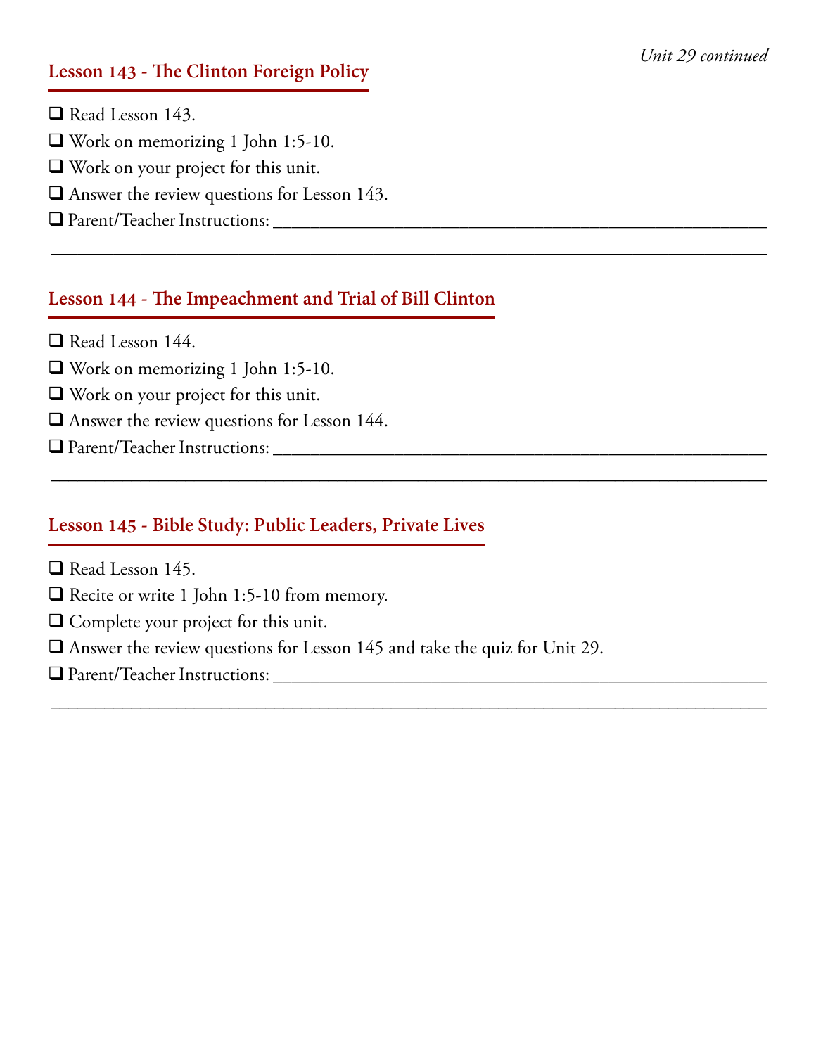*Unit 29 continued*

## Lesson 143 - The Clinton Foreign Policy

- ❑ Read Lesson 143.
- ❑ Work on memorizing 1 John 1:5-10.
- ❑ Work on your project for this unit.
- ❑ Answer the review questions for Lesson 143.
- ❑ Parent/Teacher Instructions: ____________________________________________________________

______________________________________________________________________________

## Lesson 144 - The Impeachment and Trial of Bill Clinton

- ❑ Read Lesson 144.
- ❑ Work on memorizing 1 John 1:5-10.
- ❑ Work on your project for this unit.
- ❑ Answer the review questions for Lesson 144.
- ❑ Parent/Teacher Instructions: ____________________________________________________________

______________________________________________________________________________

## Lesson 145 - Bible Study: Public Leaders, Private Lives

- ❑ Read Lesson 145.
- ❑ Recite or write 1 John 1:5-10 from memory.
- ❑ Complete your project for this unit.
- ❑ Answer the review questions for Lesson 145 and take the quiz for Unit 29.
- ❑ Parent/Teacher Instructions: ____________________________________________________________

______________________________________________________________________________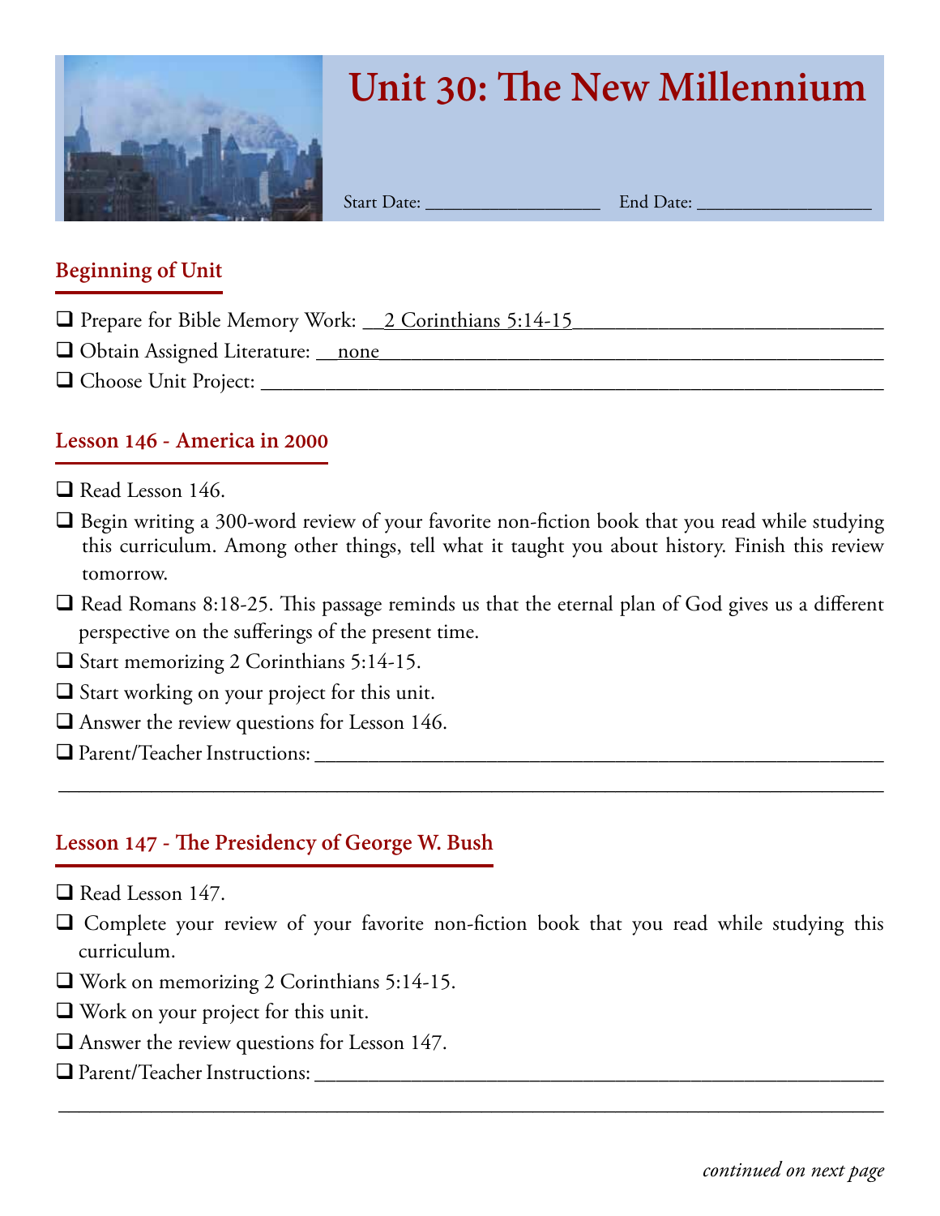# Unit 30: The New Millennium

Start Date: ________________ End Date: ________________

## Beginning of Unit

- ❑ Prepare for Bible Memory Work: 2 Corinthians 5:14-15
- ❑ Obtain Assigned Literature: none
- ❑ Choose Unit Project: ________________________________

## Lesson 146 - America in 2000

- ❑ Read Lesson 146.
- ❑ Begin writing a 300-word review of your favorite non-fiction book that you read while studying this curriculum. Among other things, tell what it taught you about history. Finish this review tomorrow.
- ❑ Read Romans 8:18-25. This passage reminds us that the eternal plan of God gives us a different perspective on the sufferings of the present time.
- ❑ Start memorizing 2 Corinthians 5:14-15.
- ❑ Start working on your project for this unit.
- ❑ Answer the review questions for Lesson 146.
- ❑ Parent/Teacher Instructions: ________________________________

## Lesson 147 - The Presidency of George W. Bush

- ❑ Read Lesson 147.
- ❑ Complete your review of your favorite non-fiction book that you read while studying this curriculum.
- ❑ Work on memorizing 2 Corinthians 5:14-15.
- ❑ Work on your project for this unit.
- ❑ Answer the review questions for Lesson 147.
- ❑ Parent/Teacher Instructions: ________________________________

*continued on next page*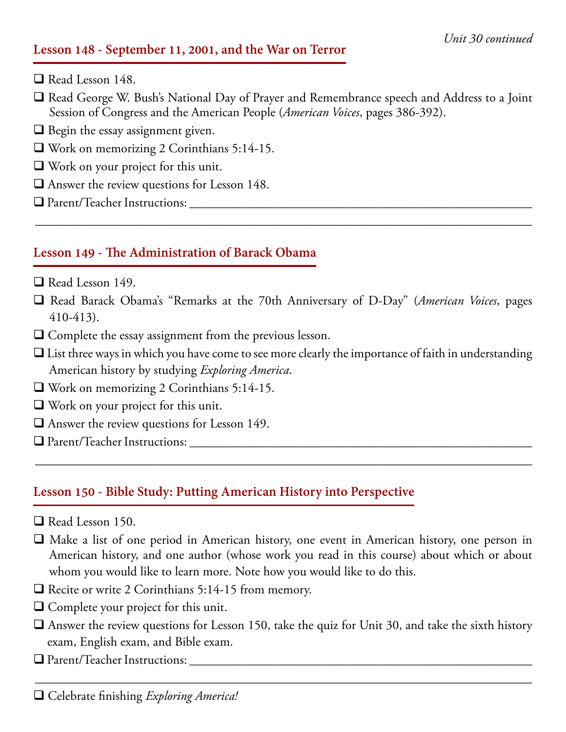*Unit 30 continued*

## Lesson 148 - September 11, 2001, and the War on Terror

- ❑ Read Lesson 148.
- ❑ Read George W. Bush's National Day of Prayer and Remembrance speech and Address to a Joint Session of Congress and the American People (*American Voices*, pages 386-392).
- ❑ Begin the essay assignment given.
- ❑ Work on memorizing 2 Corinthians 5:14-15.
- ❑ Work on your project for this unit.
- ❑ Answer the review questions for Lesson 148.
- ❑ Parent/Teacher Instructions: ______________________________________________________

______________________________________________________________________________

## Lesson 149 - The Administration of Barack Obama

- ❑ Read Lesson 149.
- ❑ Read Barack Obama's "Remarks at the 70th Anniversary of D-Day" (*American Voices*, pages 410-413).
- ❑ Complete the essay assignment from the previous lesson.
- ❑ List three ways in which you have come to see more clearly the importance of faith in understanding American history by studying *Exploring America*.
- ❑ Work on memorizing 2 Corinthians 5:14-15.
- ❑ Work on your project for this unit.
- ❑ Answer the review questions for Lesson 149.
- ❑ Parent/Teacher Instructions: ______________________________________________________

______________________________________________________________________________

## Lesson 150 - Bible Study: Putting American History into Perspective

- ❑ Read Lesson 150.
- ❑ Make a list of one period in American history, one event in American history, one person in American history, and one author (whose work you read in this course) about which or about whom you would like to learn more. Note how you would like to do this.
- ❑ Recite or write 2 Corinthians 5:14-15 from memory.
- ❑ Complete your project for this unit.
- ❑ Answer the review questions for Lesson 150, take the quiz for Unit 30, and take the sixth history exam, English exam, and Bible exam.
- ❑ Parent/Teacher Instructions: ______________________________________________________

______________________________________________________________________________

- ❑ Celebrate finishing *Exploring America!*